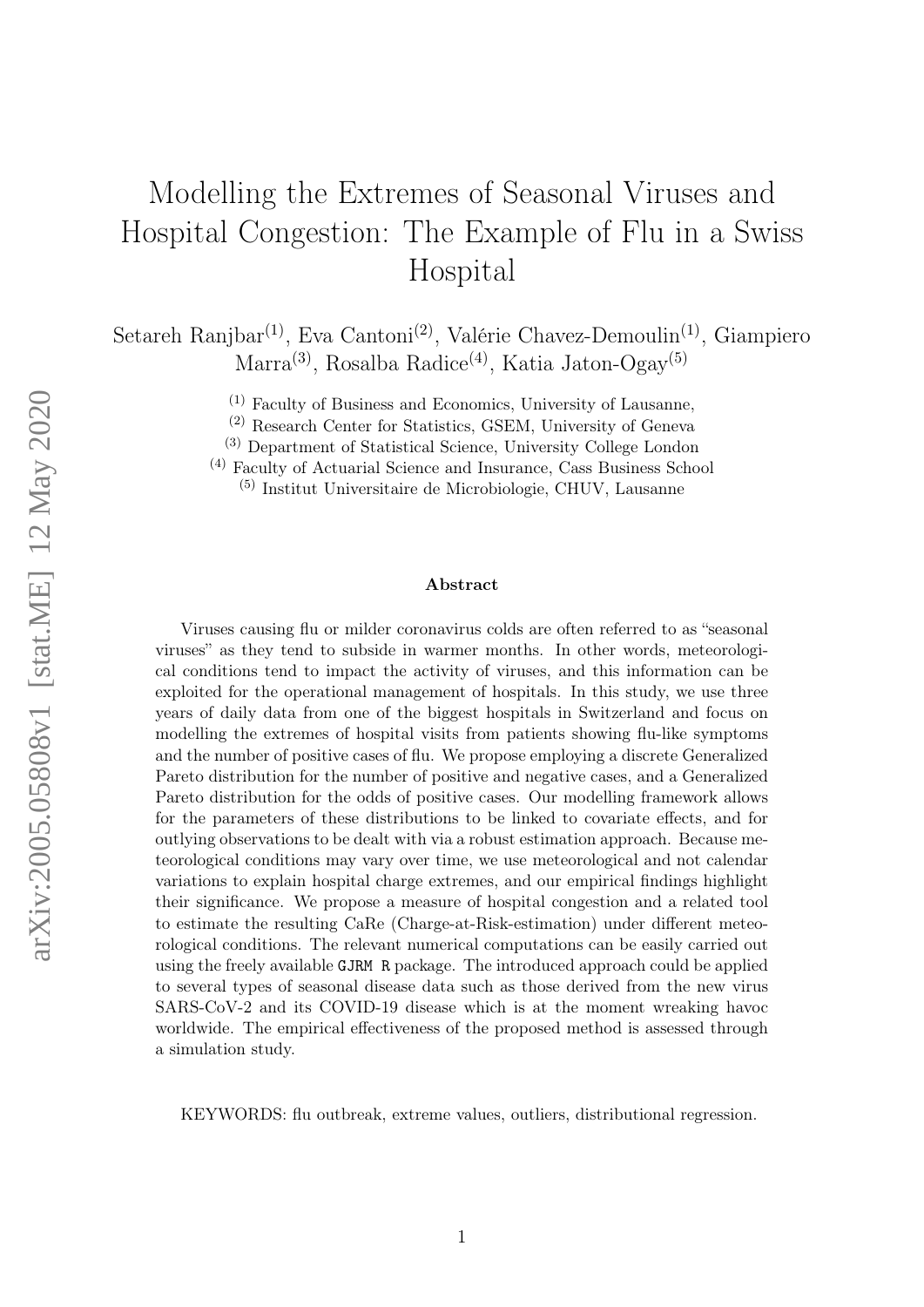# Modelling the Extremes of Seasonal Viruses and Hospital Congestion: The Example of Flu in a Swiss Hospital

Setareh Ranjbar[(1)], Eva Cantoni[(2)], Valérie Chavez-Demoulin[(1)], Giampiero Marra[(3)], Rosalba Radice[(4)], Katia Jaton-Ogay[(5)]

[(1)] Faculty of Business and Economics, University of Lausanne,
[(2)] Research Center for Statistics, GSEM, University of Geneva
[(3)] Department of Statistical Science, University College London
[(4)] Faculty of Actuarial Science and Insurance, Cass Business School
[(5)] Institut Universitaire de Microbiologie, CHUV, Lausanne

### Abstract

Viruses causing flu or milder coronavirus colds are often referred to as "seasonal viruses" as they tend to subside in warmer months. In other words, meteorological conditions tend to impact the activity of viruses, and this information can be exploited for the operational management of hospitals. In this study, we use three years of daily data from one of the biggest hospitals in Switzerland and focus on modelling the extremes of hospital visits from patients showing flu-like symptoms and the number of positive cases of flu. We propose employing a discrete Generalized Pareto distribution for the number of positive and negative cases, and a Generalized Pareto distribution for the odds of positive cases. Our modelling framework allows for the parameters of these distributions to be linked to covariate effects, and for outlying observations to be dealt with via a robust estimation approach. Because meteorological conditions may vary over time, we use meteorological and not calendar variations to explain hospital charge extremes, and our empirical findings highlight their significance. We propose a measure of hospital congestion and a related tool to estimate the resulting CaRe (Charge-at-Risk-estimation) under different meteorological conditions. The relevant numerical computations can be easily carried out using the freely available `GJRM R` package. The introduced approach could be applied to several types of seasonal disease data such as those derived from the new virus SARS-CoV-2 and its COVID-19 disease which is at the moment wreaking havoc worldwide. The empirical effectiveness of the proposed method is assessed through a simulation study.

KEYWORDS: flu outbreak, extreme values, outliers, distributional regression.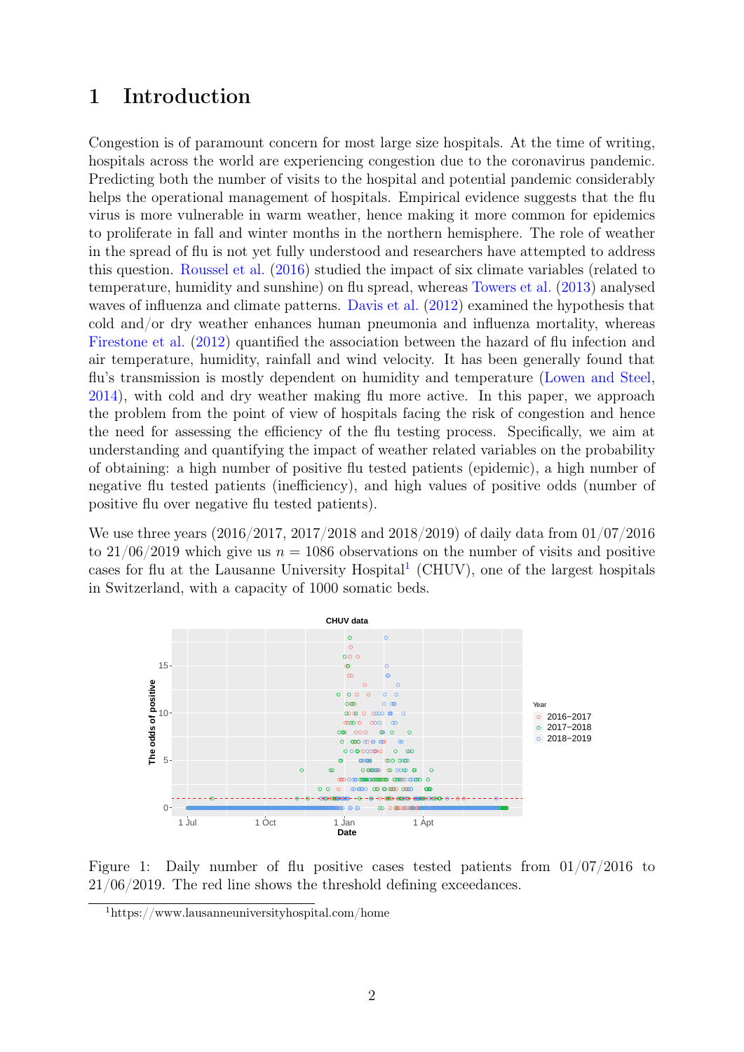# 1 Introduction

Congestion is of paramount concern for most large size hospitals. At the time of writing, hospitals across the world are experiencing congestion due to the coronavirus pandemic. Predicting both the number of visits to the hospital and potential pandemic considerably helps the operational management of hospitals. Empirical evidence suggests that the flu virus is more vulnerable in warm weather, hence making it more common for epidemics to proliferate in fall and winter months in the northern hemisphere. The role of weather in the spread of flu is not yet fully understood and researchers have attempted to address this question. Roussel et al. (2016) studied the impact of six climate variables (related to temperature, humidity and sunshine) on flu spread, whereas Towers et al. (2013) analysed waves of influenza and climate patterns. Davis et al. (2012) examined the hypothesis that cold and/or dry weather enhances human pneumonia and influenza mortality, whereas Firestone et al. (2012) quantified the association between the hazard of flu infection and air temperature, humidity, rainfall and wind velocity. It has been generally found that flu's transmission is mostly dependent on humidity and temperature (Lowen and Steel, 2014), with cold and dry weather making flu more active. In this paper, we approach the problem from the point of view of hospitals facing the risk of congestion and hence the need for assessing the efficiency of the flu testing process. Specifically, we aim at understanding and quantifying the impact of weather related variables on the probability of obtaining: a high number of positive flu tested patients (epidemic), a high number of negative flu tested patients (inefficiency), and high values of positive odds (number of positive flu over negative flu tested patients).

We use three years (2016/2017, 2017/2018 and 2018/2019) of daily data from 01/07/2016 to 21/06/2019 which give us $n = 1086$ observations on the number of visits and positive cases for flu at the Lausanne University Hospital[1] (CHUV), one of the largest hospitals in Switzerland, with a capacity of 1000 somatic beds.

CHUV data

The odds of positive

0
5
10
15

1 Jul
1 Oct
1 Jan
1 Apt

Date

Year
2016−2017
2017−2018
2018−2019

Figure 1: Daily number of flu positive cases tested patients from 01/07/2016 to 21/06/2019. The red line shows the threshold defining exceedances.

[1] https://www.lausanneuniversityhospital.com/home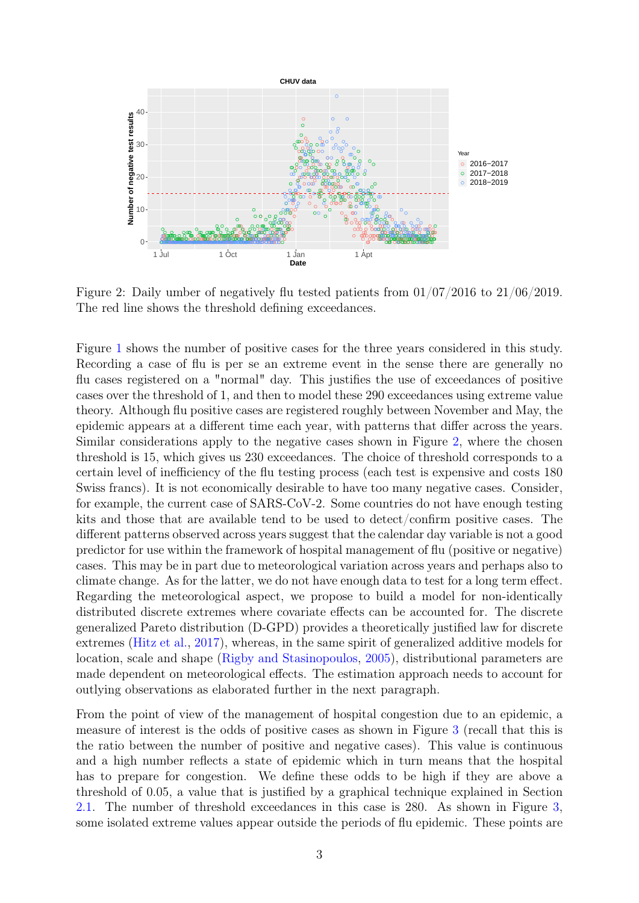CHUV data

Number of negative test results

40
30
20
10
0

1 Jul
1 Oct
1 Jan
1 Apt

Date

Year
2016–2017
2017–2018
2018–2019

Figure 2: Daily umber of negatively flu tested patients from 01/07/2016 to 21/06/2019. The red line shows the threshold defining exceedances.

Figure 1 shows the number of positive cases for the three years considered in this study. Recording a case of flu is per se an extreme event in the sense there are generally no flu cases registered on a "normal" day. This justifies the use of exceedances of positive cases over the threshold of 1, and then to model these 290 exceedances using extreme value theory. Although flu positive cases are registered roughly between November and May, the epidemic appears at a different time each year, with patterns that differ across the years. Similar considerations apply to the negative cases shown in Figure 2, where the chosen threshold is 15, which gives us 230 exceedances. The choice of threshold corresponds to a certain level of inefficiency of the flu testing process (each test is expensive and costs 180 Swiss francs). It is not economically desirable to have too many negative cases. Consider, for example, the current case of SARS-CoV-2. Some countries do not have enough testing kits and those that are available tend to be used to detect/confirm positive cases. The different patterns observed across years suggest that the calendar day variable is not a good predictor for use within the framework of hospital management of flu (positive or negative) cases. This may be in part due to meteorological variation across years and perhaps also to climate change. As for the latter, we do not have enough data to test for a long term effect. Regarding the meteorological aspect, we propose to build a model for non-identically distributed discrete extremes where covariate effects can be accounted for. The discrete generalized Pareto distribution (D-GPD) provides a theoretically justified law for discrete extremes (Hitz et al., 2017), whereas, in the same spirit of generalized additive models for location, scale and shape (Rigby and Stasinopoulos, 2005), distributional parameters are made dependent on meteorological effects. The estimation approach needs to account for outlying observations as elaborated further in the next paragraph.

From the point of view of the management of hospital congestion due to an epidemic, a measure of interest is the odds of positive cases as shown in Figure 3 (recall that this is the ratio between the number of positive and negative cases). This value is continuous and a high number reflects a state of epidemic which in turn means that the hospital has to prepare for congestion. We define these odds to be high if they are above a threshold of 0.05, a value that is justified by a graphical technique explained in Section 2.1. The number of threshold exceedances in this case is 280. As shown in Figure 3, some isolated extreme values appear outside the periods of flu epidemic. These points are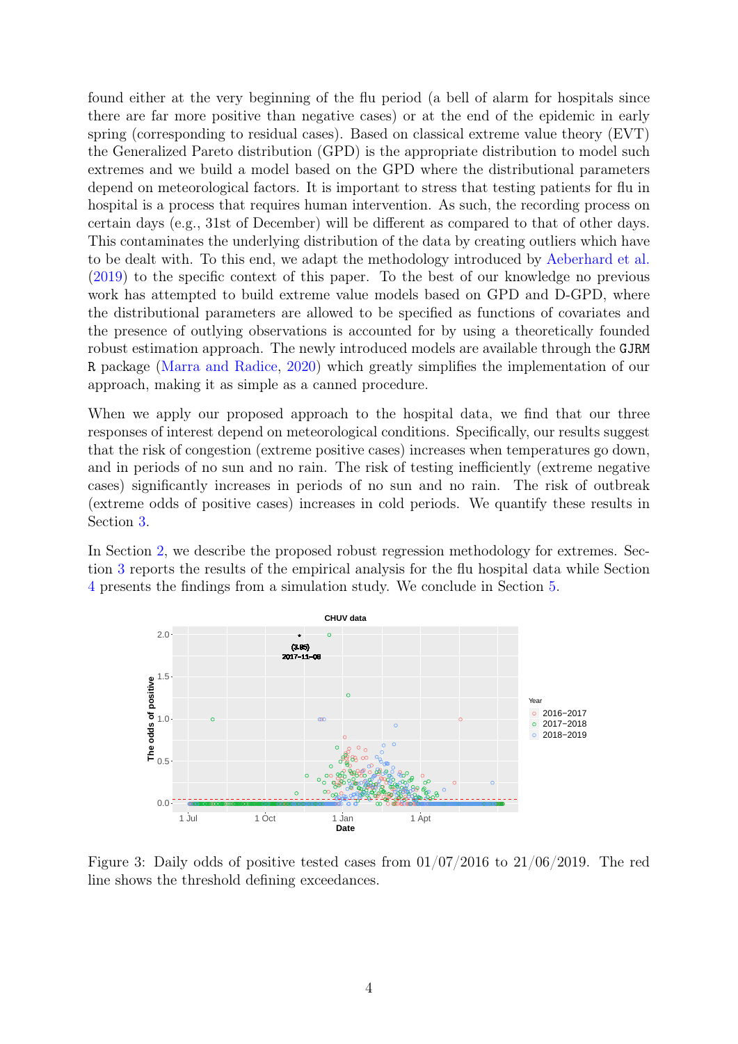found either at the very beginning of the flu period (a bell of alarm for hospitals since there are far more positive than negative cases) or at the end of the epidemic in early spring (corresponding to residual cases). Based on classical extreme value theory (EVT) the Generalized Pareto distribution (GPD) is the appropriate distribution to model such extremes and we build a model based on the GPD where the distributional parameters depend on meteorological factors. It is important to stress that testing patients for flu in hospital is a process that requires human intervention. As such, the recording process on certain days (e.g., 31st of December) will be different as compared to that of other days. This contaminates the underlying distribution of the data by creating outliers which have to be dealt with. To this end, we adapt the methodology introduced by Aeberhard et al. (2019) to the specific context of this paper. To the best of our knowledge no previous work has attempted to build extreme value models based on GPD and D-GPD, where the distributional parameters are allowed to be specified as functions of covariates and the presence of outlying observations is accounted for by using a theoretically founded robust estimation approach. The newly introduced models are available through the `GJRM` R package (Marra and Radice, 2020) which greatly simplifies the implementation of our approach, making it as simple as a canned procedure.

When we apply our proposed approach to the hospital data, we find that our three responses of interest depend on meteorological conditions. Specifically, our results suggest that the risk of congestion (extreme positive cases) increases when temperatures go down, and in periods of no sun and no rain. The risk of testing inefficiently (extreme negative cases) significantly increases in periods of no sun and no rain. The risk of outbreak (extreme odds of positive cases) increases in cold periods. We quantify these results in Section 3.

In Section 2, we describe the proposed robust regression methodology for extremes. Section 3 reports the results of the empirical analysis for the flu hospital data while Section 4 presents the findings from a simulation study. We conclude in Section 5.

CHUV data

The odds of positive

(3.85)
2017-11-08

Year
2016–2017
2017–2018
2018–2019

2.0
1.5
1.0
0.5
0.0

1 Jul
1 Oct
1 Jan
1 Apt

Date

Figure 3: Daily odds of positive tested cases from 01/07/2016 to 21/06/2019. The red line shows the threshold defining exceedances.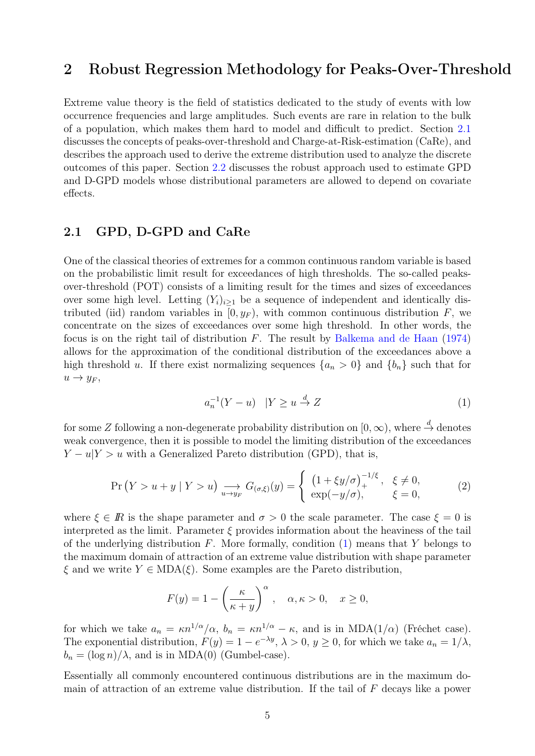## 2 Robust Regression Methodology for Peaks-Over-Threshold

Extreme value theory is the field of statistics dedicated to the study of events with low occurrence frequencies and large amplitudes. Such events are rare in relation to the bulk of a population, which makes them hard to model and difficult to predict. Section 2.1 discusses the concepts of peaks-over-threshold and Charge-at-Risk-estimation (CaRe), and describes the approach used to derive the extreme distribution used to analyze the discrete outcomes of this paper. Section 2.2 discusses the robust approach used to estimate GPD and D-GPD models whose distributional parameters are allowed to depend on covariate effects.

### 2.1 GPD, D-GPD and CaRe

One of the classical theories of extremes for a common continuous random variable is based on the probabilistic limit result for exceedances of high thresholds. The so-called peaks-over-threshold (POT) consists of a limiting result for the times and sizes of exceedances over some high level. Letting $(Y_i)_{i\geq 1}$ be a sequence of independent and identically distributed (iid) random variables in $[0, y_F)$, with common continuous distribution $F$, we concentrate on the sizes of exceedances over some high threshold. In other words, the focus is on the right tail of distribution $F$. The result by Balkema and de Haan (1974) allows for the approximation of the conditional distribution of the exceedances above a high threshold $u$. If there exist normalizing sequences $\{a_n > 0\}$ and $\{b_n\}$ such that for $u \to y_F$,

$$a_n^{-1}(Y - u) \quad |Y \geq u \xrightarrow{d} Z \tag{1}$$

for some $Z$ following a non-degenerate probability distribution on $[0, \infty)$, where $\xrightarrow{d}$ denotes weak convergence, then it is possible to model the limiting distribution of the exceedances $Y - u | Y > u$ with a Generalized Pareto distribution (GPD), that is,

$$\Pr\left(Y > u + y \mid Y > u\right) \underset{u \to y_F}{\longrightarrow} G_{(\sigma,\xi)}(y) = \begin{cases} \left(1 + \xi y/\sigma\right)_+^{-1/\xi}, & \xi \neq 0, \\ \exp(-y/\sigma), & \xi = 0, \end{cases} \tag{2}$$

where $\xi \in I\!R$ is the shape parameter and $\sigma > 0$ the scale parameter. The case $\xi = 0$ is interpreted as the limit. Parameter $\xi$ provides information about the heaviness of the tail of the underlying distribution $F$. More formally, condition (1) means that $Y$ belongs to the maximum domain of attraction of an extreme value distribution with shape parameter $\xi$ and we write $Y \in \text{MDA}(\xi)$. Some examples are the Pareto distribution,

$$F(y) = 1 - \left(\frac{\kappa}{\kappa + y}\right)^{\alpha}, \quad \alpha, \kappa > 0, \quad x \geq 0,$$

for which we take $a_n = \kappa n^{1/\alpha}/\alpha$, $b_n = \kappa n^{1/\alpha} - \kappa$, and is in $\text{MDA}(1/\alpha)$ (Fréchet case). The exponential distribution, $F(y) = 1 - e^{-\lambda y}$, $\lambda > 0$, $y \geq 0$, for which we take $a_n = 1/\lambda$, $b_n = (\log n)/\lambda$, and is in $\text{MDA}(0)$ (Gumbel-case).

Essentially all commonly encountered continuous distributions are in the maximum domain of attraction of an extreme value distribution. If the tail of $F$ decays like a power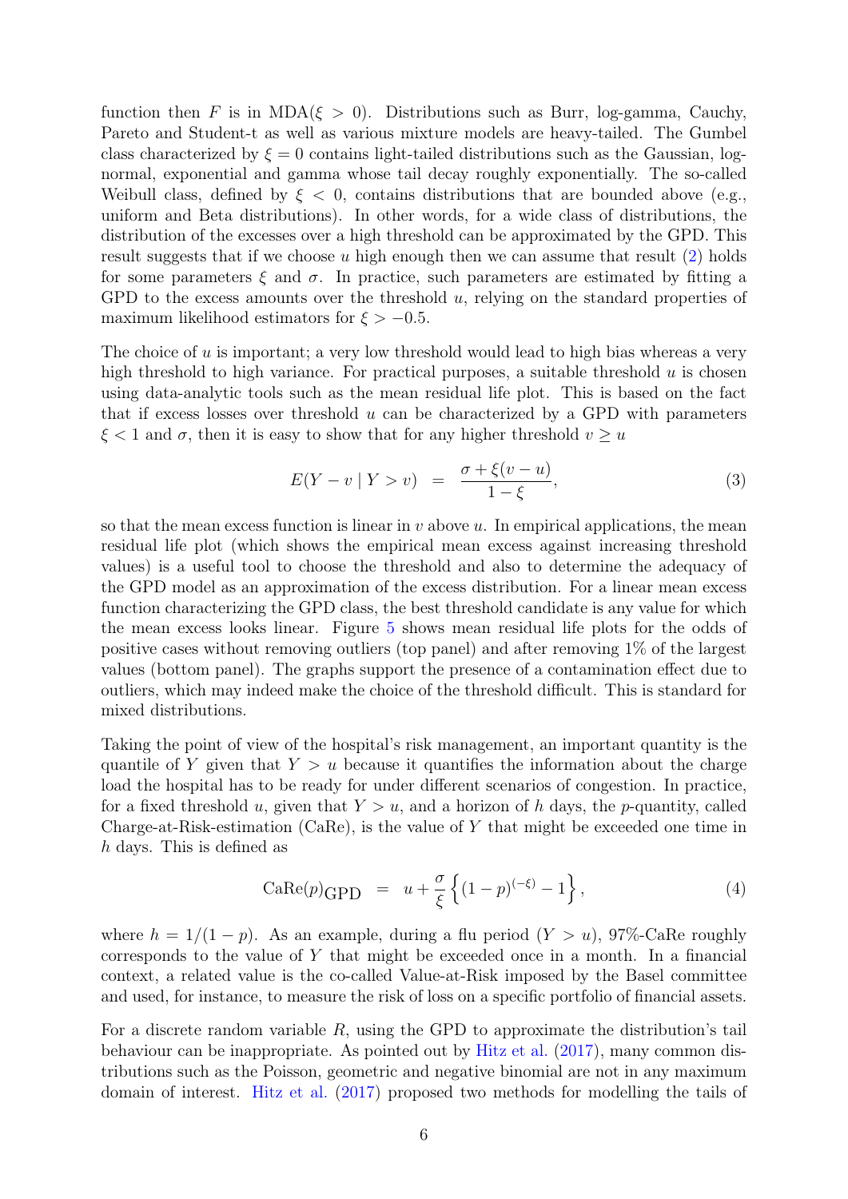function then $F$ is in MDA($\xi > 0$). Distributions such as Burr, log-gamma, Cauchy, Pareto and Student-t as well as various mixture models are heavy-tailed. The Gumbel class characterized by $\xi = 0$ contains light-tailed distributions such as the Gaussian, log-normal, exponential and gamma whose tail decay roughly exponentially. The so-called Weibull class, defined by $\xi < 0$, contains distributions that are bounded above (e.g., uniform and Beta distributions). In other words, for a wide class of distributions, the distribution of the excesses over a high threshold can be approximated by the GPD. This result suggests that if we choose $u$ high enough then we can assume that result (2) holds for some parameters $\xi$ and $\sigma$. In practice, such parameters are estimated by fitting a GPD to the excess amounts over the threshold $u$, relying on the standard properties of maximum likelihood estimators for $\xi > -0.5$.

The choice of $u$ is important; a very low threshold would lead to high bias whereas a very high threshold to high variance. For practical purposes, a suitable threshold $u$ is chosen using data-analytic tools such as the mean residual life plot. This is based on the fact that if excess losses over threshold $u$ can be characterized by a GPD with parameters $\xi < 1$ and $\sigma$, then it is easy to show that for any higher threshold $v \geq u$

$$E(Y - v \mid Y > v) \;=\; \frac{\sigma + \xi(v - u)}{1 - \xi}, \tag{3}$$

so that the mean excess function is linear in $v$ above $u$. In empirical applications, the mean residual life plot (which shows the empirical mean excess against increasing threshold values) is a useful tool to choose the threshold and also to determine the adequacy of the GPD model as an approximation of the excess distribution. For a linear mean excess function characterizing the GPD class, the best threshold candidate is any value for which the mean excess looks linear. Figure 5 shows mean residual life plots for the odds of positive cases without removing outliers (top panel) and after removing 1% of the largest values (bottom panel). The graphs support the presence of a contamination effect due to outliers, which may indeed make the choice of the threshold difficult. This is standard for mixed distributions.

Taking the point of view of the hospital's risk management, an important quantity is the quantile of $Y$ given that $Y > u$ because it quantifies the information about the charge load the hospital has to be ready for under different scenarios of congestion. In practice, for a fixed threshold $u$, given that $Y > u$, and a horizon of $h$ days, the $p$-quantity, called Charge-at-Risk-estimation (CaRe), is the value of $Y$ that might be exceeded one time in $h$ days. This is defined as

$$\text{CaRe}(p)_{\text{GPD}} \;=\; u + \frac{\sigma}{\xi}\left\{(1-p)^{(-\xi)} - 1\right\}, \tag{4}$$

where $h = 1/(1-p)$. As an example, during a flu period ($Y > u$), 97%-CaRe roughly corresponds to the value of $Y$ that might be exceeded once in a month. In a financial context, a related value is the co-called Value-at-Risk imposed by the Basel committee and used, for instance, to measure the risk of loss on a specific portfolio of financial assets.

For a discrete random variable $R$, using the GPD to approximate the distribution's tail behaviour can be inappropriate. As pointed out by Hitz et al. (2017), many common distributions such as the Poisson, geometric and negative binomial are not in any maximum domain of interest. Hitz et al. (2017) proposed two methods for modelling the tails of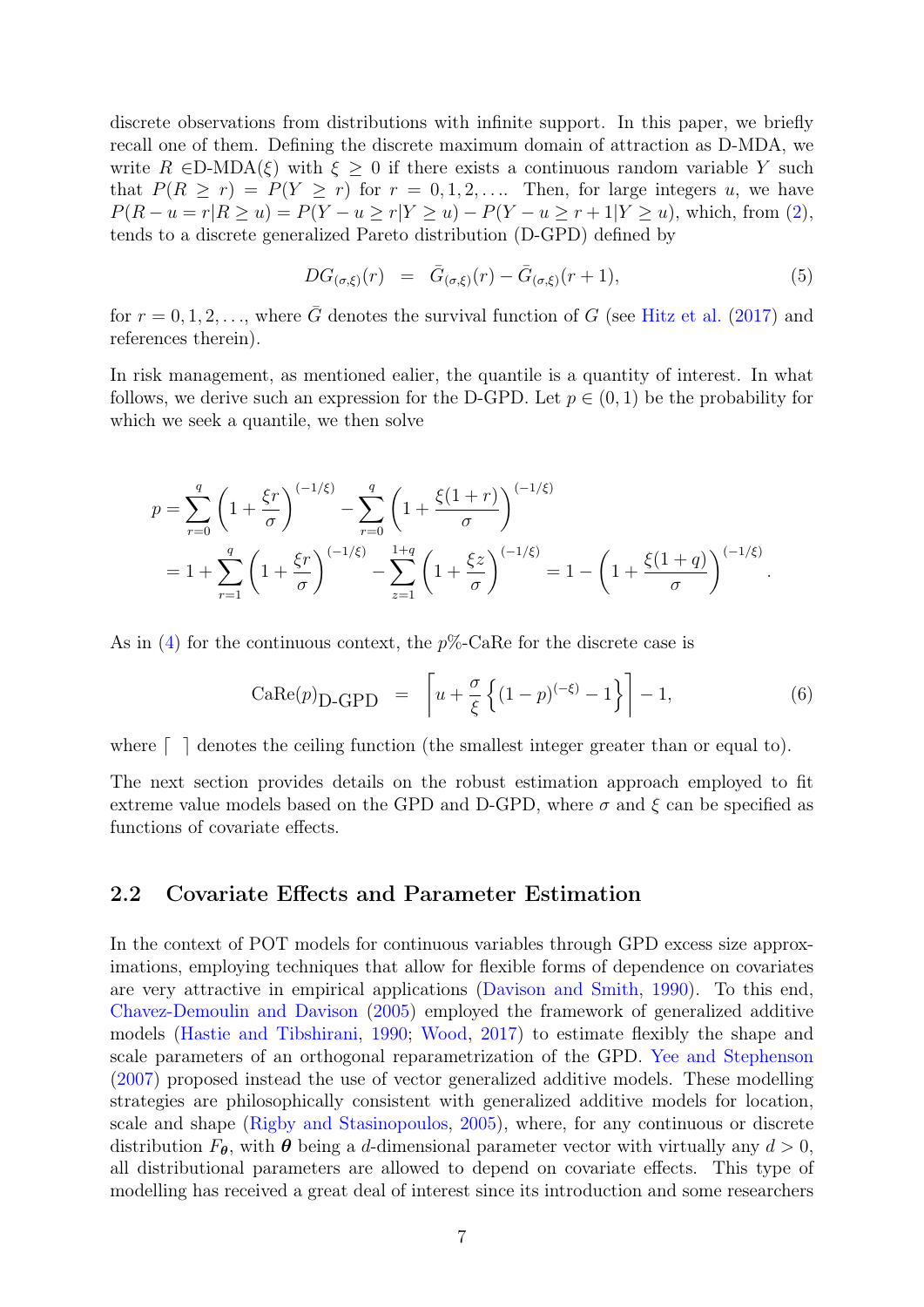discrete observations from distributions with infinite support. In this paper, we briefly recall one of them. Defining the discrete maximum domain of attraction as D-MDA, we write $R \in$D-MDA$(\xi)$ with $\xi \geq 0$ if there exists a continuous random variable $Y$ such that $P(R \geq r) = P(Y \geq r)$ for $r = 0, 1, 2, \ldots$. Then, for large integers $u$, we have $P(R - u = r | R \geq u) = P(Y - u \geq r | Y \geq u) - P(Y - u \geq r + 1 | Y \geq u)$, which, from (2), tends to a discrete generalized Pareto distribution (D-GPD) defined by

$$DG_{(\sigma,\xi)}(r) \quad = \quad \bar{G}_{(\sigma,\xi)}(r) - \bar{G}_{(\sigma,\xi)}(r+1), \tag{5}$$

for $r = 0, 1, 2, \ldots$, where $\bar{G}$ denotes the survival function of $G$ (see Hitz et al. (2017) and references therein).

In risk management, as mentioned ealier, the quantile is a quantity of interest. In what follows, we derive such an expression for the D-GPD. Let $p \in (0, 1)$ be the probability for which we seek a quantile, we then solve

$$\begin{aligned}
p &= \sum_{r=0}^{q} \left(1 + \frac{\xi r}{\sigma}\right)^{(-1/\xi)} - \sum_{r=0}^{q} \left(1 + \frac{\xi(1+r)}{\sigma}\right)^{(-1/\xi)} \\
&= 1 + \sum_{r=1}^{q} \left(1 + \frac{\xi r}{\sigma}\right)^{(-1/\xi)} - \sum_{z=1}^{1+q} \left(1 + \frac{\xi z}{\sigma}\right)^{(-1/\xi)} = 1 - \left(1 + \frac{\xi(1+q)}{\sigma}\right)^{(-1/\xi)}.
\end{aligned}$$

As in (4) for the continuous context, the $p$%-CaRe for the discrete case is

$$\text{CaRe}(p)_{\text{D-GPD}} \quad = \quad \left\lceil u + \frac{\sigma}{\xi}\left\{(1-p)^{(-\xi)} - 1\right\}\right\rceil - 1, \tag{6}$$

where $\lceil \ \rceil$ denotes the ceiling function (the smallest integer greater than or equal to).

The next section provides details on the robust estimation approach employed to fit extreme value models based on the GPD and D-GPD, where $\sigma$ and $\xi$ can be specified as functions of covariate effects.

## 2.2 Covariate Effects and Parameter Estimation

In the context of POT models for continuous variables through GPD excess size approximations, employing techniques that allow for flexible forms of dependence on covariates are very attractive in empirical applications (Davison and Smith, 1990). To this end, Chavez-Demoulin and Davison (2005) employed the framework of generalized additive models (Hastie and Tibshirani, 1990; Wood, 2017) to estimate flexibly the shape and scale parameters of an orthogonal reparametrization of the GPD. Yee and Stephenson (2007) proposed instead the use of vector generalized additive models. These modelling strategies are philosophically consistent with generalized additive models for location, scale and shape (Rigby and Stasinopoulos, 2005), where, for any continuous or discrete distribution $F_{\boldsymbol{\theta}}$, with $\boldsymbol{\theta}$ being a $d$-dimensional parameter vector with virtually any $d > 0$, all distributional parameters are allowed to depend on covariate effects. This type of modelling has received a great deal of interest since its introduction and some researchers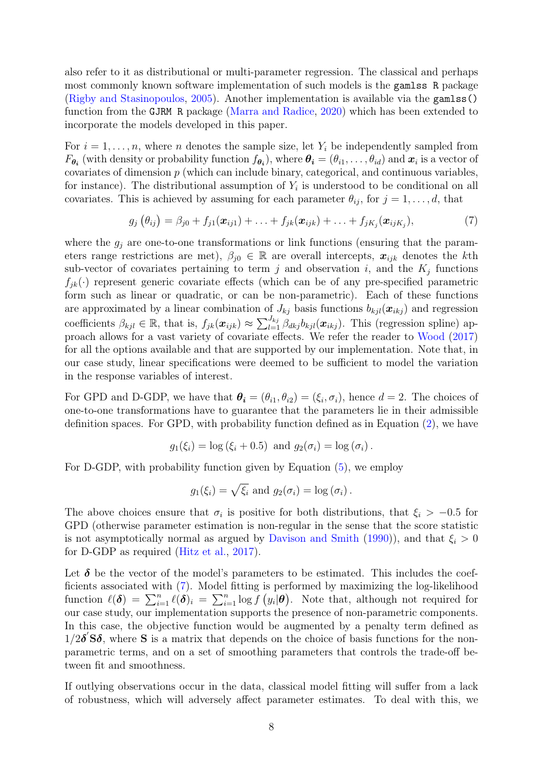also refer to it as distributional or multi-parameter regression. The classical and perhaps most commonly known software implementation of such models is the `gamlss` `R` package (Rigby and Stasinopoulos, 2005). Another implementation is available via the `gamlss()` function from the `GJRM` `R` package (Marra and Radice, 2020) which has been extended to incorporate the models developed in this paper.

For $i = 1, \ldots, n$, where $n$ denotes the sample size, let $Y_i$ be independently sampled from $F_{\boldsymbol{\theta_i}}$ (with density or probability function $f_{\boldsymbol{\theta_i}}$), where $\boldsymbol{\theta_i} = (\theta_{i1}, \ldots, \theta_{id})$ and $\boldsymbol{x}_i$ is a vector of covariates of dimension $p$ (which can include binary, categorical, and continuous variables, for instance). The distributional assumption of $Y_i$ is understood to be conditional on all covariates. This is achieved by assuming for each parameter $\theta_{ij}$, for $j = 1, \ldots, d$, that

$$g_j\left(\theta_{ij}\right) = \beta_{j0} + f_{j1}(\boldsymbol{x}_{ij1}) + \ldots + f_{jk}(\boldsymbol{x}_{ijk}) + \ldots + f_{jK_j}(\boldsymbol{x}_{ijK_j}), \tag{7}$$

where the $g_j$ are one-to-one transformations or link functions (ensuring that the parameters range restrictions are met), $\beta_{j0} \in \mathbb{R}$ are overall intercepts, $\boldsymbol{x}_{ijk}$ denotes the $k$th sub-vector of covariates pertaining to term $j$ and observation $i$, and the $K_j$ functions $f_{jk}(\cdot)$ represent generic covariate effects (which can be of any pre-specified parametric form such as linear or quadratic, or can be non-parametric). Each of these functions are approximated by a linear combination of $J_{kj}$ basis functions $b_{kjl}(\boldsymbol{x}_{ikj})$ and regression coefficients $\beta_{kjl} \in \mathbb{R}$, that is, $f_{jk}(\boldsymbol{x}_{ijk}) \approx \sum_{l=1}^{J_{kj}} \beta_{dkj} b_{kjl}(\boldsymbol{x}_{ikj})$. This (regression spline) approach allows for a vast variety of covariate effects. We refer the reader to Wood (2017) for all the options available and that are supported by our implementation. Note that, in our case study, linear specifications were deemed to be sufficient to model the variation in the response variables of interest.

For GPD and D-GDP, we have that $\boldsymbol{\theta_i} = (\theta_{i1}, \theta_{i2}) = (\xi_i, \sigma_i)$, hence $d = 2$. The choices of one-to-one transformations have to guarantee that the parameters lie in their admissible definition spaces. For GPD, with probability function defined as in Equation (2), we have

$$g_1(\xi_i) = \log\left(\xi_i + 0.5\right) \text{ and } g_2(\sigma_i) = \log\left(\sigma_i\right).$$

For D-GDP, with probability function given by Equation (5), we employ

$$g_1(\xi_i) = \sqrt{\xi_i} \text{ and } g_2(\sigma_i) = \log\left(\sigma_i\right).$$

The above choices ensure that $\sigma_i$ is positive for both distributions, that $\xi_i > -0.5$ for GPD (otherwise parameter estimation is non-regular in the sense that the score statistic is not asymptotically normal as argued by Davison and Smith (1990)), and that $\xi_i > 0$ for D-GDP as required (Hitz et al., 2017).

Let $\boldsymbol{\delta}$ be the vector of the model's parameters to be estimated. This includes the coefficients associated with (7). Model fitting is performed by maximizing the log-likelihood function $\ell(\boldsymbol{\delta}) = \sum_{i=1}^{n} \ell(\boldsymbol{\delta})_i = \sum_{i=1}^{n} \log f\left(y_i|\boldsymbol{\theta}\right)$. Note that, although not required for our case study, our implementation supports the presence of non-parametric components. In this case, the objective function would be augmented by a penalty term defined as $1/2\boldsymbol{\delta}'\mathbf{S}\boldsymbol{\delta}$, where $\mathbf{S}$ is a matrix that depends on the choice of basis functions for the non-parametric terms, and on a set of smoothing parameters that controls the trade-off between fit and smoothness.

If outlying observations occur in the data, classical model fitting will suffer from a lack of robustness, which will adversely affect parameter estimates. To deal with this, we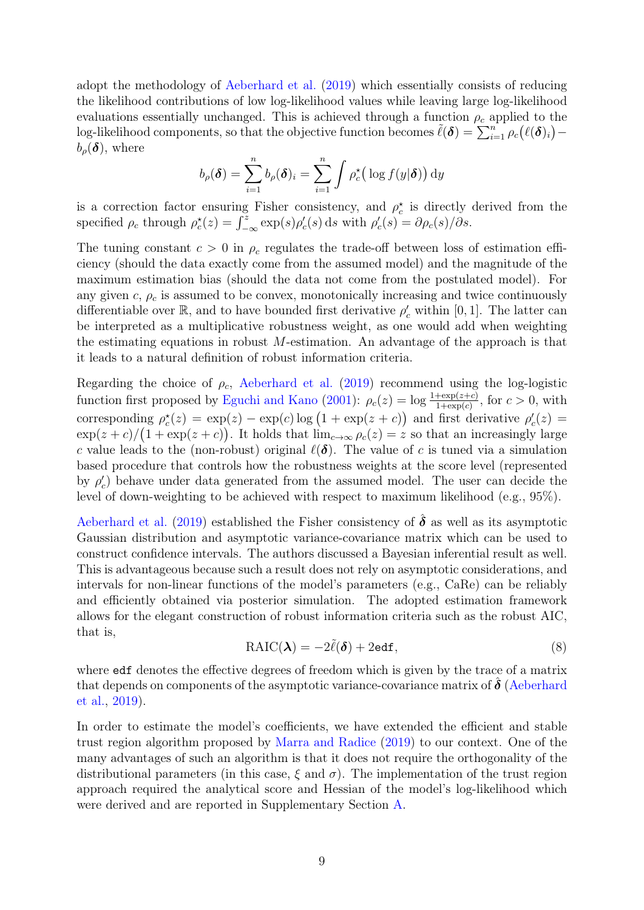adopt the methodology of Aeberhard et al. (2019) which essentially consists of reducing the likelihood contributions of low log-likelihood values while leaving large log-likelihood evaluations essentially unchanged. This is achieved through a function $\rho_c$ applied to the log-likelihood components, so that the objective function becomes $\tilde{\ell}(\boldsymbol{\delta}) = \sum_{i=1}^{n} \rho_c\big(\ell(\boldsymbol{\delta})_i\big) - b_\rho(\boldsymbol{\delta})$, where

$$b_\rho(\boldsymbol{\delta}) = \sum_{i=1}^{n} b_\rho(\boldsymbol{\delta})_i = \sum_{i=1}^{n} \int \rho_c^\star\big(\log f(y|\boldsymbol{\delta})\big)\,\mathrm{d}y$$

is a correction factor ensuring Fisher consistency, and $\rho_c^\star$ is directly derived from the specified $\rho_c$ through $\rho_c^\star(z) = \int_{-\infty}^{z} \exp(s)\rho_c'(s)\,\mathrm{d}s$ with $\rho_c'(s) = \partial \rho_c(s)/\partial s$.

The tuning constant $c > 0$ in $\rho_c$ regulates the trade-off between loss of estimation efficiency (should the data exactly come from the assumed model) and the magnitude of the maximum estimation bias (should the data not come from the postulated model). For any given $c$, $\rho_c$ is assumed to be convex, monotonically increasing and twice continuously differentiable over $\mathbb{R}$, and to have bounded first derivative $\rho_c'$ within $[0, 1]$. The latter can be interpreted as a multiplicative robustness weight, as one would add when weighting the estimating equations in robust $M$-estimation. An advantage of the approach is that it leads to a natural definition of robust information criteria.

Regarding the choice of $\rho_c$, Aeberhard et al. (2019) recommend using the log-logistic function first proposed by Eguchi and Kano (2001): $\rho_c(z) = \log \frac{1+\exp(z+c)}{1+\exp(c)}$, for $c > 0$, with corresponding $\rho_c^\star(z) = \exp(z) - \exp(c)\log\big(1 + \exp(z + c)\big)$ and first derivative $\rho_c'(z) = \exp(z + c)/\big(1 + \exp(z + c)\big)$. It holds that $\lim_{c\to\infty} \rho_c(z) = z$ so that an increasingly large $c$ value leads to the (non-robust) original $\ell(\boldsymbol{\delta})$. The value of $c$ is tuned via a simulation based procedure that controls how the robustness weights at the score level (represented by $\rho_c'$) behave under data generated from the assumed model. The user can decide the level of down-weighting to be achieved with respect to maximum likelihood (e.g., 95%).

Aeberhard et al. (2019) established the Fisher consistency of $\hat{\boldsymbol{\delta}}$ as well as its asymptotic Gaussian distribution and asymptotic variance-covariance matrix which can be used to construct confidence intervals. The authors discussed a Bayesian inferential result as well. This is advantageous because such a result does not rely on asymptotic considerations, and intervals for non-linear functions of the model's parameters (e.g., CaRe) can be reliably and efficiently obtained via posterior simulation. The adopted estimation framework allows for the elegant construction of robust information criteria such as the robust AIC, that is,

$$\mathrm{RAIC}(\boldsymbol{\lambda}) = -2\tilde{\ell}(\boldsymbol{\delta}) + 2\texttt{edf}, \tag{8}$$

where `edf` denotes the effective degrees of freedom which is given by the trace of a matrix that depends on components of the asymptotic variance-covariance matrix of $\hat{\boldsymbol{\delta}}$ (Aeberhard et al., 2019).

In order to estimate the model's coefficients, we have extended the efficient and stable trust region algorithm proposed by Marra and Radice (2019) to our context. One of the many advantages of such an algorithm is that it does not require the orthogonality of the distributional parameters (in this case, $\xi$ and $\sigma$). The implementation of the trust region approach required the analytical score and Hessian of the model's log-likelihood which were derived and are reported in Supplementary Section A.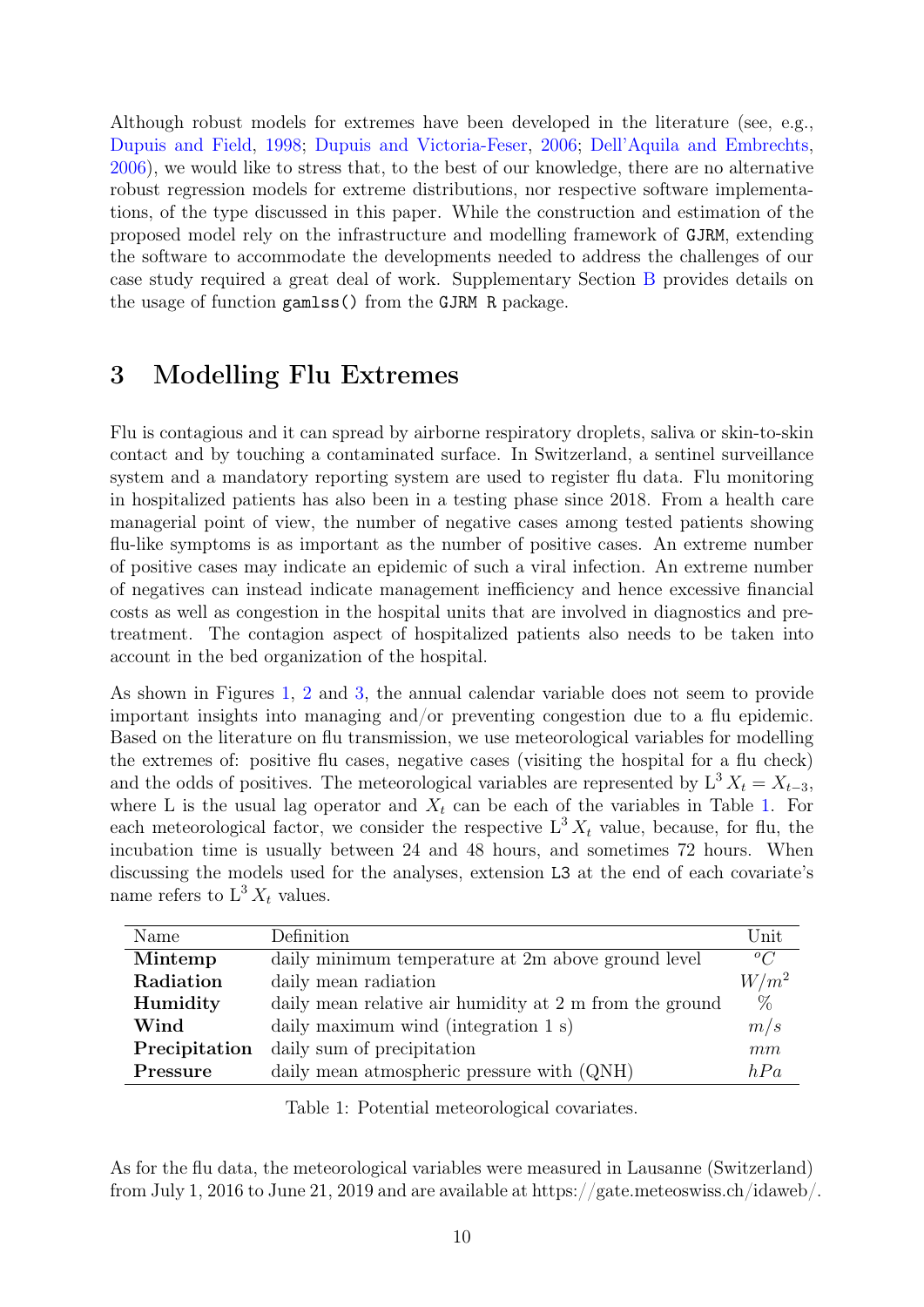Although robust models for extremes have been developed in the literature (see, e.g., Dupuis and Field, 1998; Dupuis and Victoria-Feser, 2006; Dell'Aquila and Embrechts, 2006), we would like to stress that, to the best of our knowledge, there are no alternative robust regression models for extreme distributions, nor respective software implementations, of the type discussed in this paper. While the construction and estimation of the proposed model rely on the infrastructure and modelling framework of `GJRM`, extending the software to accommodate the developments needed to address the challenges of our case study required a great deal of work. Supplementary Section B provides details on the usage of function `gamlss()` from the `GJRM` `R` package.

# 3 Modelling Flu Extremes

Flu is contagious and it can spread by airborne respiratory droplets, saliva or skin-to-skin contact and by touching a contaminated surface. In Switzerland, a sentinel surveillance system and a mandatory reporting system are used to register flu data. Flu monitoring in hospitalized patients has also been in a testing phase since 2018. From a health care managerial point of view, the number of negative cases among tested patients showing flu-like symptoms is as important as the number of positive cases. An extreme number of positive cases may indicate an epidemic of such a viral infection. An extreme number of negatives can instead indicate management inefficiency and hence excessive financial costs as well as congestion in the hospital units that are involved in diagnostics and pre-treatment. The contagion aspect of hospitalized patients also needs to be taken into account in the bed organization of the hospital.

As shown in Figures 1, 2 and 3, the annual calendar variable does not seem to provide important insights into managing and/or preventing congestion due to a flu epidemic. Based on the literature on flu transmission, we use meteorological variables for modelling the extremes of: positive flu cases, negative cases (visiting the hospital for a flu check) and the odds of positives. The meteorological variables are represented by $\mathrm{L}^3 X_t = X_{t-3}$, where L is the usual lag operator and $X_t$ can be each of the variables in Table 1. For each meteorological factor, we consider the respective $\mathrm{L}^3 X_t$ value, because, for flu, the incubation time is usually between 24 and 48 hours, and sometimes 72 hours. When discussing the models used for the analyses, extension `L3` at the end of each covariate's name refers to $\mathrm{L}^3 X_t$ values.

| Name | Definition | Unit |
|---|---|---|
| **Mintemp** | daily minimum temperature at 2m above ground level | $^oC$ |
| **Radiation** | daily mean radiation | $W/m^2$ |
| **Humidity** | daily mean relative air humidity at 2 m from the ground | $\%$ |
| **Wind** | daily maximum wind (integration 1 s) | $m/s$ |
| **Precipitation** | daily sum of precipitation | $mm$ |
| **Pressure** | daily mean atmospheric pressure with (QNH) | $hPa$ |

Table 1: Potential meteorological covariates.

As for the flu data, the meteorological variables were measured in Lausanne (Switzerland) from July 1, 2016 to June 21, 2019 and are available at https://gate.meteoswiss.ch/idaweb/.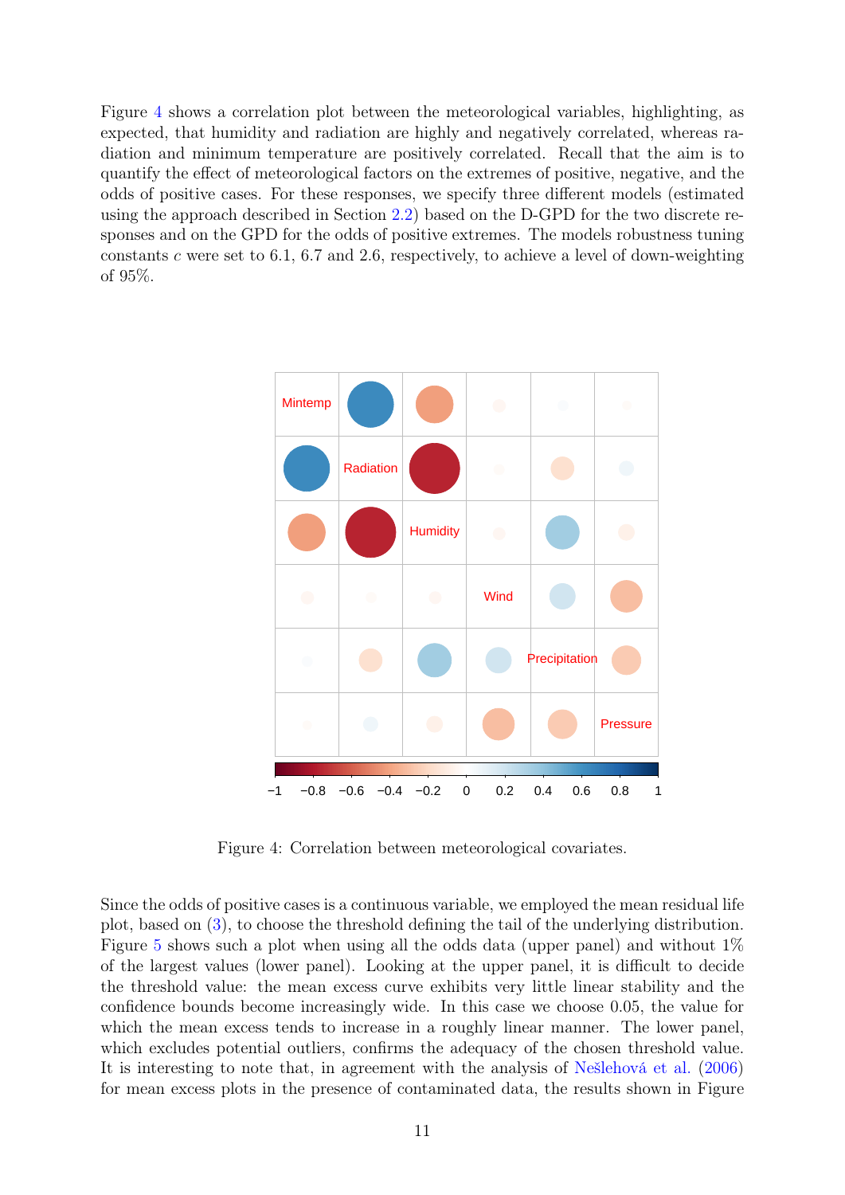Figure 4 shows a correlation plot between the meteorological variables, highlighting, as expected, that humidity and radiation are highly and negatively correlated, whereas radiation and minimum temperature are positively correlated. Recall that the aim is to quantify the effect of meteorological factors on the extremes of positive, negative, and the odds of positive cases. For these responses, we specify three different models (estimated using the approach described in Section 2.2) based on the D-GPD for the two discrete responses and on the GPD for the odds of positive extremes. The models robustness tuning constants $c$ were set to 6.1, 6.7 and 2.6, respectively, to achieve a level of down-weighting of 95%.

Mintemp

Radiation

Humidity

Wind

Precipitation

Pressure

−1 −0.8 −0.6 −0.4 −0.2 0 0.2 0.4 0.6 0.8 1

Figure 4: Correlation between meteorological covariates.

Since the odds of positive cases is a continuous variable, we employed the mean residual life plot, based on (3), to choose the threshold defining the tail of the underlying distribution. Figure 5 shows such a plot when using all the odds data (upper panel) and without 1% of the largest values (lower panel). Looking at the upper panel, it is difficult to decide the threshold value: the mean excess curve exhibits very little linear stability and the confidence bounds become increasingly wide. In this case we choose 0.05, the value for which the mean excess tends to increase in a roughly linear manner. The lower panel, which excludes potential outliers, confirms the adequacy of the chosen threshold value. It is interesting to note that, in agreement with the analysis of Nešlehová et al. (2006) for mean excess plots in the presence of contaminated data, the results shown in Figure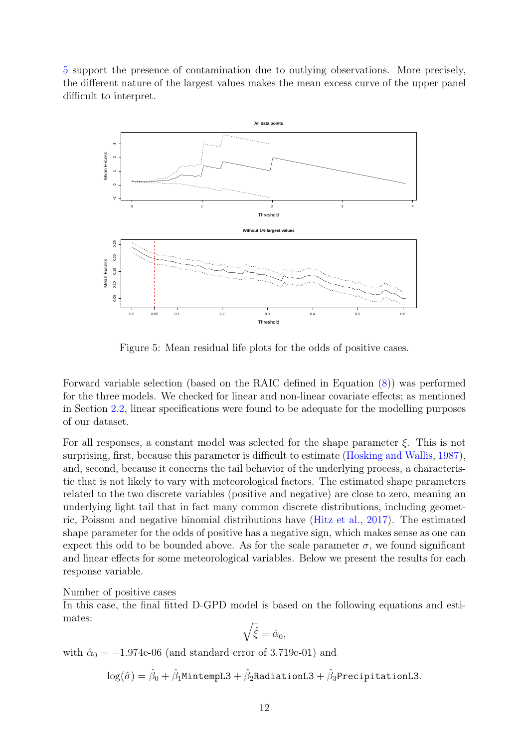5 support the presence of contamination due to outlying observations. More precisely, the different nature of the largest values makes the mean excess curve of the upper panel difficult to interpret.

All data points

Mean Excess

Threshold

Without 1% largest values

Mean Excess

Threshold

Figure 5: Mean residual life plots for the odds of positive cases.

Forward variable selection (based on the RAIC defined in Equation (8)) was performed for the three models. We checked for linear and non-linear covariate effects; as mentioned in Section 2.2, linear specifications were found to be adequate for the modelling purposes of our dataset.

For all responses, a constant model was selected for the shape parameter $\xi$. This is not surprising, first, because this parameter is difficult to estimate (Hosking and Wallis, 1987), and, second, because it concerns the tail behavior of the underlying process, a characteristic that is not likely to vary with meteorological factors. The estimated shape parameters related to the two discrete variables (positive and negative) are close to zero, meaning an underlying light tail that in fact many common discrete distributions, including geometric, Poisson and negative binomial distributions have (Hitz et al., 2017). The estimated shape parameter for the odds of positive has a negative sign, which makes sense as one can expect this odd to be bounded above. As for the scale parameter $\sigma$, we found significant and linear effects for some meteorological variables. Below we present the results for each response variable.

Number of positive cases

In this case, the final fitted D-GPD model is based on the following equations and estimates:

$$\sqrt{\hat{\xi}} = \hat{\alpha}_0,$$

with $\hat{\alpha}_0 = -1.974\text{e-}06$ (and standard error of 3.719e-01) and

$$\log(\hat{\sigma}) = \hat{\beta}_0 + \hat{\beta}_1\texttt{MintempL3} + \hat{\beta}_2\texttt{RadiationL3} + \hat{\beta}_3\texttt{PrecipitationL3}.$$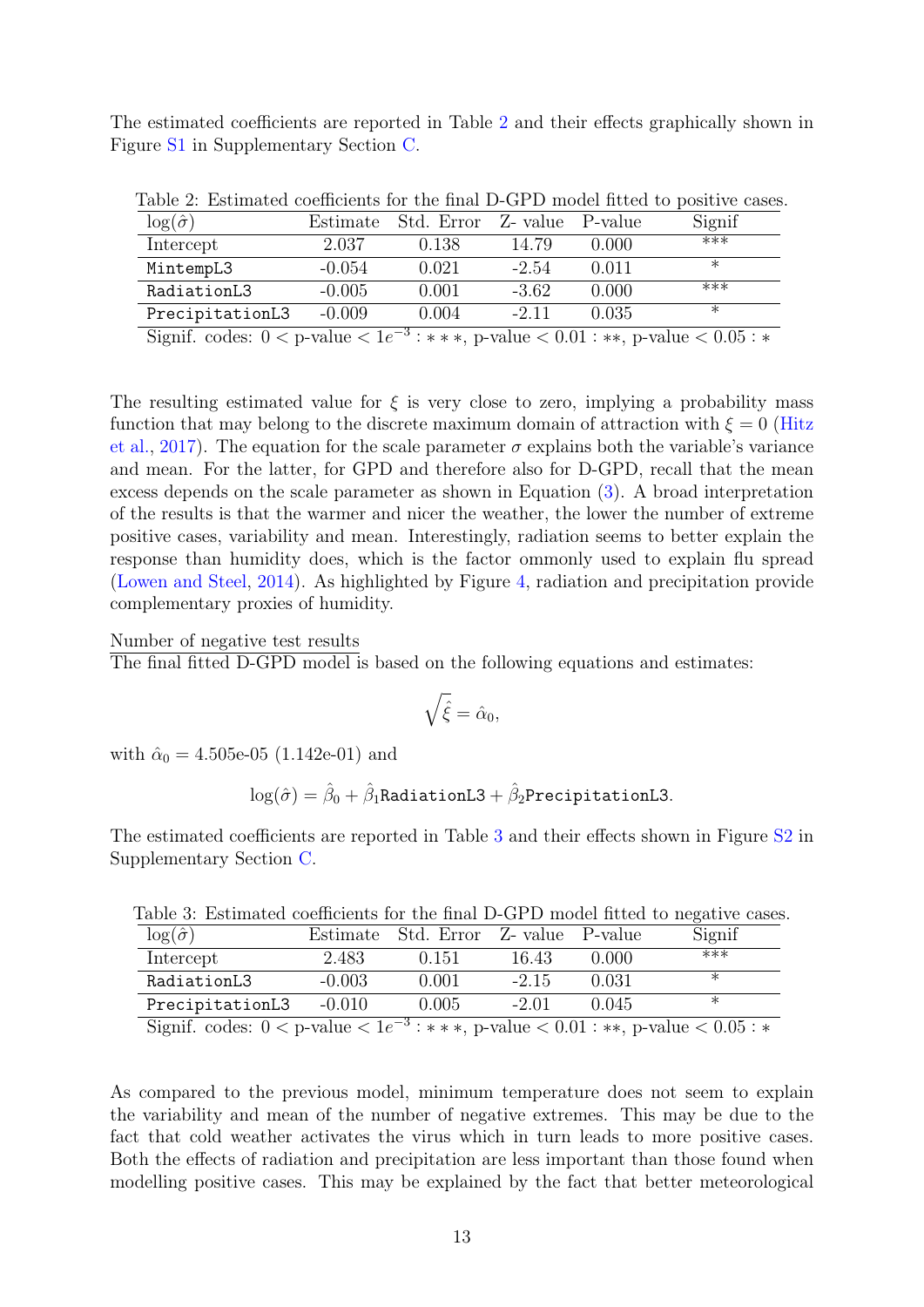The estimated coefficients are reported in Table 2 and their effects graphically shown in Figure S1 in Supplementary Section C.

Table 2: Estimated coefficients for the final D-GPD model fitted to positive cases.

| $\log(\hat{\sigma})$ | Estimate | Std. Error | Z- value | P-value | Signif |
|---|---|---|---|---|---|
| Intercept | 2.037 | 0.138 | 14.79 | 0.000 | *** |
| MintempL3 | -0.054 | 0.021 | -2.54 | 0.011 | * |
| RadiationL3 | -0.005 | 0.001 | -3.62 | 0.000 | *** |
| PrecipitationL3 | -0.009 | 0.004 | -2.11 | 0.035 | * |

Signif. codes: $0 <$ p-value $< 1e^{-3} : ***$, p-value $< 0.01 : **$, p-value $< 0.05 : *$

The resulting estimated value for $\xi$ is very close to zero, implying a probability mass function that may belong to the discrete maximum domain of attraction with $\xi = 0$ (Hitz et al., 2017). The equation for the scale parameter $\sigma$ explains both the variable's variance and mean. For the latter, for GPD and therefore also for D-GPD, recall that the mean excess depends on the scale parameter as shown in Equation (3). A broad interpretation of the results is that the warmer and nicer the weather, the lower the number of extreme positive cases, variability and mean. Interestingly, radiation seems to better explain the response than humidity does, which is the factor ommonly used to explain flu spread (Lowen and Steel, 2014). As highlighted by Figure 4, radiation and precipitation provide complementary proxies of humidity.

Number of negative test results

The final fitted D-GPD model is based on the following equations and estimates:

$$\sqrt{\hat{\xi}} = \hat{\alpha}_0,$$

with $\hat{\alpha}_0 = 4.505\text{e-}05$ (1.142e-01) and

$$\log(\hat{\sigma}) = \hat{\beta}_0 + \hat{\beta}_1 \texttt{RadiationL3} + \hat{\beta}_2 \texttt{PrecipitationL3}.$$

The estimated coefficients are reported in Table 3 and their effects shown in Figure S2 in Supplementary Section C.

Table 3: Estimated coefficients for the final D-GPD model fitted to negative cases.

| $\log(\hat{\sigma})$ | Estimate | Std. Error | Z- value | P-value | Signif |
|---|---|---|---|---|---|
| Intercept | 2.483 | 0.151 | 16.43 | 0.000 | *** |
| RadiationL3 | -0.003 | 0.001 | -2.15 | 0.031 | * |
| PrecipitationL3 | -0.010 | 0.005 | -2.01 | 0.045 | * |

Signif. codes: $0 <$ p-value $< 1e^{-3} : ***$, p-value $< 0.01 : **$, p-value $< 0.05 : *$

As compared to the previous model, minimum temperature does not seem to explain the variability and mean of the number of negative extremes. This may be due to the fact that cold weather activates the virus which in turn leads to more positive cases. Both the effects of radiation and precipitation are less important than those found when modelling positive cases. This may be explained by the fact that better meteorological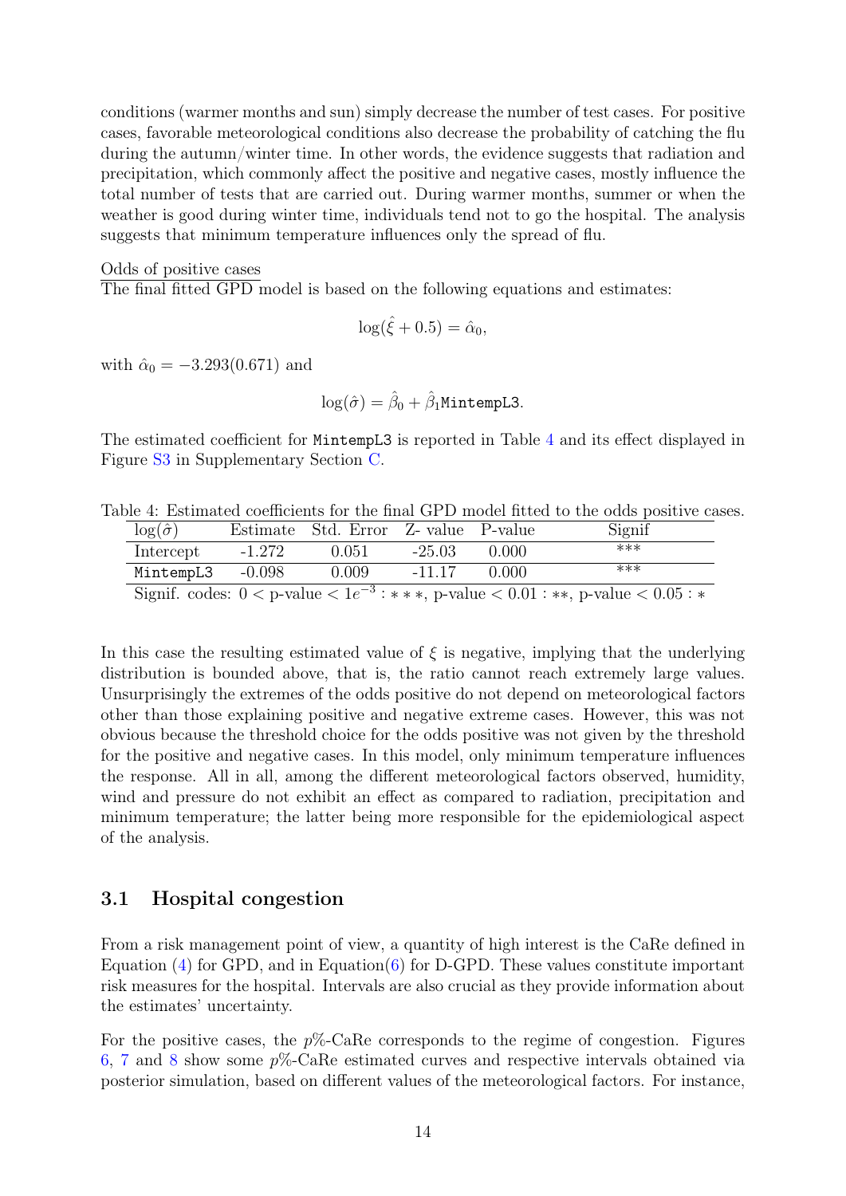conditions (warmer months and sun) simply decrease the number of test cases. For positive cases, favorable meteorological conditions also decrease the probability of catching the flu during the autumn/winter time. In other words, the evidence suggests that radiation and precipitation, which commonly affect the positive and negative cases, mostly influence the total number of tests that are carried out. During warmer months, summer or when the weather is good during winter time, individuals tend not to go the hospital. The analysis suggests that minimum temperature influences only the spread of flu.

Odds of positive cases

The final fitted GPD model is based on the following equations and estimates:

$$\log(\hat{\xi} + 0.5) = \hat{\alpha}_0,$$

with $\hat{\alpha}_0 = -3.293(0.671)$ and

$$\log(\hat{\sigma}) = \hat{\beta}_0 + \hat{\beta}_1 \texttt{MintempL3}.$$

The estimated coefficient for `MintempL3` is reported in Table 4 and its effect displayed in Figure S3 in Supplementary Section C.

Table 4: Estimated coefficients for the final GPD model fitted to the odds positive cases.

| $\log(\hat{\sigma})$ | Estimate | Std. Error | Z- value | P-value | Signif |
|---|---|---|---|---|---|
| Intercept | -1.272 | 0.051 | -25.03 | 0.000 | *** |
| `MintempL3` | -0.098 | 0.009 | -11.17 | 0.000 | *** |

Signif. codes: $0 <$ p-value $< 1e^{-3}$ : ∗ ∗ ∗, p-value $< 0.01$ : ∗∗, p-value $< 0.05$ : ∗

In this case the resulting estimated value of $\xi$ is negative, implying that the underlying distribution is bounded above, that is, the ratio cannot reach extremely large values. Unsurprisingly the extremes of the odds positive do not depend on meteorological factors other than those explaining positive and negative extreme cases. However, this was not obvious because the threshold choice for the odds positive was not given by the threshold for the positive and negative cases. In this model, only minimum temperature influences the response. All in all, among the different meteorological factors observed, humidity, wind and pressure do not exhibit an effect as compared to radiation, precipitation and minimum temperature; the latter being more responsible for the epidemiological aspect of the analysis.

## 3.1 Hospital congestion

From a risk management point of view, a quantity of high interest is the CaRe defined in Equation (4) for GPD, and in Equation(6) for D-GPD. These values constitute important risk measures for the hospital. Intervals are also crucial as they provide information about the estimates' uncertainty.

For the positive cases, the $p$%-CaRe corresponds to the regime of congestion. Figures 6, 7 and 8 show some $p$%-CaRe estimated curves and respective intervals obtained via posterior simulation, based on different values of the meteorological factors. For instance,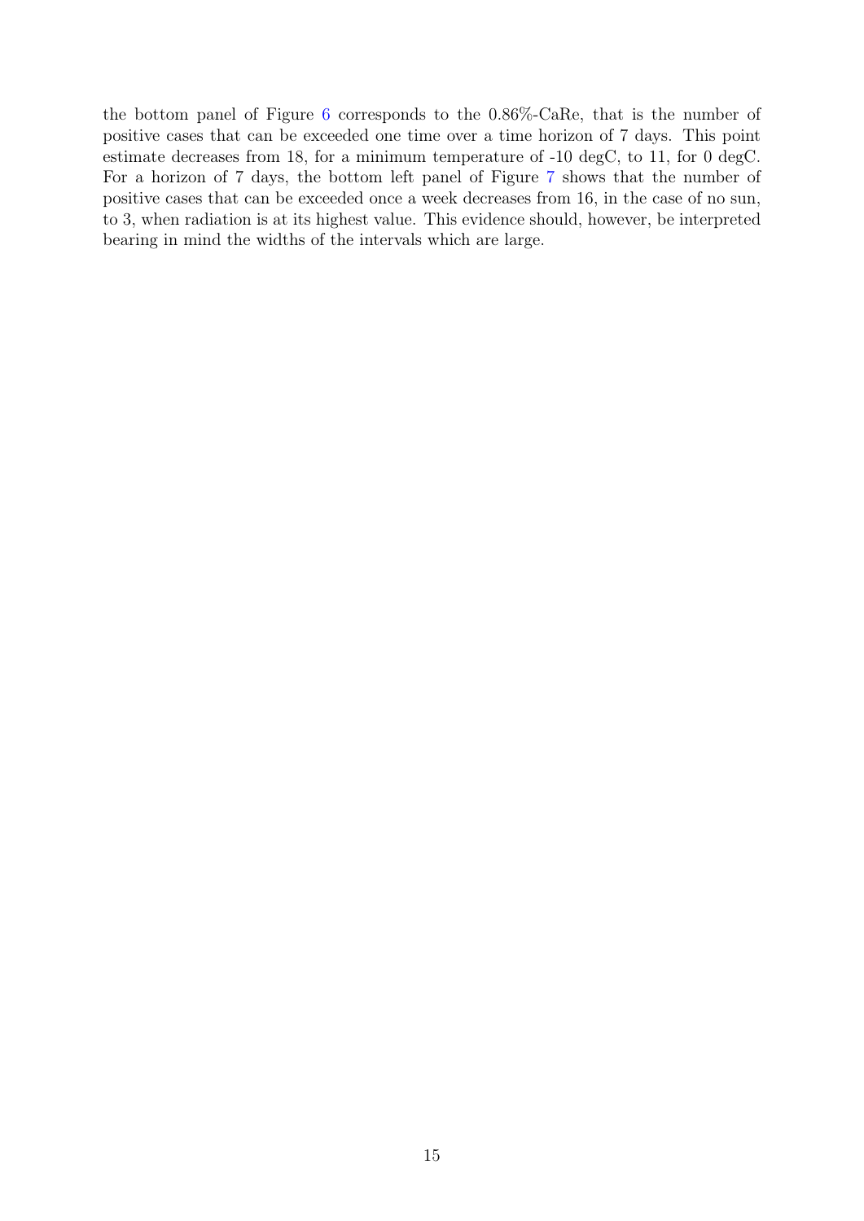the bottom panel of Figure 6 corresponds to the 0.86%-CaRe, that is the number of positive cases that can be exceeded one time over a time horizon of 7 days. This point estimate decreases from 18, for a minimum temperature of -10 degC, to 11, for 0 degC. For a horizon of 7 days, the bottom left panel of Figure 7 shows that the number of positive cases that can be exceeded once a week decreases from 16, in the case of no sun, to 3, when radiation is at its highest value. This evidence should, however, be interpreted bearing in mind the widths of the intervals which are large.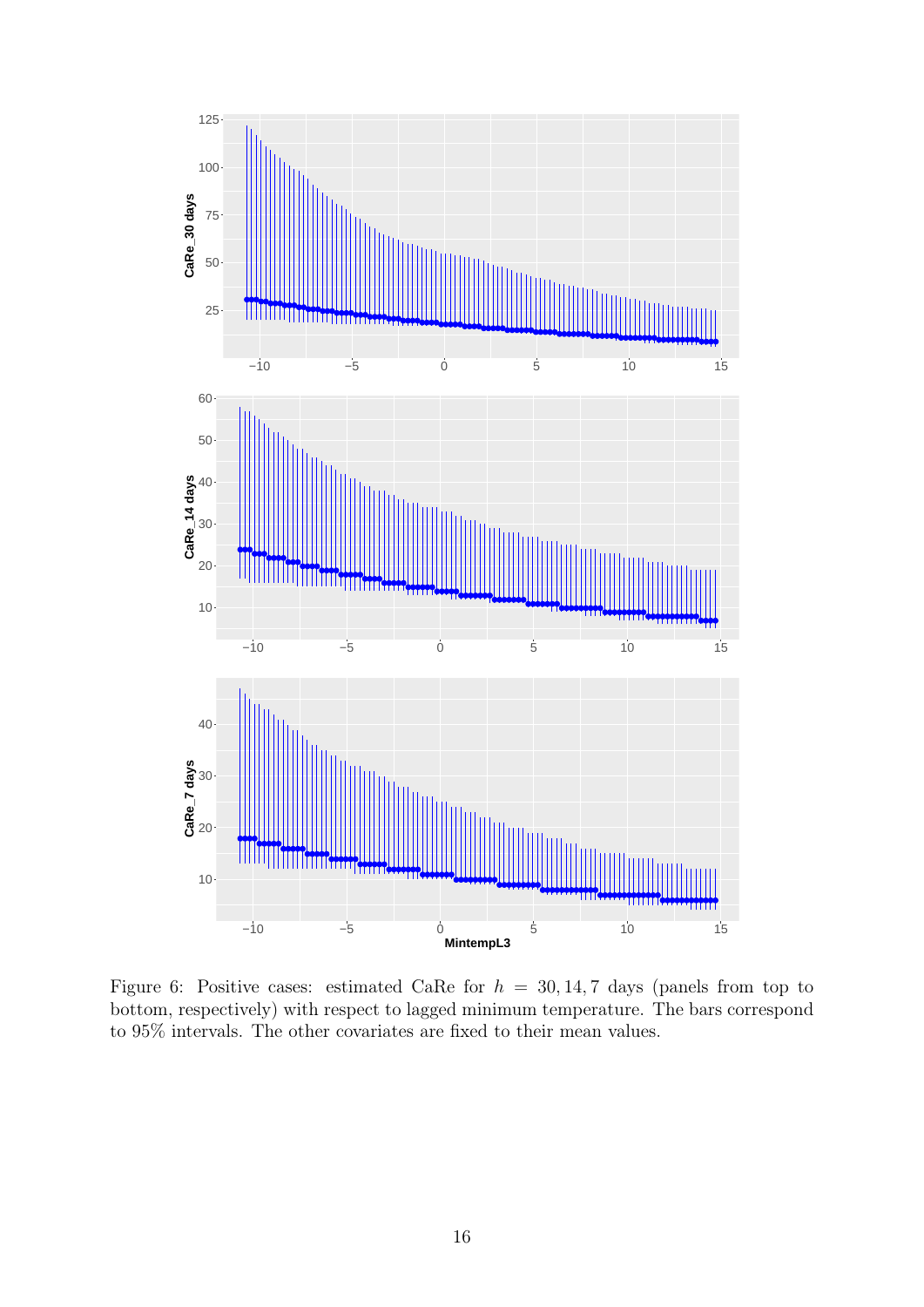125
100
75
50
25
CaRe_30 days
−10
−5
0
5
10
15

60
50
40
30
20
10
CaRe_14 days
−10
−5
0
5
10
15

40
30
20
10
CaRe_7 days
−10
−5
0
5
10
15
MintempL3

Figure 6: Positive cases: estimated CaRe for $h = 30, 14, 7$ days (panels from top to bottom, respectively) with respect to lagged minimum temperature. The bars correspond to 95% intervals. The other covariates are fixed to their mean values.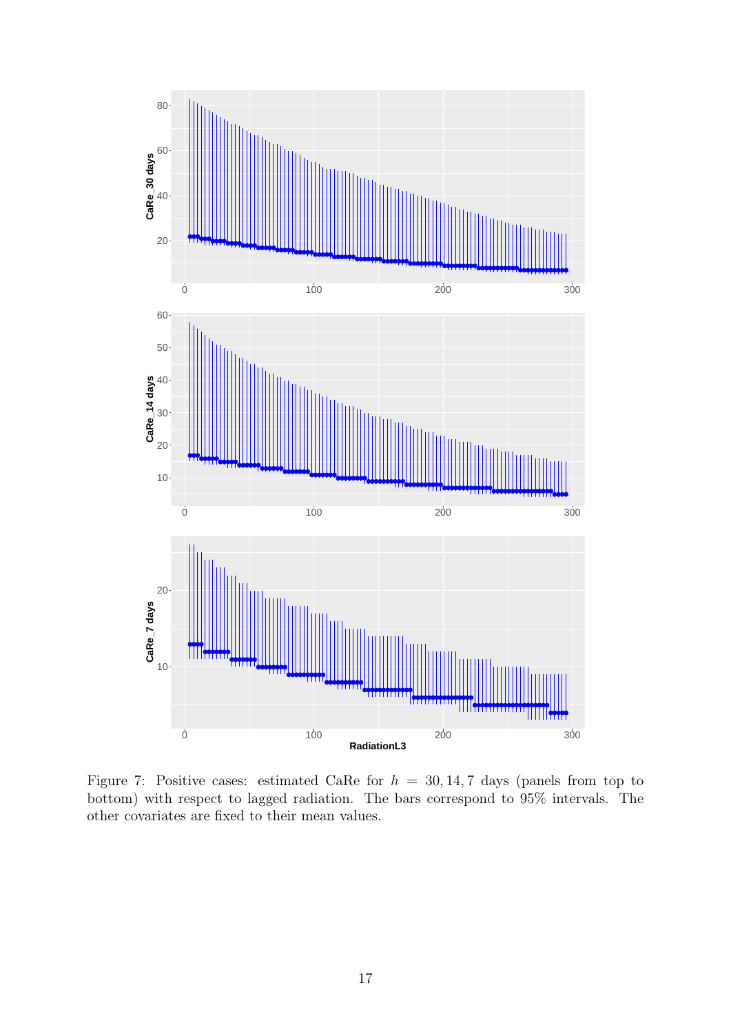80
60
40
20
CaRe_30 days
0
100
200
300

60
50
40
30
20
10
CaRe_14 days
0
100
200
300

20
10
CaRe_7 days
0
100
200
300
RadiationL3

Figure 7: Positive cases: estimated CaRe for $h = 30, 14, 7$ days (panels from top to bottom) with respect to lagged radiation. The bars correspond to 95% intervals. The other covariates are fixed to their mean values.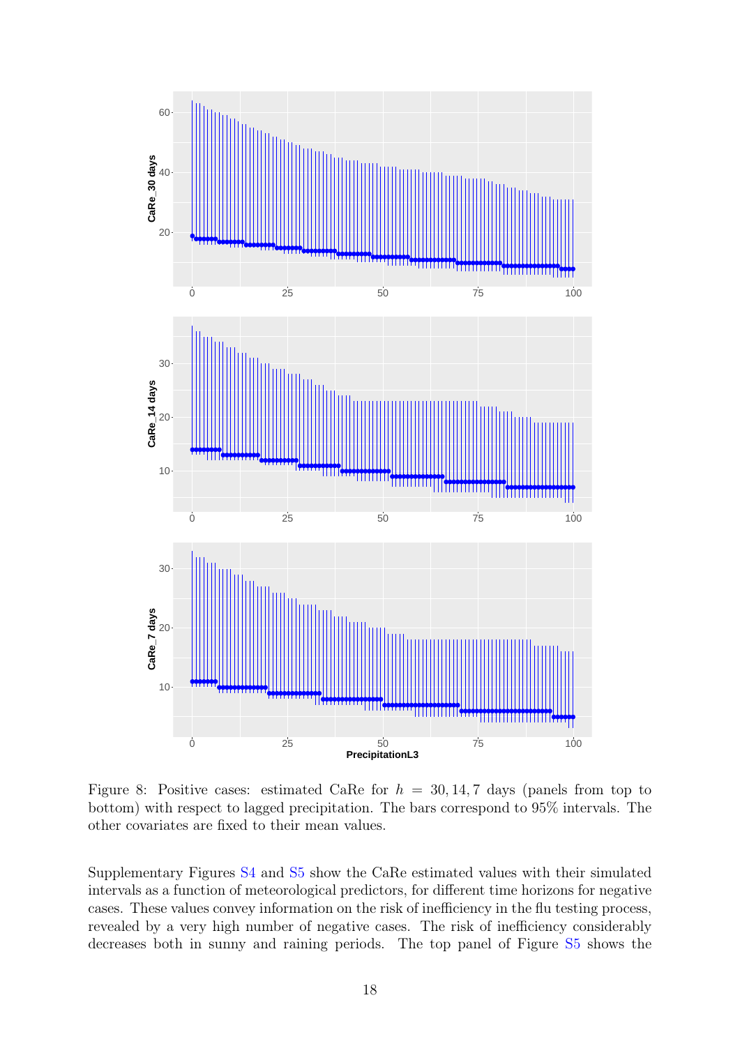60

40

20

CaRe_30 days

0 25 50 75 100

30

20

10

CaRe_14 days

0 25 50 75 100

30

20

10

CaRe_7 days

0 25 50 75 100

PrecipitationL3

Figure 8: Positive cases: estimated CaRe for $h = 30, 14, 7$ days (panels from top to bottom) with respect to lagged precipitation. The bars correspond to 95% intervals. The other covariates are fixed to their mean values.

Supplementary Figures S4 and S5 show the CaRe estimated values with their simulated intervals as a function of meteorological predictors, for different time horizons for negative cases. These values convey information on the risk of inefficiency in the flu testing process, revealed by a very high number of negative cases. The risk of inefficiency considerably decreases both in sunny and raining periods. The top panel of Figure S5 shows the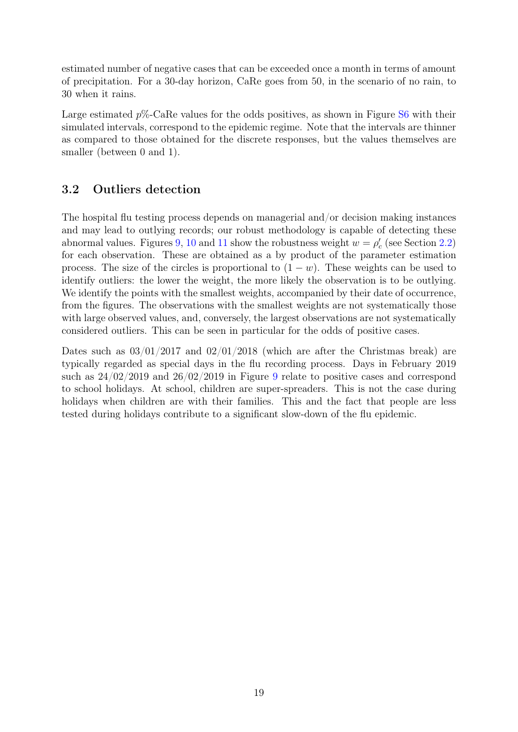estimated number of negative cases that can be exceeded once a month in terms of amount of precipitation. For a 30-day horizon, CaRe goes from 50, in the scenario of no rain, to 30 when it rains.

Large estimated $p$%-CaRe values for the odds positives, as shown in Figure S6 with their simulated intervals, correspond to the epidemic regime. Note that the intervals are thinner as compared to those obtained for the discrete responses, but the values themselves are smaller (between 0 and 1).

### 3.2 Outliers detection

The hospital flu testing process depends on managerial and/or decision making instances and may lead to outlying records; our robust methodology is capable of detecting these abnormal values. Figures 9, 10 and 11 show the robustness weight $w = \rho'_c$ (see Section 2.2) for each observation. These are obtained as a by product of the parameter estimation process. The size of the circles is proportional to $(1 - w)$. These weights can be used to identify outliers: the lower the weight, the more likely the observation is to be outlying. We identify the points with the smallest weights, accompanied by their date of occurrence, from the figures. The observations with the smallest weights are not systematically those with large observed values, and, conversely, the largest observations are not systematically considered outliers. This can be seen in particular for the odds of positive cases.

Dates such as 03/01/2017 and 02/01/2018 (which are after the Christmas break) are typically regarded as special days in the flu recording process. Days in February 2019 such as 24/02/2019 and 26/02/2019 in Figure 9 relate to positive cases and correspond to school holidays. At school, children are super-spreaders. This is not the case during holidays when children are with their families. This and the fact that people are less tested during holidays contribute to a significant slow-down of the flu epidemic.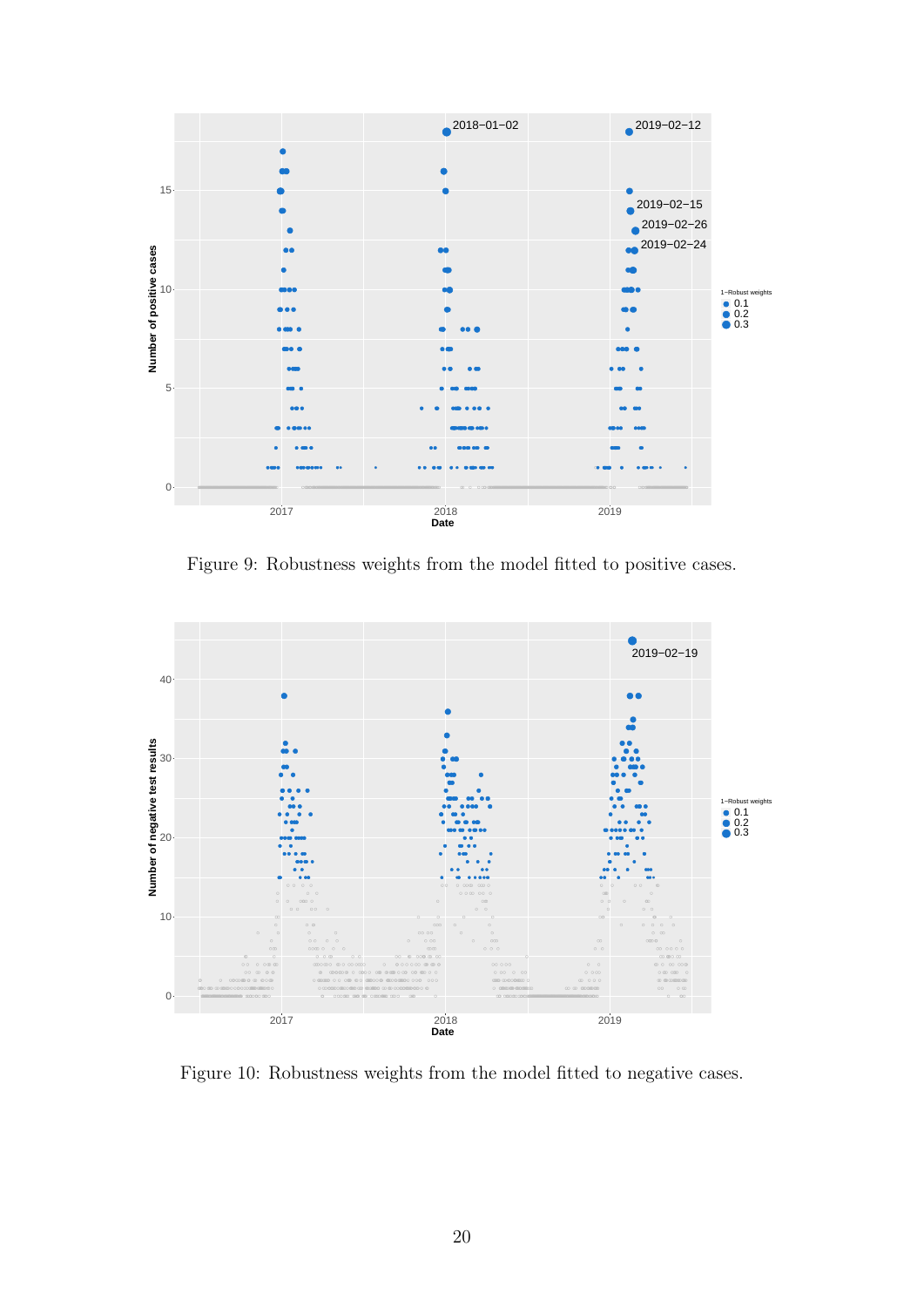2018−01−02
2019−02−12
2019−02−15
2019−02−26
2019−02−24

15
10
5
0

Number of positive cases

2017
2018
2019
Date

1−Robust weights
0.1
0.2
0.3

Figure 9: Robustness weights from the model fitted to positive cases.

2019−02−19

40
30
20
10
0

Number of negative test results

2017
2018
2019
Date

1−Robust weights
0.1
0.2
0.3

Figure 10: Robustness weights from the model fitted to negative cases.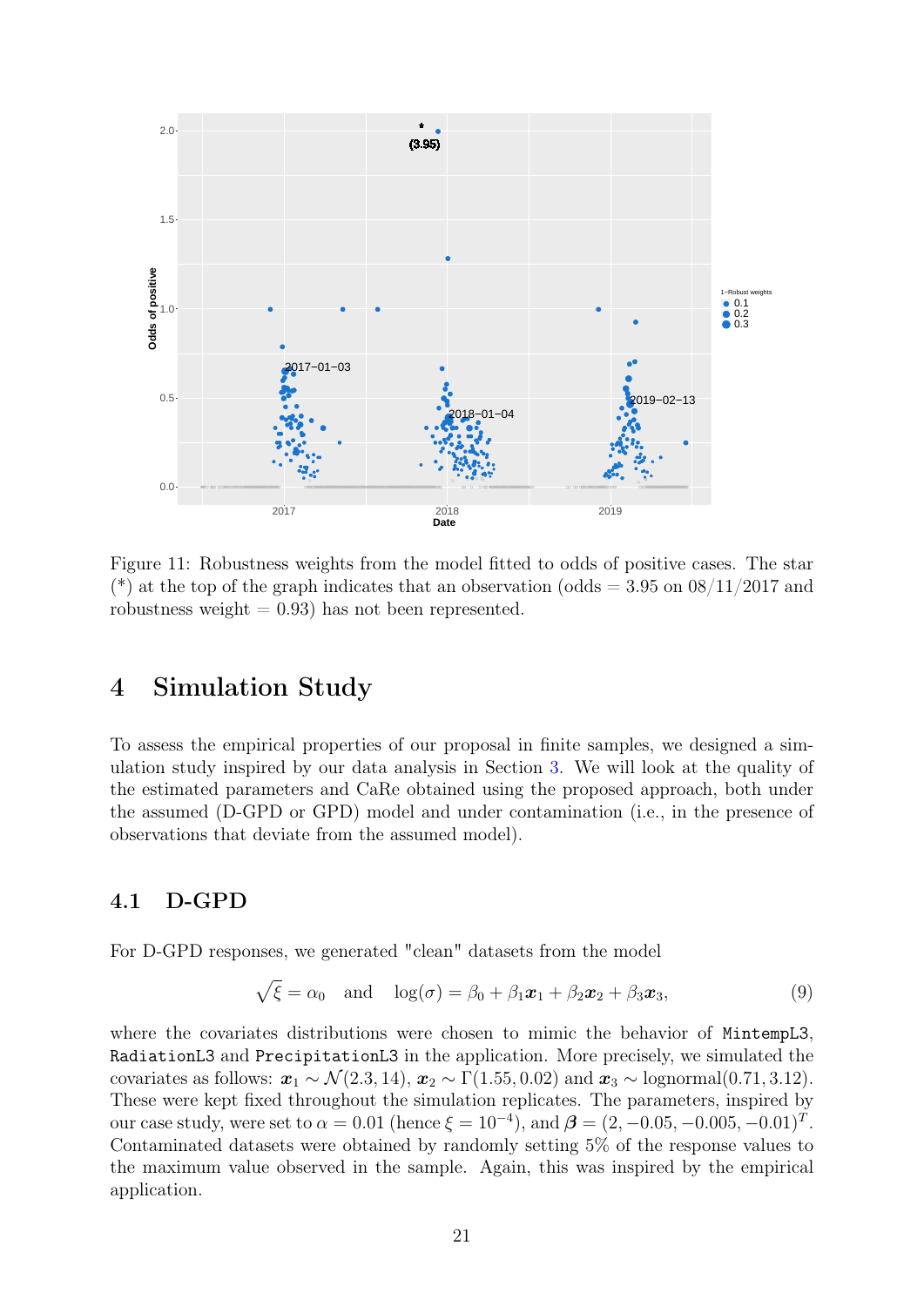*
(3.95)

2017−01−03

2018−01−04

2019−02−13

Odds of positive

Date

2017 2018 2019

0.0 0.5 1.0 1.5 2.0

1−Robust weights
0.1
0.2
0.3

Figure 11: Robustness weights from the model fitted to odds of positive cases. The star (*) at the top of the graph indicates that an observation (odds = 3.95 on 08/11/2017 and robustness weight = 0.93) has not been represented.

# 4 Simulation Study

To assess the empirical properties of our proposal in finite samples, we designed a simulation study inspired by our data analysis in Section 3. We will look at the quality of the estimated parameters and CaRe obtained using the proposed approach, both under the assumed (D-GPD or GPD) model and under contamination (i.e., in the presence of observations that deviate from the assumed model).

## 4.1 D-GPD

For D-GPD responses, we generated "clean" datasets from the model

$$\sqrt{\xi} = \alpha_0 \quad \text{and} \quad \log(\sigma) = \beta_0 + \beta_1 \boldsymbol{x}_1 + \beta_2 \boldsymbol{x}_2 + \beta_3 \boldsymbol{x}_3, \tag{9}$$

where the covariates distributions were chosen to mimic the behavior of `MintempL3`, `RadiationL3` and `PrecipitationL3` in the application. More precisely, we simulated the covariates as follows: $\boldsymbol{x}_1 \sim \mathcal{N}(2.3, 14)$, $\boldsymbol{x}_2 \sim \Gamma(1.55, 0.02)$ and $\boldsymbol{x}_3 \sim \text{lognormal}(0.71, 3.12)$. These were kept fixed throughout the simulation replicates. The parameters, inspired by our case study, were set to $\alpha = 0.01$ (hence $\xi = 10^{-4}$), and $\boldsymbol{\beta} = (2, -0.05, -0.005, -0.01)^T$. Contaminated datasets were obtained by randomly setting 5% of the response values to the maximum value observed in the sample. Again, this was inspired by the empirical application.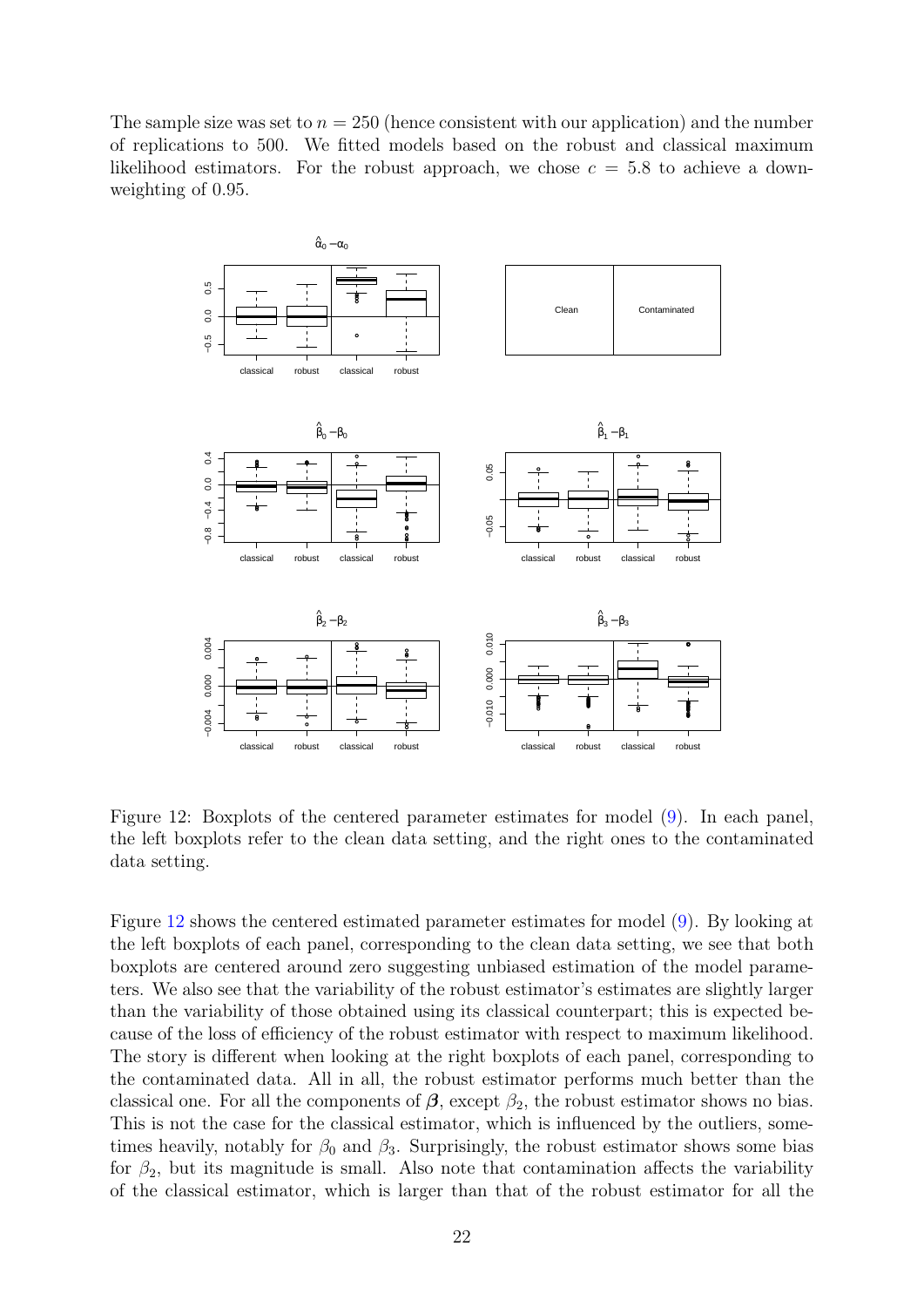The sample size was set to $n = 250$ (hence consistent with our application) and the number of replications to 500. We fitted models based on the robust and classical maximum likelihood estimators. For the robust approach, we chose $c = 5.8$ to achieve a downweighting of 0.95.

$\hat{\alpha}_0 - \alpha_0$

0.5
0.0
−0.5

classical robust classical robust

Clean Contaminated

$\hat{\beta}_0 - \beta_0$

0.4
0.0
−0.4
−0.8

classical robust classical robust

$\hat{\beta}_1 - \beta_1$

0.05
−0.05

classical robust classical robust

$\hat{\beta}_2 - \beta_2$

0.004
0.000
−0.004

classical robust classical robust

$\hat{\beta}_3 - \beta_3$

0.010
0.000
−0.010

classical robust classical robust

Figure 12: Boxplots of the centered parameter estimates for model (9). In each panel, the left boxplots refer to the clean data setting, and the right ones to the contaminated data setting.

Figure 12 shows the centered estimated parameter estimates for model (9). By looking at the left boxplots of each panel, corresponding to the clean data setting, we see that both boxplots are centered around zero suggesting unbiased estimation of the model parameters. We also see that the variability of the robust estimator's estimates are slightly larger than the variability of those obtained using its classical counterpart; this is expected because of the loss of efficiency of the robust estimator with respect to maximum likelihood. The story is different when looking at the right boxplots of each panel, corresponding to the contaminated data. All in all, the robust estimator performs much better than the classical one. For all the components of $\boldsymbol{\beta}$, except $\beta_2$, the robust estimator shows no bias. This is not the case for the classical estimator, which is influenced by the outliers, sometimes heavily, notably for $\beta_0$ and $\beta_3$. Surprisingly, the robust estimator shows some bias for $\beta_2$, but its magnitude is small. Also note that contamination affects the variability of the classical estimator, which is larger than that of the robust estimator for all the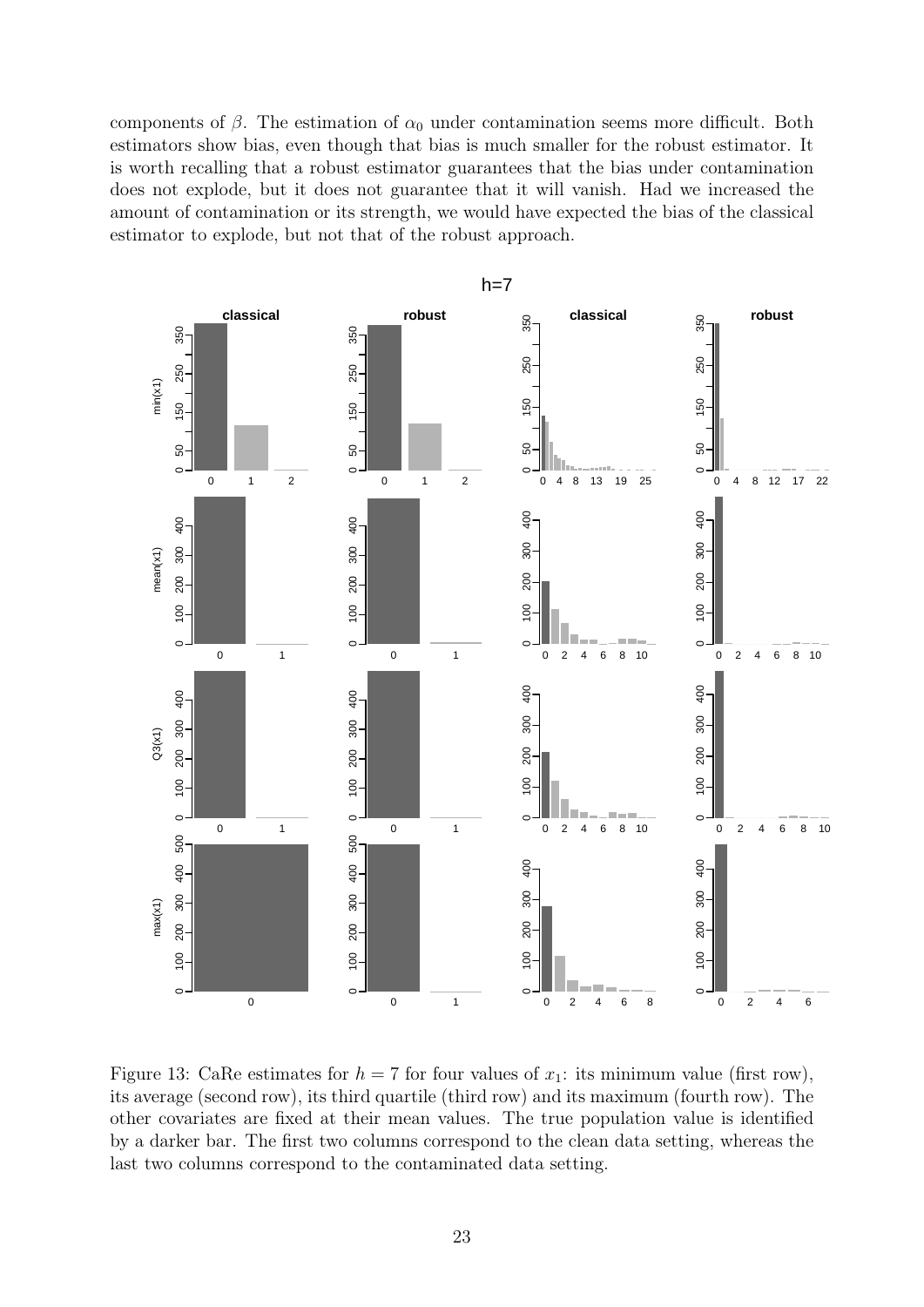components of $\beta$. The estimation of $\alpha_0$ under contamination seems more difficult. Both estimators show bias, even though that bias is much smaller for the robust estimator. It is worth recalling that a robust estimator guarantees that the bias under contamination does not explode, but it does not guarantee that it will vanish. Had we increased the amount of contamination or its strength, we would have expected the bias of the classical estimator to explode, but not that of the robust approach.

h=7

classical robust classical robust

min(x1)

mean(x1)

Q3(x1)

max(x1)

Figure 13: CaRe estimates for $h = 7$ for four values of $x_1$: its minimum value (first row), its average (second row), its third quartile (third row) and its maximum (fourth row). The other covariates are fixed at their mean values. The true population value is identified by a darker bar. The first two columns correspond to the clean data setting, whereas the last two columns correspond to the contaminated data setting.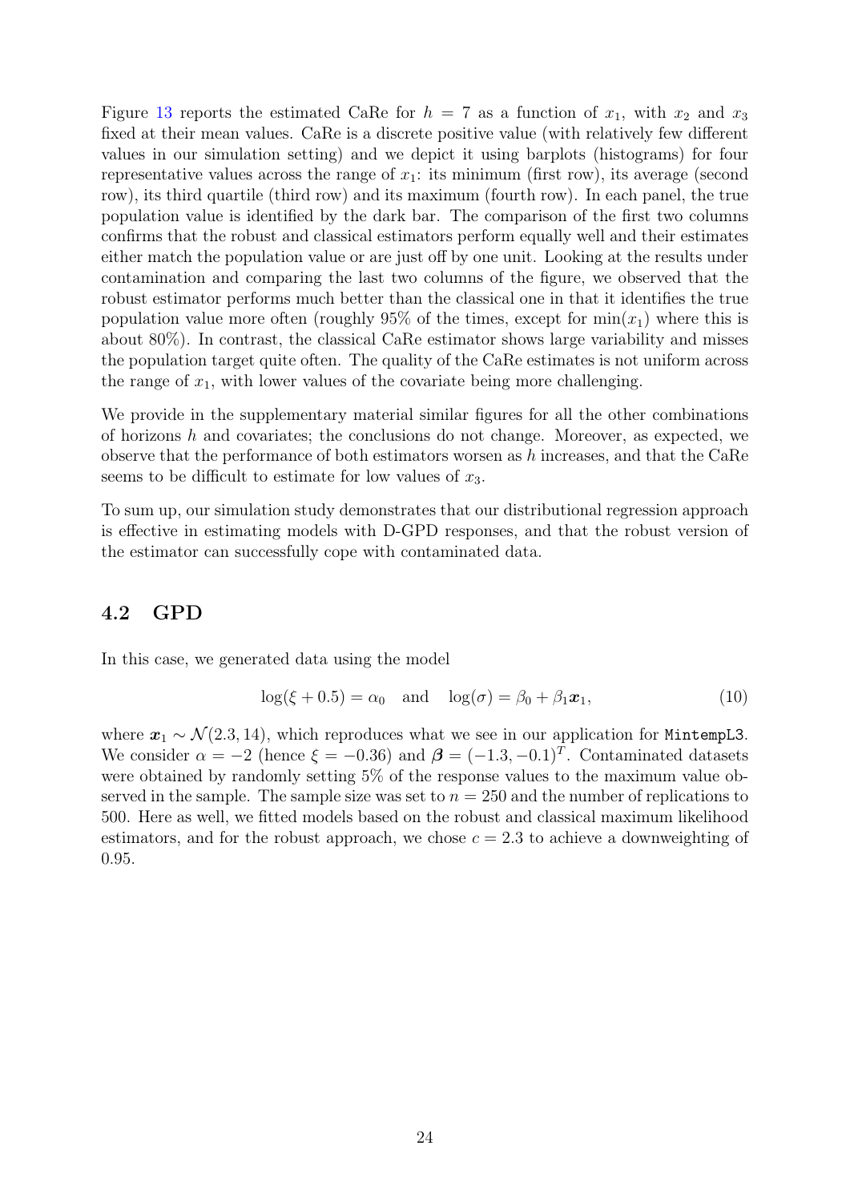Figure 13 reports the estimated CaRe for $h = 7$ as a function of $x_1$, with $x_2$ and $x_3$ fixed at their mean values. CaRe is a discrete positive value (with relatively few different values in our simulation setting) and we depict it using barplots (histograms) for four representative values across the range of $x_1$: its minimum (first row), its average (second row), its third quartile (third row) and its maximum (fourth row). In each panel, the true population value is identified by the dark bar. The comparison of the first two columns confirms that the robust and classical estimators perform equally well and their estimates either match the population value or are just off by one unit. Looking at the results under contamination and comparing the last two columns of the figure, we observed that the robust estimator performs much better than the classical one in that it identifies the true population value more often (roughly 95% of the times, except for $\min(x_1)$ where this is about 80%). In contrast, the classical CaRe estimator shows large variability and misses the population target quite often. The quality of the CaRe estimates is not uniform across the range of $x_1$, with lower values of the covariate being more challenging.

We provide in the supplementary material similar figures for all the other combinations of horizons $h$ and covariates; the conclusions do not change. Moreover, as expected, we observe that the performance of both estimators worsen as $h$ increases, and that the CaRe seems to be difficult to estimate for low values of $x_3$.

To sum up, our simulation study demonstrates that our distributional regression approach is effective in estimating models with D-GPD responses, and that the robust version of the estimator can successfully cope with contaminated data.

## 4.2 GPD

In this case, we generated data using the model

$$\log(\xi + 0.5) = \alpha_0 \quad \text{and} \quad \log(\sigma) = \beta_0 + \beta_1 \boldsymbol{x}_1, \tag{10}$$

where $\boldsymbol{x}_1 \sim \mathcal{N}(2.3, 14)$, which reproduces what we see in our application for `MintempL3`. We consider $\alpha = -2$ (hence $\xi = -0.36$) and $\boldsymbol{\beta} = (-1.3, -0.1)^T$. Contaminated datasets were obtained by randomly setting 5% of the response values to the maximum value observed in the sample. The sample size was set to $n = 250$ and the number of replications to 500. Here as well, we fitted models based on the robust and classical maximum likelihood estimators, and for the robust approach, we chose $c = 2.3$ to achieve a downweighting of 0.95.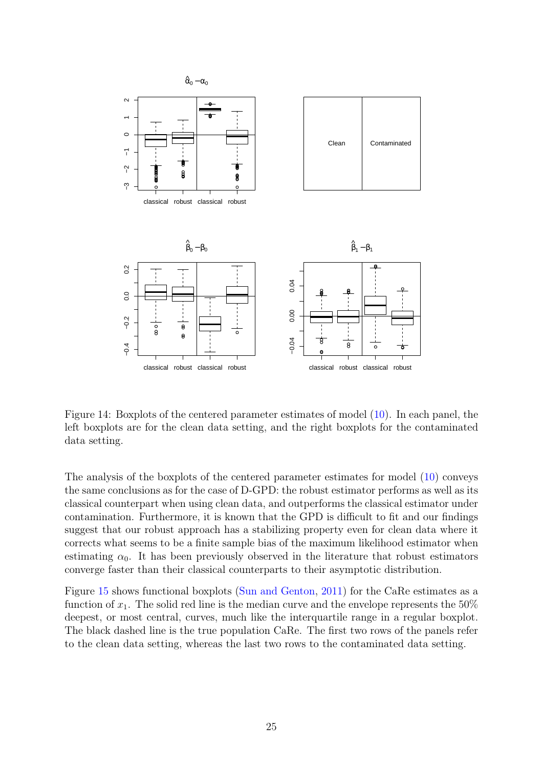$\hat{\alpha}_0 - \alpha_0$

2
1
0
−1
−2
−3

classical robust classical robust

Clean Contaminated

$\hat{\beta}_0 - \beta_0$

0.2
0.0
−0.2
−0.4

classical robust classical robust

$\hat{\beta}_1 - \beta_1$

0.04
0.00
−0.04

classical robust classical robust

Figure 14: Boxplots of the centered parameter estimates of model (10). In each panel, the left boxplots are for the clean data setting, and the right boxplots for the contaminated data setting.

The analysis of the boxplots of the centered parameter estimates for model (10) conveys the same conclusions as for the case of D-GPD: the robust estimator performs as well as its classical counterpart when using clean data, and outperforms the classical estimator under contamination. Furthermore, it is known that the GPD is difficult to fit and our findings suggest that our robust approach has a stabilizing property even for clean data where it corrects what seems to be a finite sample bias of the maximum likelihood estimator when estimating $\alpha_0$. It has been previously observed in the literature that robust estimators converge faster than their classical counterparts to their asymptotic distribution.

Figure 15 shows functional boxplots (Sun and Genton, 2011) for the CaRe estimates as a function of $x_1$. The solid red line is the median curve and the envelope represents the 50% deepest, or most central, curves, much like the interquartile range in a regular boxplot. The black dashed line is the true population CaRe. The first two rows of the panels refer to the clean data setting, whereas the last two rows to the contaminated data setting.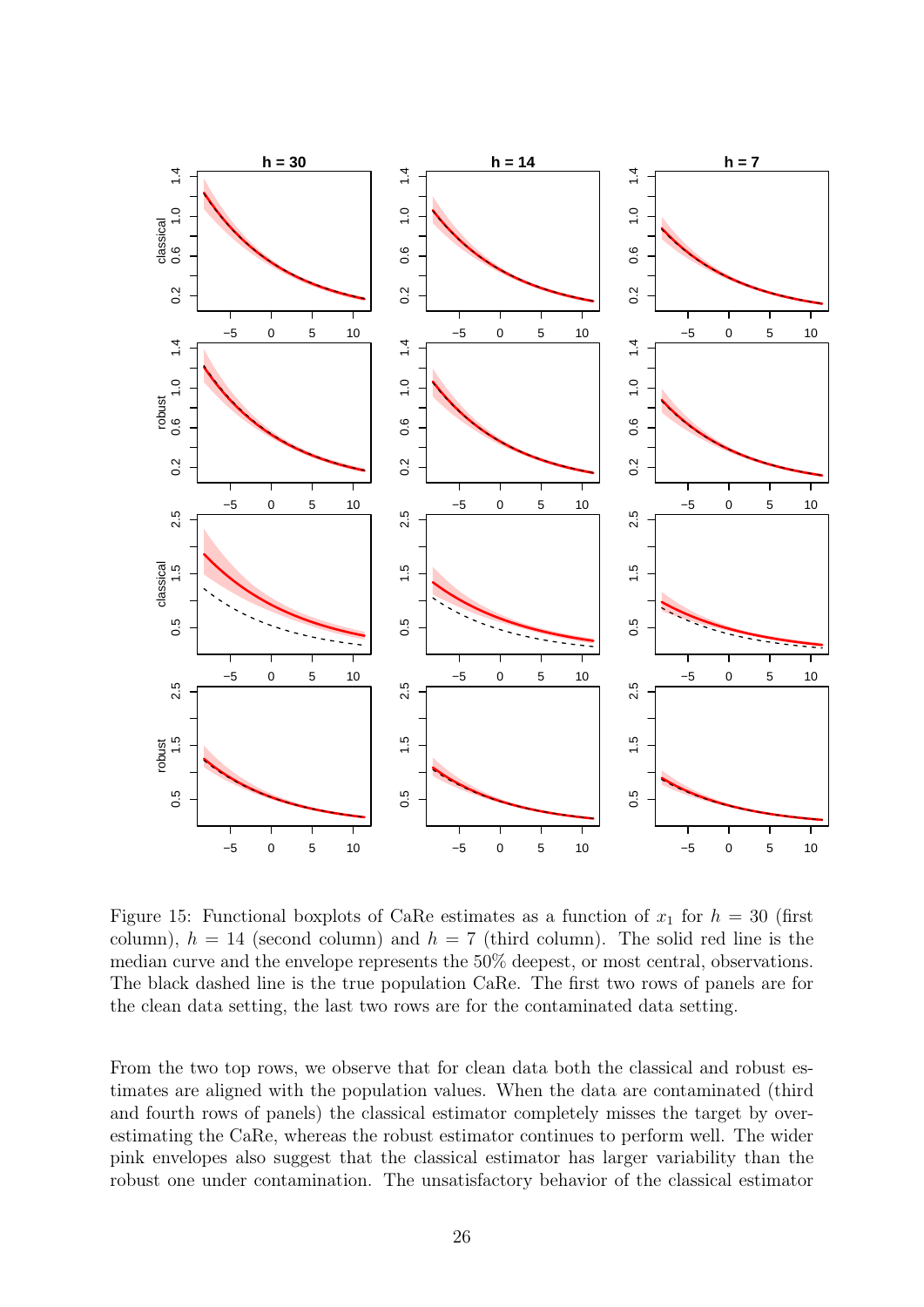h = 30

h = 14

h = 7

classical

robust

classical

robust

1.4
1.0
0.6
0.2

2.5
1.5
0.5

−5 0 5 10

Figure 15: Functional boxplots of CaRe estimates as a function of $x_1$ for $h = 30$ (first column), $h = 14$ (second column) and $h = 7$ (third column). The solid red line is the median curve and the envelope represents the 50% deepest, or most central, observations. The black dashed line is the true population CaRe. The first two rows of panels are for the clean data setting, the last two rows are for the contaminated data setting.

From the two top rows, we observe that for clean data both the classical and robust estimates are aligned with the population values. When the data are contaminated (third and fourth rows of panels) the classical estimator completely misses the target by overestimating the CaRe, whereas the robust estimator continues to perform well. The wider pink envelopes also suggest that the classical estimator has larger variability than the robust one under contamination. The unsatisfactory behavior of the classical estimator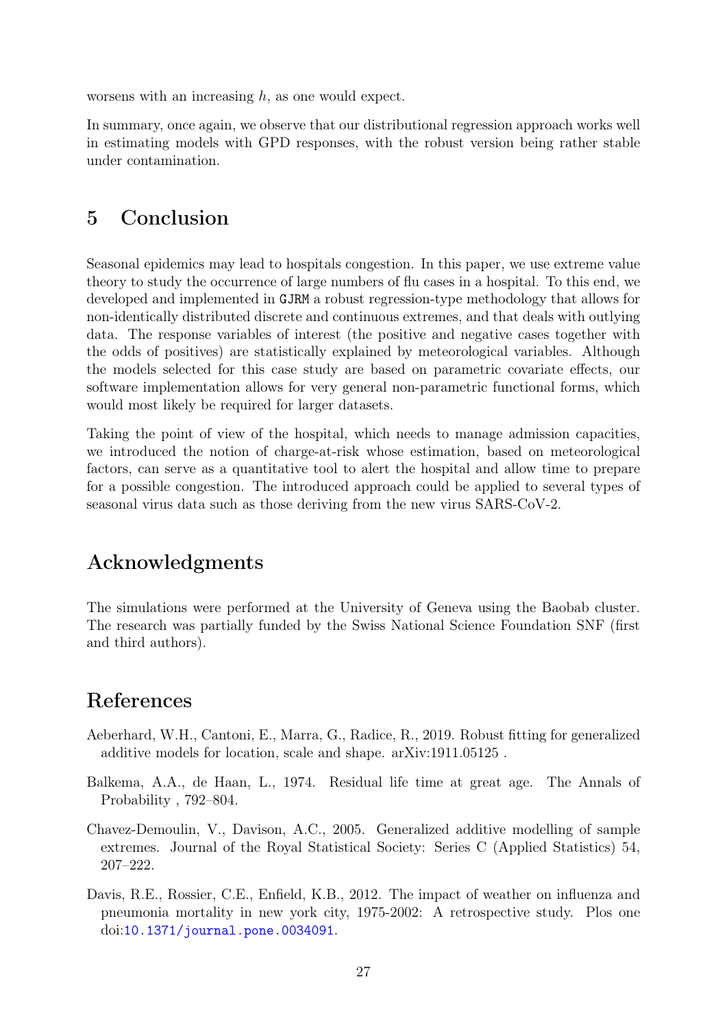worsens with an increasing $h$, as one would expect.

In summary, once again, we observe that our distributional regression approach works well in estimating models with GPD responses, with the robust version being rather stable under contamination.

# 5 Conclusion

Seasonal epidemics may lead to hospitals congestion. In this paper, we use extreme value theory to study the occurrence of large numbers of flu cases in a hospital. To this end, we developed and implemented in `GJRM` a robust regression-type methodology that allows for non-identically distributed discrete and continuous extremes, and that deals with outlying data. The response variables of interest (the positive and negative cases together with the odds of positives) are statistically explained by meteorological variables. Although the models selected for this case study are based on parametric covariate effects, our software implementation allows for very general non-parametric functional forms, which would most likely be required for larger datasets.

Taking the point of view of the hospital, which needs to manage admission capacities, we introduced the notion of charge-at-risk whose estimation, based on meteorological factors, can serve as a quantitative tool to alert the hospital and allow time to prepare for a possible congestion. The introduced approach could be applied to several types of seasonal virus data such as those deriving from the new virus SARS-CoV-2.

# Acknowledgments

The simulations were performed at the University of Geneva using the Baobab cluster. The research was partially funded by the Swiss National Science Foundation SNF (first and third authors).

# References

Aeberhard, W.H., Cantoni, E., Marra, G., Radice, R., 2019. Robust fitting for generalized additive models for location, scale and shape. arXiv:1911.05125 .

Balkema, A.A., de Haan, L., 1974. Residual life time at great age. The Annals of Probability , 792–804.

Chavez-Demoulin, V., Davison, A.C., 2005. Generalized additive modelling of sample extremes. Journal of the Royal Statistical Society: Series C (Applied Statistics) 54, 207–222.

Davis, R.E., Rossier, C.E., Enfield, K.B., 2012. The impact of weather on influenza and pneumonia mortality in new york city, 1975-2002: A retrospective study. Plos one doi:10.1371/journal.pone.0034091.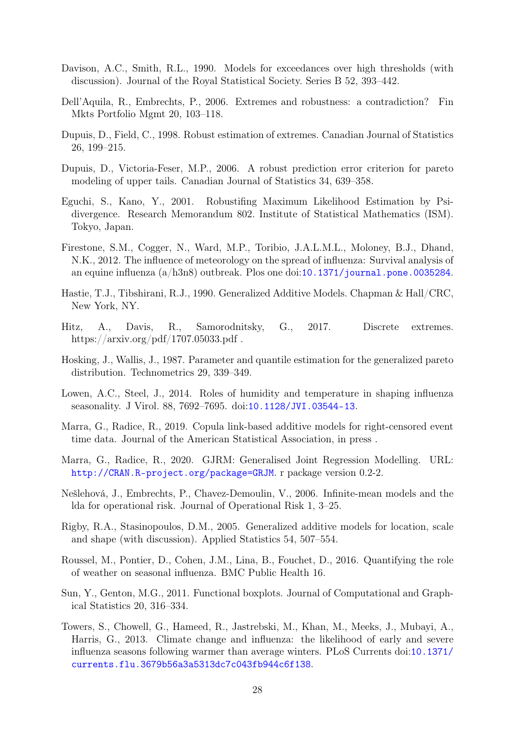Davison, A.C., Smith, R.L., 1990. Models for exceedances over high thresholds (with discussion). Journal of the Royal Statistical Society. Series B 52, 393–442.

Dell'Aquila, R., Embrechts, P., 2006. Extremes and robustness: a contradiction? Fin Mkts Portfolio Mgmt 20, 103–118.

Dupuis, D., Field, C., 1998. Robust estimation of extremes. Canadian Journal of Statistics 26, 199–215.

Dupuis, D., Victoria-Feser, M.P., 2006. A robust prediction error criterion for pareto modeling of upper tails. Canadian Journal of Statistics 34, 639–358.

Eguchi, S., Kano, Y., 2001. Robustifing Maximum Likelihood Estimation by Psi-divergence. Research Memorandum 802. Institute of Statistical Mathematics (ISM). Tokyo, Japan.

Firestone, S.M., Cogger, N., Ward, M.P., Toribio, J.A.L.M.L., Moloney, B.J., Dhand, N.K., 2012. The influence of meteorology on the spread of influenza: Survival analysis of an equine influenza (a/h3n8) outbreak. Plos one doi:10.1371/journal.pone.0035284.

Hastie, T.J., Tibshirani, R.J., 1990. Generalized Additive Models. Chapman & Hall/CRC, New York, NY.

Hitz, A., Davis, R., Samorodnitsky, G., 2017. Discrete extremes. https://arxiv.org/pdf/1707.05033.pdf .

Hosking, J., Wallis, J., 1987. Parameter and quantile estimation for the generalized pareto distribution. Technometrics 29, 339–349.

Lowen, A.C., Steel, J., 2014. Roles of humidity and temperature in shaping influenza seasonality. J Virol. 88, 7692–7695. doi:10.1128/JVI.03544-13.

Marra, G., Radice, R., 2019. Copula link-based additive models for right-censored event time data. Journal of the American Statistical Association, in press .

Marra, G., Radice, R., 2020. GJRM: Generalised Joint Regression Modelling. URL: http://CRAN.R-project.org/package=GRJM. r package version 0.2-2.

Nešlehová, J., Embrechts, P., Chavez-Demoulin, V., 2006. Infinite-mean models and the lda for operational risk. Journal of Operational Risk 1, 3–25.

Rigby, R.A., Stasinopoulos, D.M., 2005. Generalized additive models for location, scale and shape (with discussion). Applied Statistics 54, 507–554.

Roussel, M., Pontier, D., Cohen, J.M., Lina, B., Fouchet, D., 2016. Quantifying the role of weather on seasonal influenza. BMC Public Health 16.

Sun, Y., Genton, M.G., 2011. Functional boxplots. Journal of Computational and Graphical Statistics 20, 316–334.

Towers, S., Chowell, G., Hameed, R., Jastrebski, M., Khan, M., Meeks, J., Mubayi, A., Harris, G., 2013. Climate change and influenza: the likelihood of early and severe influenza seasons following warmer than average winters. PLoS Currents doi:10.1371/currents.flu.3679b56a3a5313dc7c043fb944c6f138.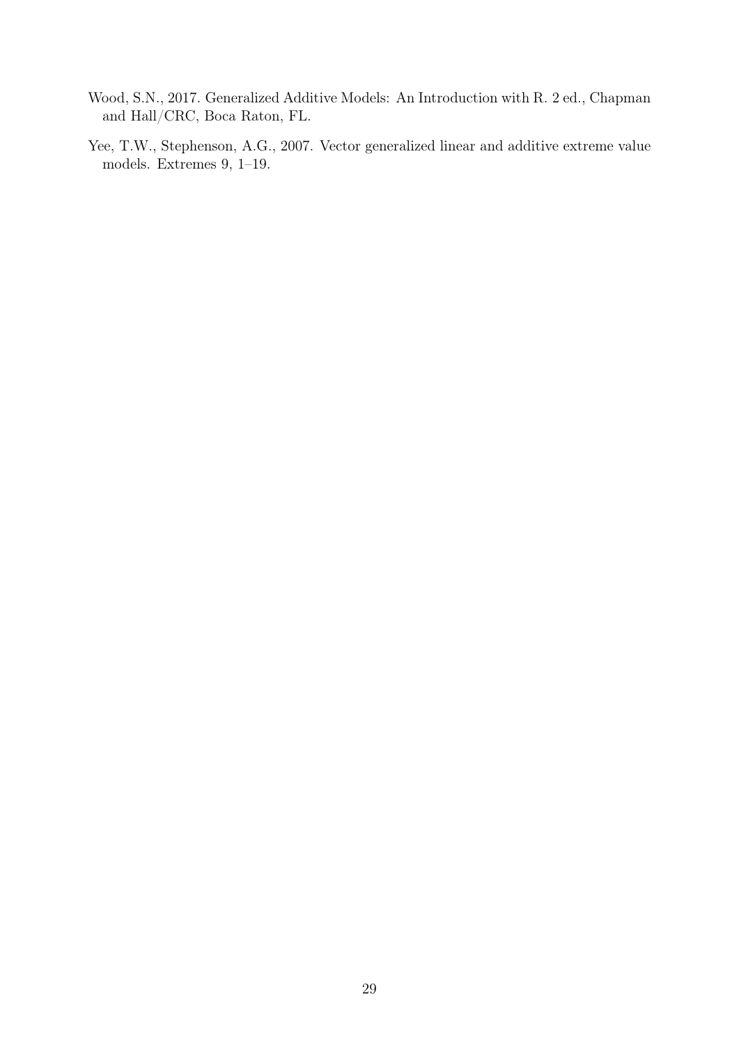Wood, S.N., 2017. Generalized Additive Models: An Introduction with R. 2 ed., Chapman and Hall/CRC, Boca Raton, FL.

Yee, T.W., Stephenson, A.G., 2007. Vector generalized linear and additive extreme value models. Extremes 9, 1–19.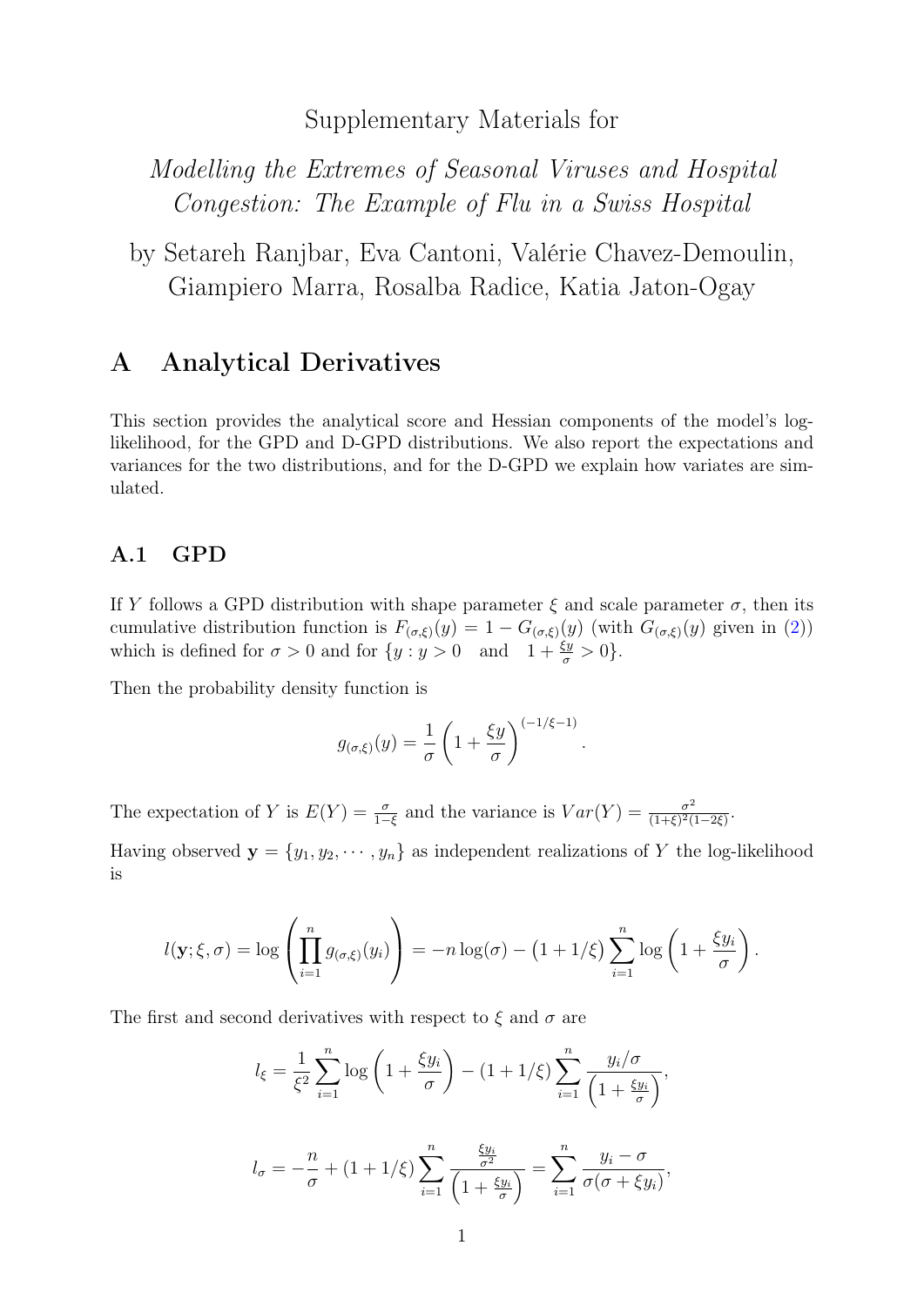Supplementary Materials for

*Modelling the Extremes of Seasonal Viruses and Hospital Congestion: The Example of Flu in a Swiss Hospital*

by Setareh Ranjbar, Eva Cantoni, Valérie Chavez-Demoulin, Giampiero Marra, Rosalba Radice, Katia Jaton-Ogay

## A Analytical Derivatives

This section provides the analytical score and Hessian components of the model's log-likelihood, for the GPD and D-GPD distributions. We also report the expectations and variances for the two distributions, and for the D-GPD we explain how variates are simulated.

### A.1 GPD

If $Y$ follows a GPD distribution with shape parameter $\xi$ and scale parameter $\sigma$, then its cumulative distribution function is $F_{(\sigma,\xi)}(y) = 1 - G_{(\sigma,\xi)}(y)$ (with $G_{(\sigma,\xi)}(y)$ given in (2)) which is defined for $\sigma > 0$ and for $\{y : y > 0 \quad \text{and} \quad 1 + \frac{\xi y}{\sigma} > 0\}$.

Then the probability density function is

$$
g_{(\sigma,\xi)}(y) = \frac{1}{\sigma}\left(1 + \frac{\xi y}{\sigma}\right)^{(-1/\xi - 1)}.
$$

The expectation of $Y$ is $E(Y) = \frac{\sigma}{1-\xi}$ and the variance is $Var(Y) = \frac{\sigma^2}{(1+\xi)^2(1-2\xi)}$.

Having observed $\mathbf{y} = \{y_1, y_2, \cdots, y_n\}$ as independent realizations of $Y$ the log-likelihood is

$$
l(\mathbf{y}; \xi, \sigma) = \log\left(\prod_{i=1}^{n} g_{(\sigma,\xi)}(y_i)\right) = -n\log(\sigma) - \left(1 + 1/\xi\right)\sum_{i=1}^{n}\log\left(1 + \frac{\xi y_i}{\sigma}\right).
$$

The first and second derivatives with respect to $\xi$ and $\sigma$ are

$$
l_\xi = \frac{1}{\xi^2}\sum_{i=1}^{n}\log\left(1 + \frac{\xi y_i}{\sigma}\right) - (1 + 1/\xi)\sum_{i=1}^{n}\frac{y_i/\sigma}{\left(1 + \frac{\xi y_i}{\sigma}\right)},
$$

$$
l_\sigma = -\frac{n}{\sigma} + (1 + 1/\xi)\sum_{i=1}^{n}\frac{\frac{\xi y_i}{\sigma^2}}{\left(1 + \frac{\xi y_i}{\sigma}\right)} = \sum_{i=1}^{n}\frac{y_i - \sigma}{\sigma(\sigma + \xi y_i)},
$$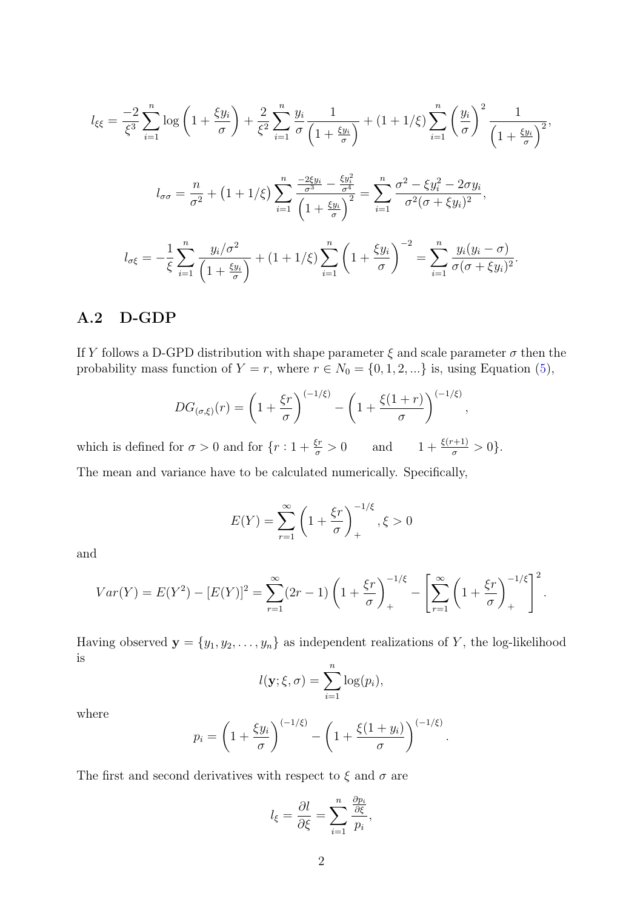$$l_{\xi\xi} = \frac{-2}{\xi^3}\sum_{i=1}^{n}\log\left(1+\frac{\xi y_i}{\sigma}\right) + \frac{2}{\xi^2}\sum_{i=1}^{n}\frac{y_i}{\sigma}\frac{1}{\left(1+\frac{\xi y_i}{\sigma}\right)} + (1+1/\xi)\sum_{i=1}^{n}\left(\frac{y_i}{\sigma}\right)^2\frac{1}{\left(1+\frac{\xi y_i}{\sigma}\right)^2},$$

$$l_{\sigma\sigma} = \frac{n}{\sigma^2} + \left(1+1/\xi\right)\sum_{i=1}^{n}\frac{\frac{-2\xi y_i}{\sigma^3}-\frac{\xi y_i^2}{\sigma^4}}{\left(1+\frac{\xi y_i}{\sigma}\right)^2} = \sum_{i=1}^{n}\frac{\sigma^2-\xi y_i^2-2\sigma y_i}{\sigma^2(\sigma+\xi y_i)^2},$$

$$l_{\sigma\xi} = -\frac{1}{\xi}\sum_{i=1}^{n}\frac{y_i/\sigma^2}{\left(1+\frac{\xi y_i}{\sigma}\right)} + (1+1/\xi)\sum_{i=1}^{n}\left(1+\frac{\xi y_i}{\sigma}\right)^{-2} = \sum_{i=1}^{n}\frac{y_i(y_i-\sigma)}{\sigma(\sigma+\xi y_i)^2}.$$

## A.2 D-GDP

If $Y$ follows a D-GPD distribution with shape parameter $\xi$ and scale parameter $\sigma$ then the probability mass function of $Y = r$, where $r \in N_0 = \{0, 1, 2, ...\}$ is, using Equation (5),

$$DG_{(\sigma,\xi)}(r) = \left(1+\frac{\xi r}{\sigma}\right)^{(-1/\xi)} - \left(1+\frac{\xi(1+r)}{\sigma}\right)^{(-1/\xi)},$$

which is defined for $\sigma > 0$ and for $\{r : 1 + \frac{\xi r}{\sigma} > 0 \quad \text{and} \quad 1 + \frac{\xi(r+1)}{\sigma} > 0\}$.

The mean and variance have to be calculated numerically. Specifically,

$$E(Y) = \sum_{r=1}^{\infty}\left(1+\frac{\xi r}{\sigma}\right)_+^{-1/\xi}, \xi > 0$$

and

$$Var(Y) = E(Y^2) - [E(Y)]^2 = \sum_{r=1}^{\infty}(2r-1)\left(1+\frac{\xi r}{\sigma}\right)_+^{-1/\xi} - \left[\sum_{r=1}^{\infty}\left(1+\frac{\xi r}{\sigma}\right)_+^{-1/\xi}\right]^2.$$

Having observed $\mathbf{y} = \{y_1, y_2, \ldots, y_n\}$ as independent realizations of $Y$, the log-likelihood is

$$l(\mathbf{y};\xi,\sigma) = \sum_{i=1}^{n}\log(p_i),$$

where

$$p_i = \left(1+\frac{\xi y_i}{\sigma}\right)^{(-1/\xi)} - \left(1+\frac{\xi(1+y_i)}{\sigma}\right)^{(-1/\xi)}.$$

The first and second derivatives with respect to $\xi$ and $\sigma$ are

$$l_\xi = \frac{\partial l}{\partial \xi} = \sum_{i=1}^{n}\frac{\frac{\partial p_i}{\partial \xi}}{p_i},$$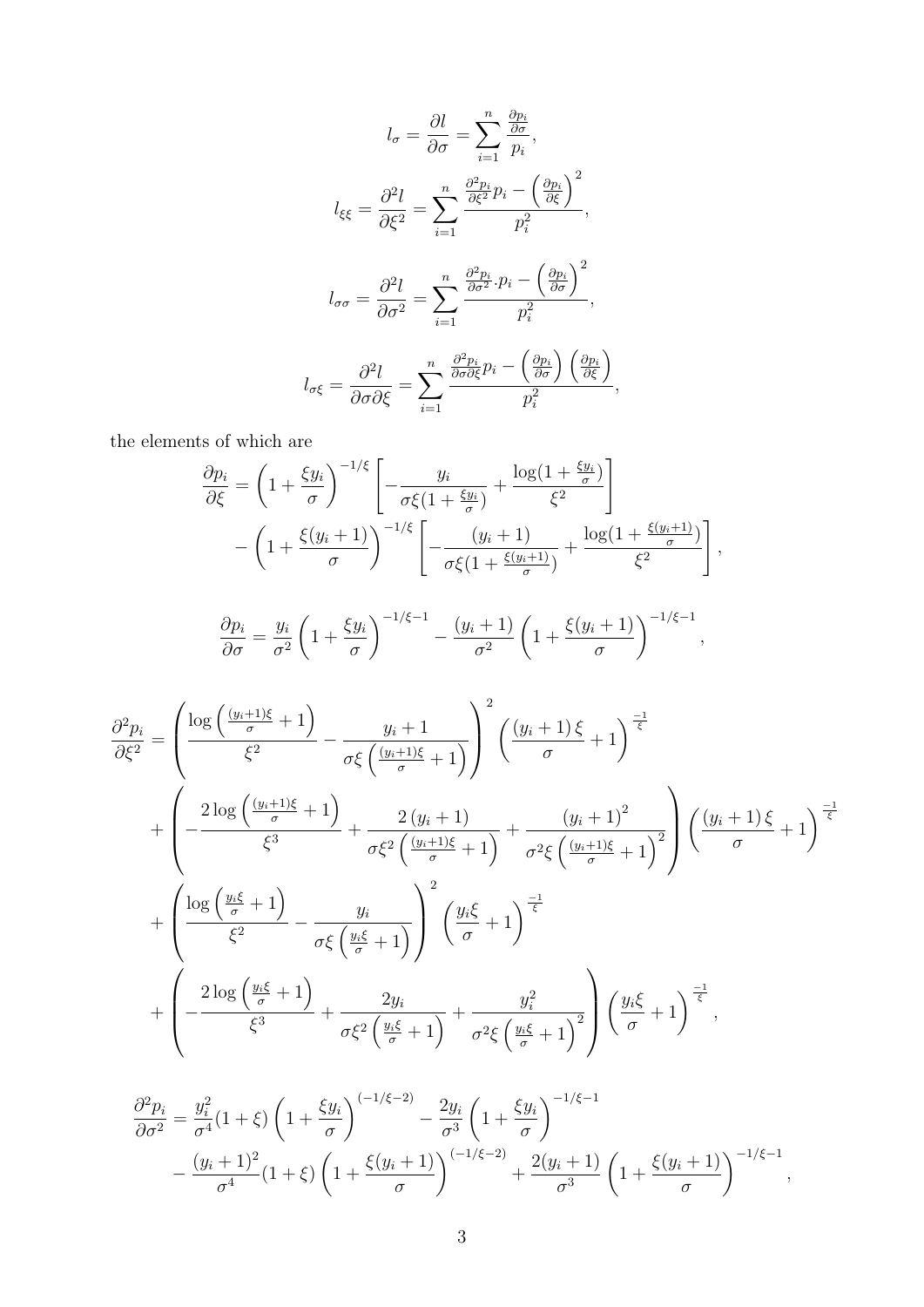$$l_\sigma = \frac{\partial l}{\partial \sigma} = \sum_{i=1}^{n} \frac{\frac{\partial p_i}{\partial \sigma}}{p_i},$$

$$l_{\xi\xi} = \frac{\partial^2 l}{\partial \xi^2} = \sum_{i=1}^{n} \frac{\frac{\partial^2 p_i}{\partial \xi^2} p_i - \left(\frac{\partial p_i}{\partial \xi}\right)^2}{p_i^2},$$

$$l_{\sigma\sigma} = \frac{\partial^2 l}{\partial \sigma^2} = \sum_{i=1}^{n} \frac{\frac{\partial^2 p_i}{\partial \sigma^2} . p_i - \left(\frac{\partial p_i}{\partial \sigma}\right)^2}{p_i^2},$$

$$l_{\sigma\xi} = \frac{\partial^2 l}{\partial \sigma \partial \xi} = \sum_{i=1}^{n} \frac{\frac{\partial^2 p_i}{\partial \sigma \partial \xi} p_i - \left(\frac{\partial p_i}{\partial \sigma}\right)\left(\frac{\partial p_i}{\partial \xi}\right)}{p_i^2},$$

the elements of which are

$$\begin{aligned}
\frac{\partial p_i}{\partial \xi} &= \left(1 + \frac{\xi y_i}{\sigma}\right)^{-1/\xi} \left[ -\frac{y_i}{\sigma \xi (1 + \frac{\xi y_i}{\sigma})} + \frac{\log(1 + \frac{\xi y_i}{\sigma})}{\xi^2} \right] \\
&\quad - \left(1 + \frac{\xi (y_i + 1)}{\sigma}\right)^{-1/\xi} \left[ -\frac{(y_i + 1)}{\sigma \xi (1 + \frac{\xi (y_i + 1)}{\sigma})} + \frac{\log(1 + \frac{\xi (y_i + 1)}{\sigma})}{\xi^2} \right],
\end{aligned}$$

$$\frac{\partial p_i}{\partial \sigma} = \frac{y_i}{\sigma^2} \left(1 + \frac{\xi y_i}{\sigma}\right)^{-1/\xi - 1} - \frac{(y_i + 1)}{\sigma^2} \left(1 + \frac{\xi (y_i + 1)}{\sigma}\right)^{-1/\xi - 1},$$

$$\begin{aligned}
\frac{\partial^2 p_i}{\partial \xi^2} &= \left( \frac{\log\left(\frac{(y_i+1)\xi}{\sigma} + 1\right)}{\xi^2} - \frac{y_i + 1}{\sigma \xi \left(\frac{(y_i+1)\xi}{\sigma} + 1\right)} \right)^2 \left( \frac{(y_i + 1)\,\xi}{\sigma} + 1 \right)^{\frac{-1}{\xi}} \\
&\quad + \left( -\frac{2 \log\left(\frac{(y_i+1)\xi}{\sigma} + 1\right)}{\xi^3} + \frac{2\,(y_i + 1)}{\sigma \xi^2 \left(\frac{(y_i+1)\xi}{\sigma} + 1\right)} + \frac{(y_i + 1)^2}{\sigma^2 \xi \left(\frac{(y_i+1)\xi}{\sigma} + 1\right)^2} \right) \left( \frac{(y_i + 1)\,\xi}{\sigma} + 1 \right)^{\frac{-1}{\xi}} \\
&\quad + \left( \frac{\log\left(\frac{y_i \xi}{\sigma} + 1\right)}{\xi^2} - \frac{y_i}{\sigma \xi \left(\frac{y_i \xi}{\sigma} + 1\right)} \right)^2 \left( \frac{y_i \xi}{\sigma} + 1 \right)^{\frac{-1}{\xi}} \\
&\quad + \left( -\frac{2 \log\left(\frac{y_i \xi}{\sigma} + 1\right)}{\xi^3} + \frac{2 y_i}{\sigma \xi^2 \left(\frac{y_i \xi}{\sigma} + 1\right)} + \frac{y_i^2}{\sigma^2 \xi \left(\frac{y_i \xi}{\sigma} + 1\right)^2} \right) \left( \frac{y_i \xi}{\sigma} + 1 \right)^{\frac{-1}{\xi}},
\end{aligned}$$

$$\begin{aligned}
\frac{\partial^2 p_i}{\partial \sigma^2} &= \frac{y_i^2}{\sigma^4}(1 + \xi) \left(1 + \frac{\xi y_i}{\sigma}\right)^{(-1/\xi - 2)} - \frac{2 y_i}{\sigma^3} \left(1 + \frac{\xi y_i}{\sigma}\right)^{-1/\xi - 1} \\
&\quad - \frac{(y_i + 1)^2}{\sigma^4}(1 + \xi) \left(1 + \frac{\xi (y_i + 1)}{\sigma}\right)^{(-1/\xi - 2)} + \frac{2(y_i + 1)}{\sigma^3} \left(1 + \frac{\xi (y_i + 1)}{\sigma}\right)^{-1/\xi - 1},
\end{aligned}$$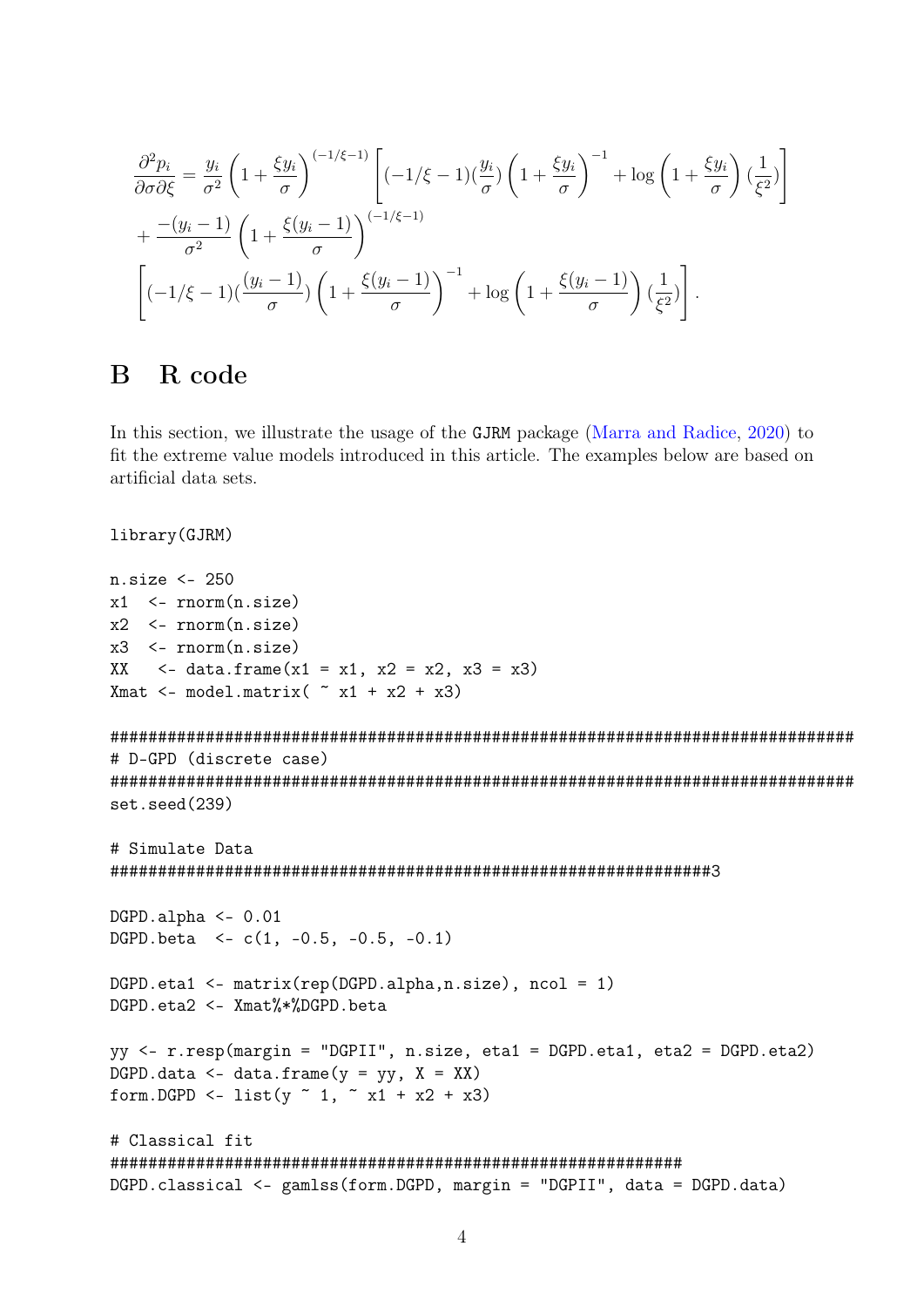$$
\frac{\partial^2 p_i}{\partial \sigma \partial \xi} = \frac{y_i}{\sigma^2}\left(1+\frac{\xi y_i}{\sigma}\right)^{(-1/\xi-1)}\left[(-1/\xi-1)(\frac{y_i}{\sigma})\left(1+\frac{\xi y_i}{\sigma}\right)^{-1}+\log\left(1+\frac{\xi y_i}{\sigma}\right)(\frac{1}{\xi^2})\right]
$$
$$
+\frac{-(y_i-1)}{\sigma^2}\left(1+\frac{\xi(y_i-1)}{\sigma}\right)^{(-1/\xi-1)}
$$
$$
\left[(-1/\xi-1)(\frac{(y_i-1)}{\sigma})\left(1+\frac{\xi(y_i-1)}{\sigma}\right)^{-1}+\log\left(1+\frac{\xi(y_i-1)}{\sigma}\right)(\frac{1}{\xi^2})\right].
$$

# B R code

In this section, we illustrate the usage of the GJRM package (Marra and Radice, 2020) to fit the extreme value models introduced in this article. The examples below are based on artificial data sets.

```
library(GJRM)

n.size <- 250
x1  <- rnorm(n.size)
x2  <- rnorm(n.size)
x3  <- rnorm(n.size)
XX   <- data.frame(x1 = x1, x2 = x2, x3 = x3)
Xmat <- model.matrix( ~ x1 + x2 + x3)

################################################################################
# D-GPD (discrete case)
################################################################################
set.seed(239)

# Simulate Data
#################################################################3

DGPD.alpha <- 0.01
DGPD.beta  <- c(1, -0.5, -0.5, -0.1)

DGPD.eta1 <- matrix(rep(DGPD.alpha,n.size), ncol = 1)
DGPD.eta2 <- Xmat%*%DGPD.beta

yy <- r.resp(margin = "DGPII", n.size, eta1 = DGPD.eta1, eta2 = DGPD.eta2)
DGPD.data <- data.frame(y = yy, X = XX)
form.DGPD <- list(y ~ 1, ~ x1 + x2 + x3)

# Classical fit
##############################################################
DGPD.classical <- gamlss(form.DGPD, margin = "DGPII", data = DGPD.data)
```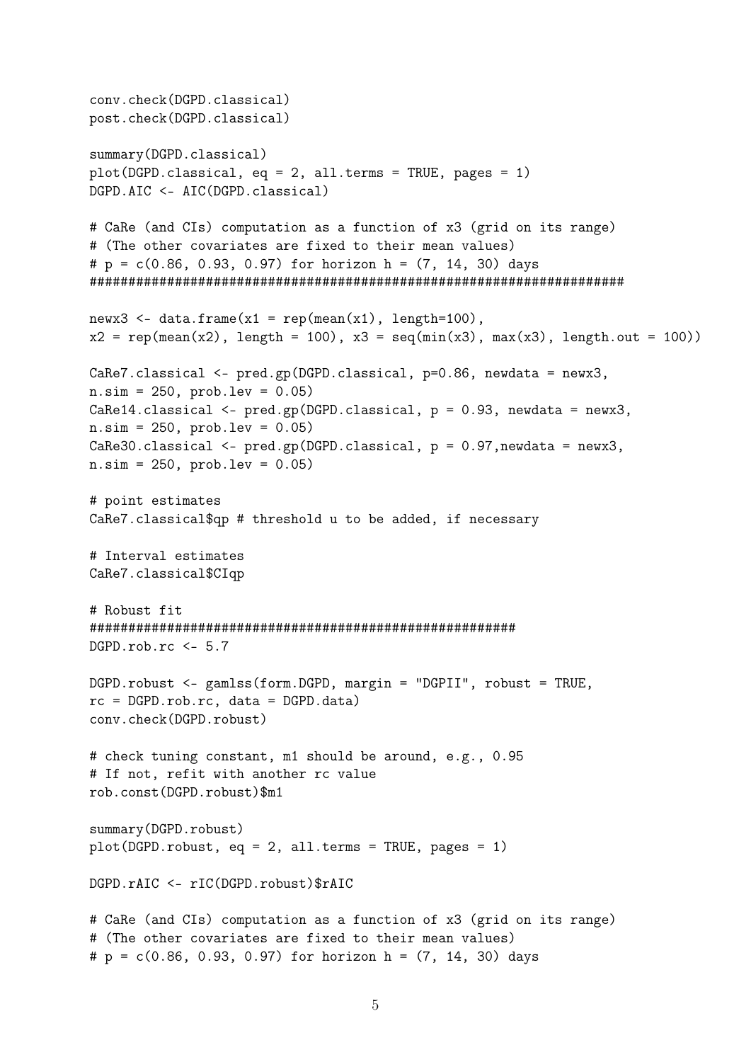```
conv.check(DGPD.classical)
post.check(DGPD.classical)

summary(DGPD.classical)
plot(DGPD.classical, eq = 2, all.terms = TRUE, pages = 1)
DGPD.AIC <- AIC(DGPD.classical)

# CaRe (and CIs) computation as a function of x3 (grid on its range)
# (The other covariates are fixed to their mean values)
# p = c(0.86, 0.93, 0.97) for horizon h = (7, 14, 30) days
######################################################################

newx3 <- data.frame(x1 = rep(mean(x1), length=100),
x2 = rep(mean(x2), length = 100), x3 = seq(min(x3), max(x3), length.out = 100))

CaRe7.classical <- pred.gp(DGPD.classical, p=0.86, newdata = newx3,
n.sim = 250, prob.lev = 0.05)
CaRe14.classical <- pred.gp(DGPD.classical, p = 0.93, newdata = newx3,
n.sim = 250, prob.lev = 0.05)
CaRe30.classical <- pred.gp(DGPD.classical, p = 0.97,newdata = newx3,
n.sim = 250, prob.lev = 0.05)

# point estimates
CaRe7.classical$qp # threshold u to be added, if necessary

# Interval estimates
CaRe7.classical$CIqp

# Robust fit
########################################################
DGPD.rob.rc <- 5.7

DGPD.robust <- gamlss(form.DGPD, margin = "DGPII", robust = TRUE,
rc = DGPD.rob.rc, data = DGPD.data)
conv.check(DGPD.robust)

# check tuning constant, m1 should be around, e.g., 0.95
# If not, refit with another rc value
rob.const(DGPD.robust)$m1

summary(DGPD.robust)
plot(DGPD.robust, eq = 2, all.terms = TRUE, pages = 1)

DGPD.rAIC <- rIC(DGPD.robust)$rAIC

# CaRe (and CIs) computation as a function of x3 (grid on its range)
# (The other covariates are fixed to their mean values)
# p = c(0.86, 0.93, 0.97) for horizon h = (7, 14, 30) days
```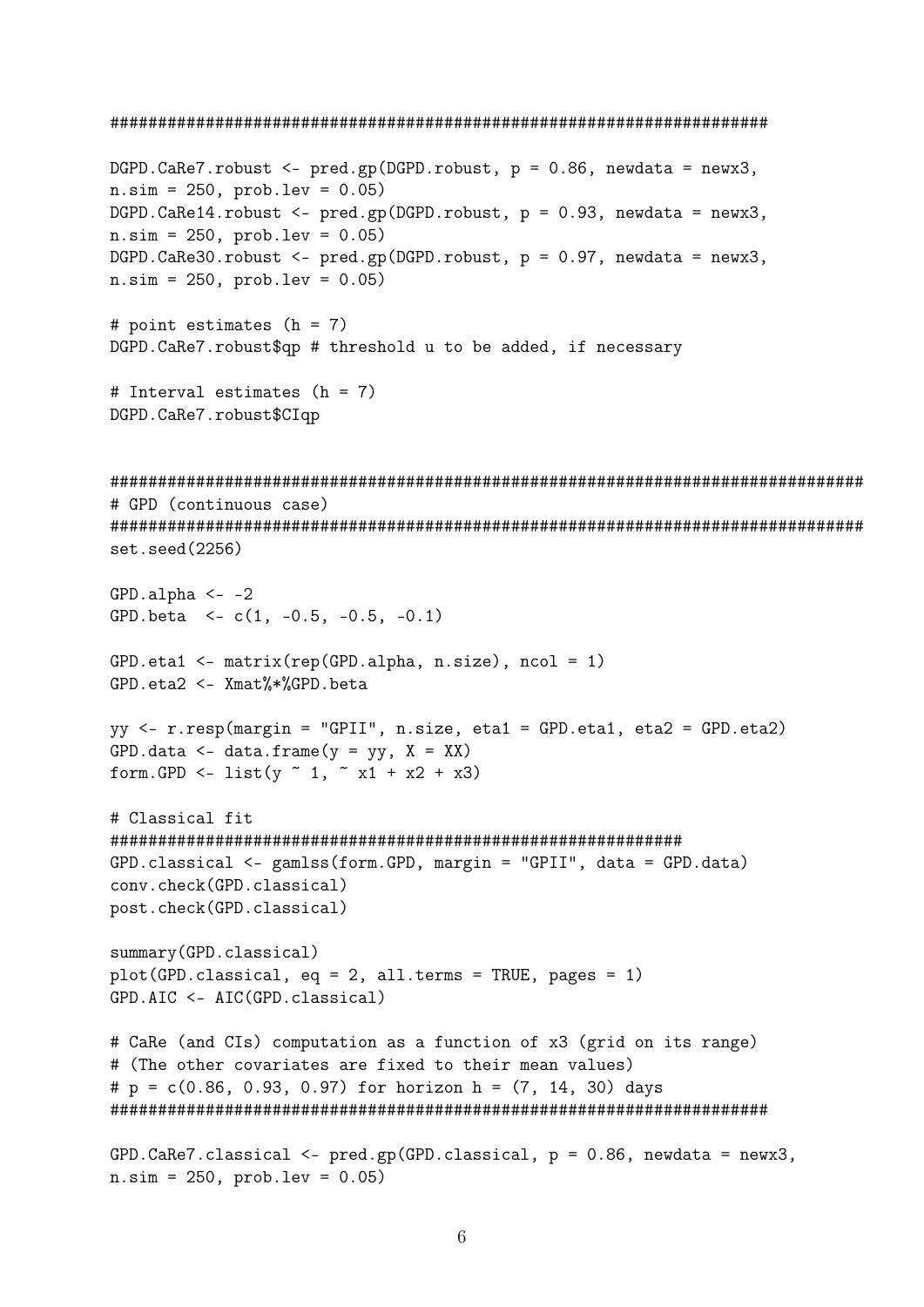```
##################################################################

DGPD.CaRe7.robust <- pred.gp(DGPD.robust, p = 0.86, newdata = newx3,
n.sim = 250, prob.lev = 0.05)
DGPD.CaRe14.robust <- pred.gp(DGPD.robust, p = 0.93, newdata = newx3,
n.sim = 250, prob.lev = 0.05)
DGPD.CaRe30.robust <- pred.gp(DGPD.robust, p = 0.97, newdata = newx3,
n.sim = 250, prob.lev = 0.05)

# point estimates (h = 7)
DGPD.CaRe7.robust$qp # threshold u to be added, if necessary

# Interval estimates (h = 7)
DGPD.CaRe7.robust$CIqp


################################################################################
# GPD (continuous case)
################################################################################
set.seed(2256)

GPD.alpha <- -2
GPD.beta  <- c(1, -0.5, -0.5, -0.1)

GPD.eta1 <- matrix(rep(GPD.alpha, n.size), ncol = 1)
GPD.eta2 <- Xmat%*%GPD.beta

yy <- r.resp(margin = "GPII", n.size, eta1 = GPD.eta1, eta2 = GPD.eta2)
GPD.data <- data.frame(y = yy, X = XX)
form.GPD <- list(y ~ 1, ~ x1 + x2 + x3)

# Classical fit
###########################################################
GPD.classical <- gamlss(form.GPD, margin = "GPII", data = GPD.data)
conv.check(GPD.classical)
post.check(GPD.classical)

summary(GPD.classical)
plot(GPD.classical, eq = 2, all.terms = TRUE, pages = 1)
GPD.AIC <- AIC(GPD.classical)

# CaRe (and CIs) computation as a function of x3 (grid on its range)
# (The other covariates are fixed to their mean values)
# p = c(0.86, 0.93, 0.97) for horizon h = (7, 14, 30) days
##################################################################

GPD.CaRe7.classical <- pred.gp(GPD.classical, p = 0.86, newdata = newx3,
n.sim = 250, prob.lev = 0.05)
```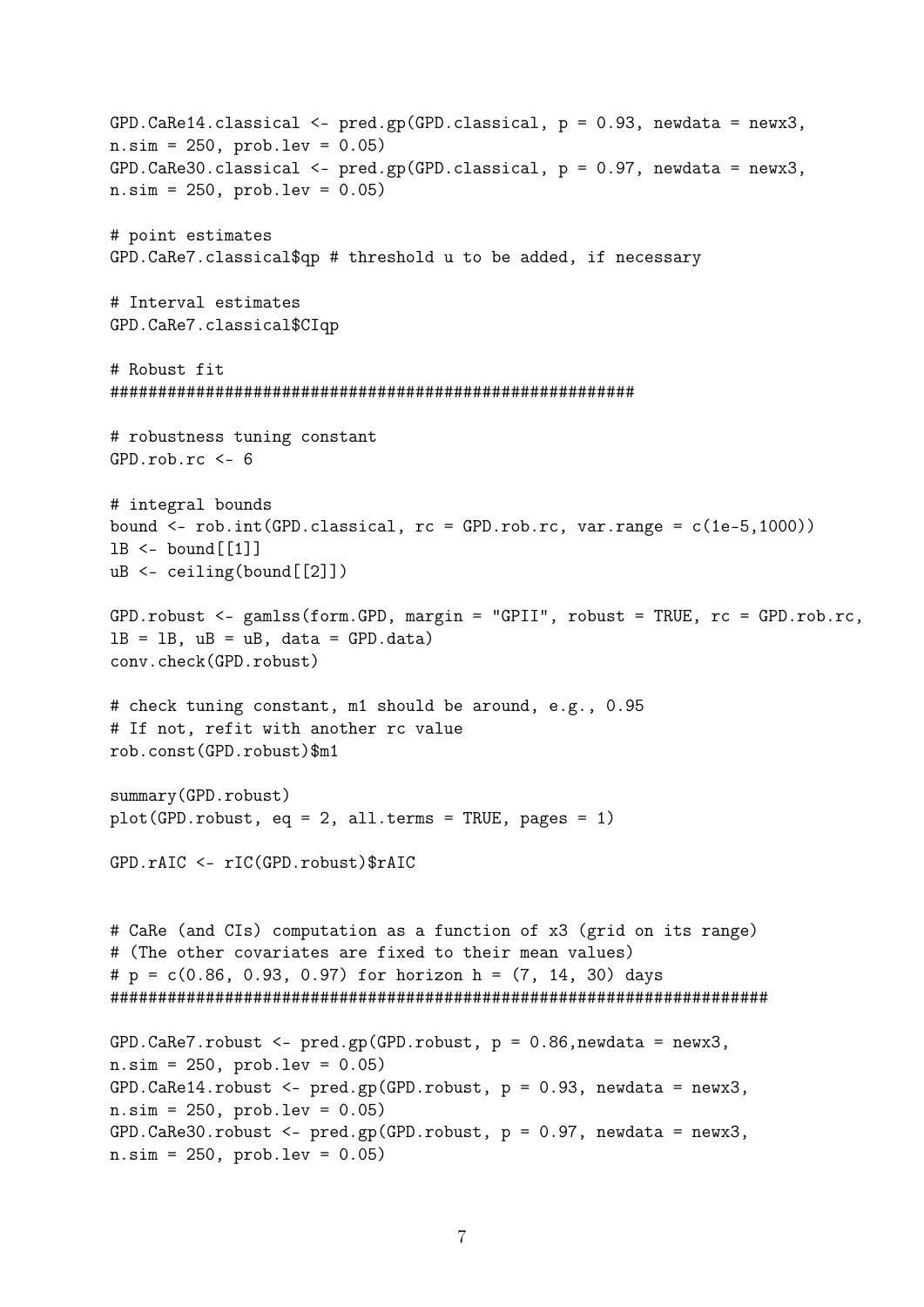```
GPD.CaRe14.classical <- pred.gp(GPD.classical, p = 0.93, newdata = newx3,
n.sim = 250, prob.lev = 0.05)
GPD.CaRe30.classical <- pred.gp(GPD.classical, p = 0.97, newdata = newx3,
n.sim = 250, prob.lev = 0.05)

# point estimates
GPD.CaRe7.classical$qp # threshold u to be added, if necessary

# Interval estimates
GPD.CaRe7.classical$CIqp

# Robust fit
#######################################################

# robustness tuning constant
GPD.rob.rc <- 6

# integral bounds
bound <- rob.int(GPD.classical, rc = GPD.rob.rc, var.range = c(1e-5,1000))
lB <- bound[[1]]
uB <- ceiling(bound[[2]])

GPD.robust <- gamlss(form.GPD, margin = "GPII", robust = TRUE, rc = GPD.rob.rc,
lB = lB, uB = uB, data = GPD.data)
conv.check(GPD.robust)

# check tuning constant, m1 should be around, e.g., 0.95
# If not, refit with another rc value
rob.const(GPD.robust)$m1

summary(GPD.robust)
plot(GPD.robust, eq = 2, all.terms = TRUE, pages = 1)

GPD.rAIC <- rIC(GPD.robust)$rAIC


# CaRe (and CIs) computation as a function of x3 (grid on its range)
# (The other covariates are fixed to their mean values)
# p = c(0.86, 0.93, 0.97) for horizon h = (7, 14, 30) days
#####################################################################

GPD.CaRe7.robust <- pred.gp(GPD.robust, p = 0.86,newdata = newx3,
n.sim = 250, prob.lev = 0.05)
GPD.CaRe14.robust <- pred.gp(GPD.robust, p = 0.93, newdata = newx3,
n.sim = 250, prob.lev = 0.05)
GPD.CaRe30.robust <- pred.gp(GPD.robust, p = 0.97, newdata = newx3,
n.sim = 250, prob.lev = 0.05)
```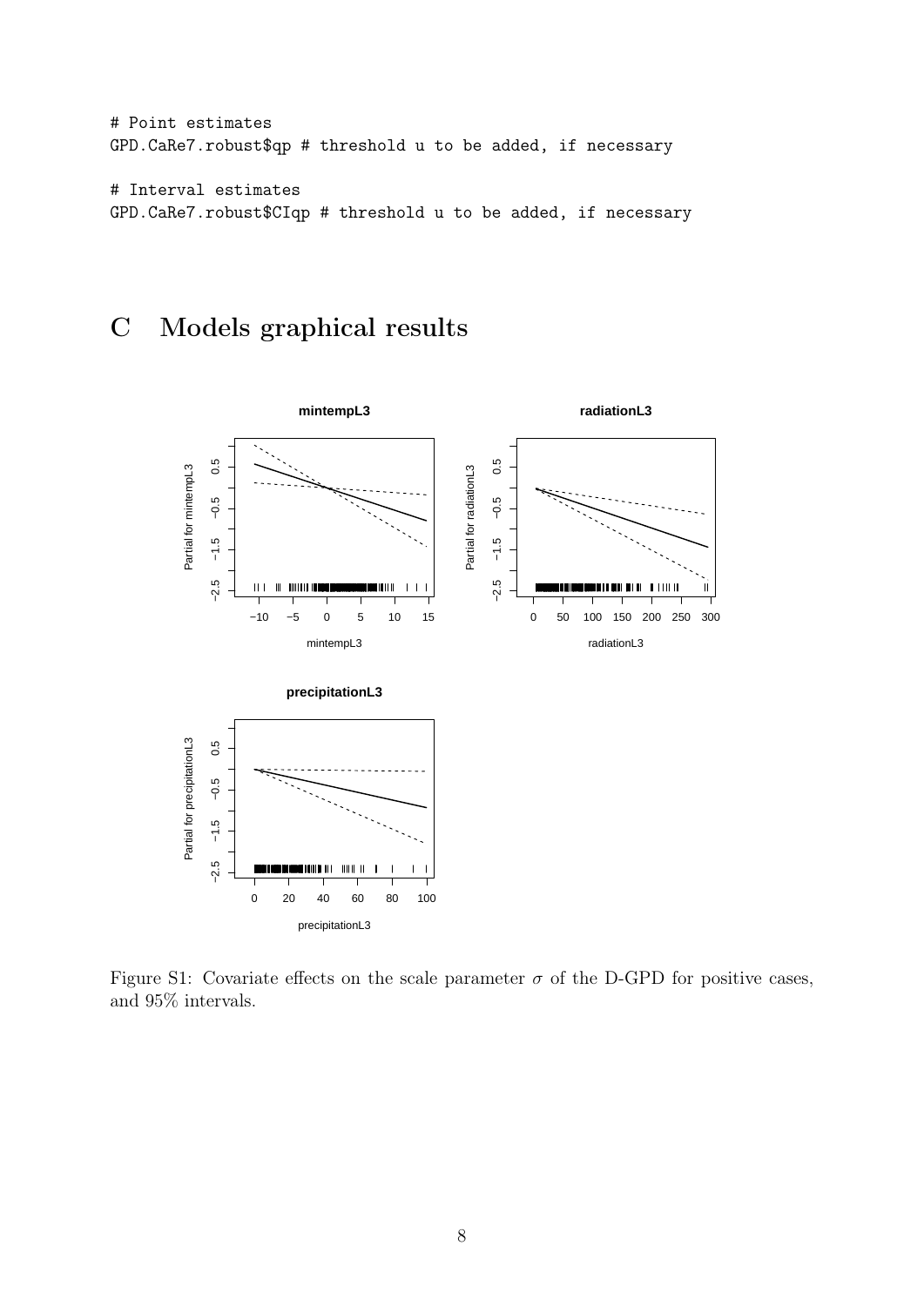```
# Point estimates
GPD.CaRe7.robust$qp # threshold u to be added, if necessary

# Interval estimates
GPD.CaRe7.robust$CIqp # threshold u to be added, if necessary
```

# C Models graphical results

mintempL3

Partial for mintempL3

0.5
−0.5
−1.5
−2.5

−10 −5 0 5 10 15

mintempL3

radiationL3

Partial for radiationL3

0.5
−0.5
−1.5
−2.5

0 50 100 150 200 250 300

radiationL3

precipitationL3

Partial for precipitationL3

0.5
−0.5
−1.5
−2.5

0 20 40 60 80 100

precipitationL3

Figure S1: Covariate effects on the scale parameter $\sigma$ of the D-GPD for positive cases, and 95% intervals.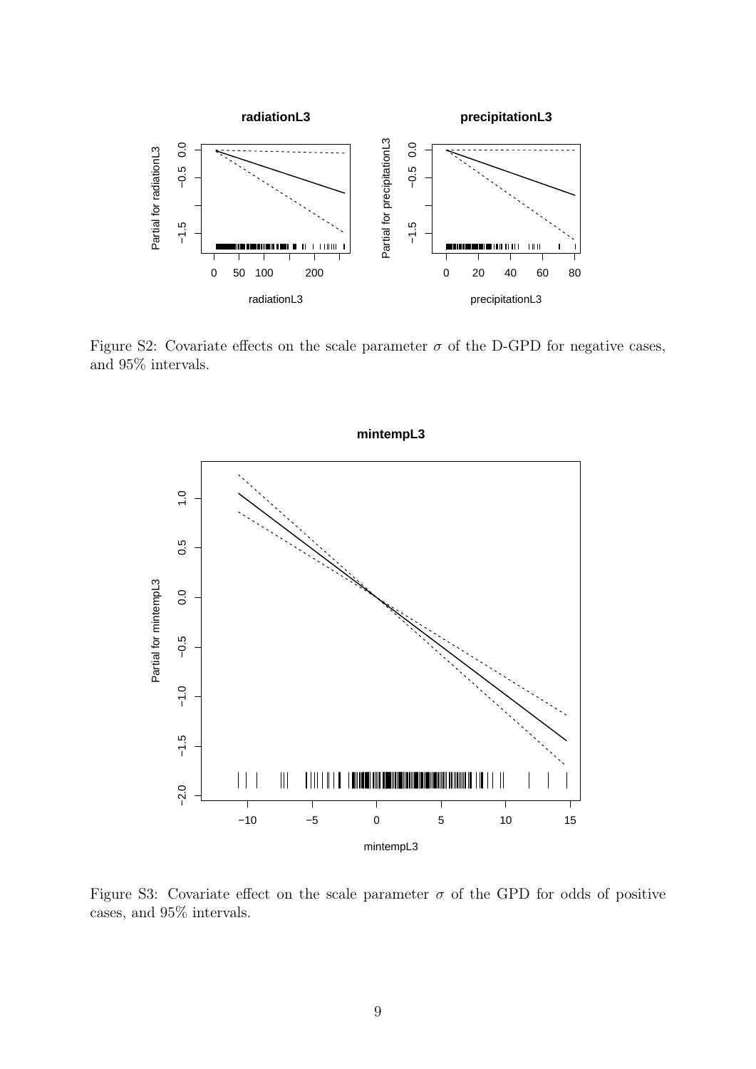Figure S2: Covariate effects on the scale parameter $\sigma$ of the D-GPD for negative cases, and 95% intervals.

Figure S3: Covariate effect on the scale parameter $\sigma$ of the GPD for odds of positive cases, and 95% intervals.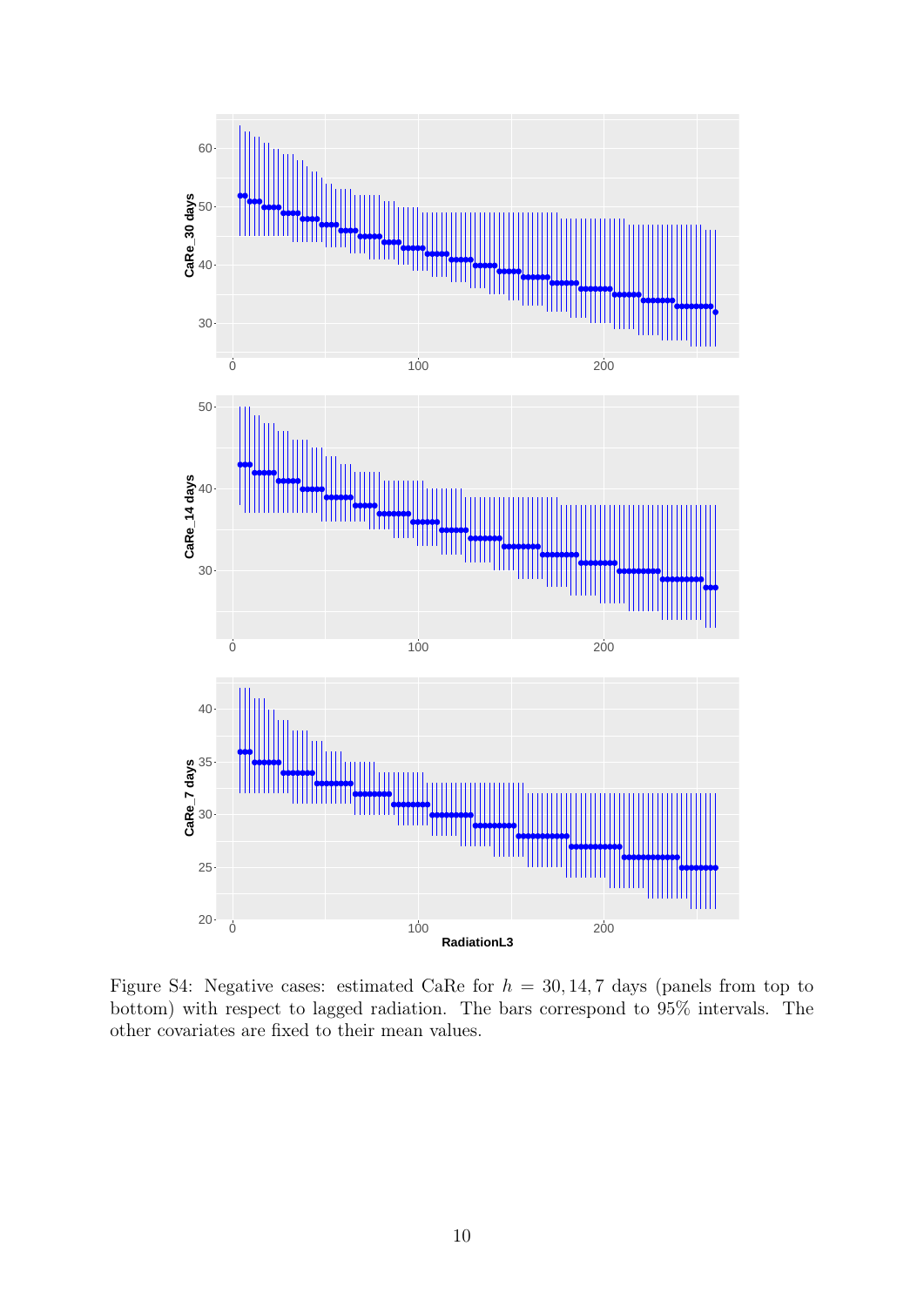CaRe_30 days

60

50

40

30

0

100

200

CaRe_14 days

50

40

30

0

100

200

CaRe_7 days

40

35

30

25

20

0

100

200

RadiationL3

Figure S4: Negative cases: estimated CaRe for $h = 30, 14, 7$ days (panels from top to bottom) with respect to lagged radiation. The bars correspond to 95% intervals. The other covariates are fixed to their mean values.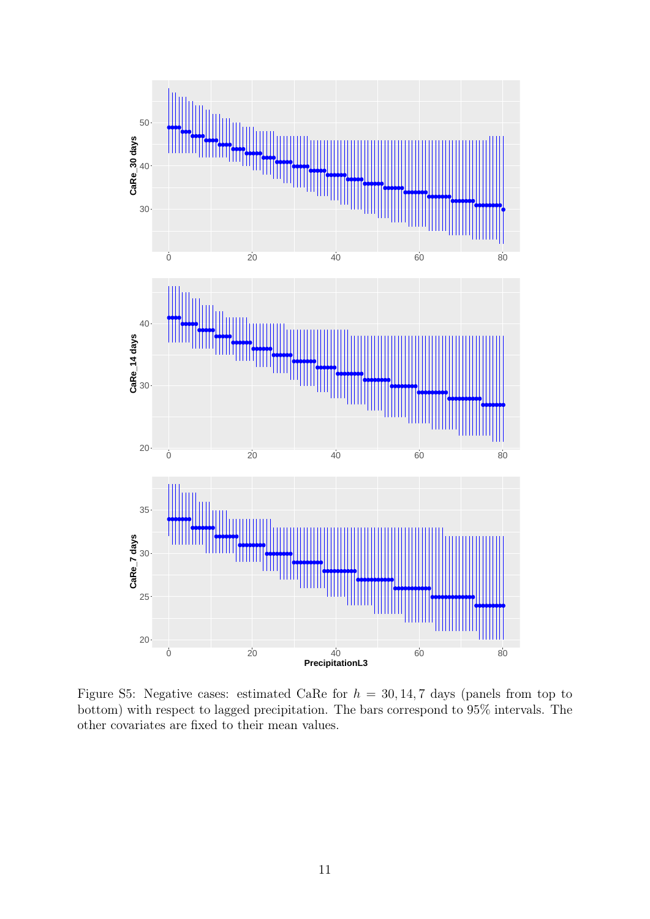CaRe_30 days

50

40

30

0 20 40 60 80

CaRe_14 days

40

30

20

0 20 40 60 80

CaRe_7 days

35

30

25

20

0 20 40 60 80

PrecipitationL3

Figure S5: Negative cases: estimated CaRe for $h = 30, 14, 7$ days (panels from top to bottom) with respect to lagged precipitation. The bars correspond to 95% intervals. The other covariates are fixed to their mean values.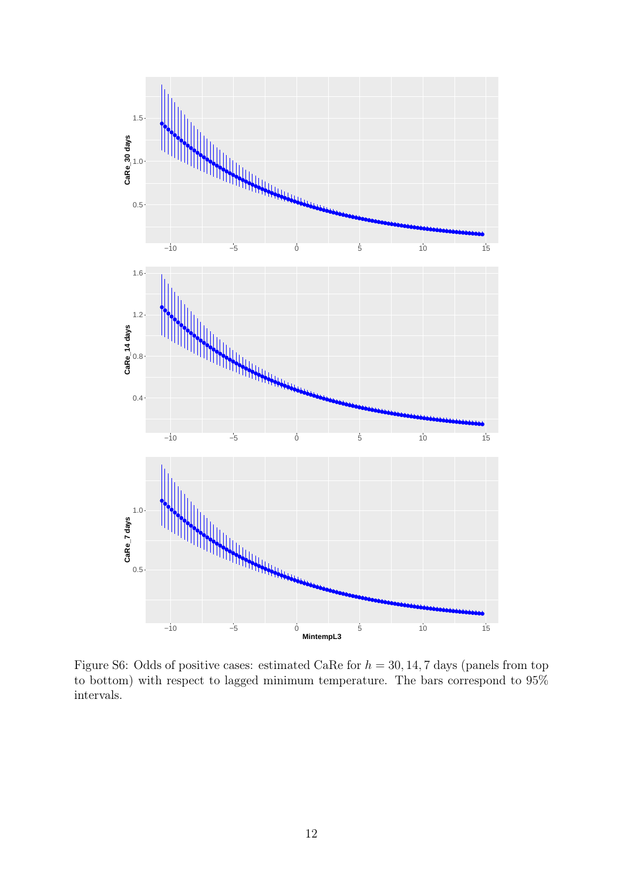CaRe_30 days

1.5

1.0

0.5

−10 −5 0 5 10 15

CaRe_14 days

1.6

1.2

0.8

0.4

−10 −5 0 5 10 15

CaRe_7 days

1.0

0.5

−10 −5 0 5 10 15

MintempL3

Figure S6: Odds of positive cases: estimated CaRe for $h = 30, 14, 7$ days (panels from top to bottom) with respect to lagged minimum temperature. The bars correspond to 95% intervals.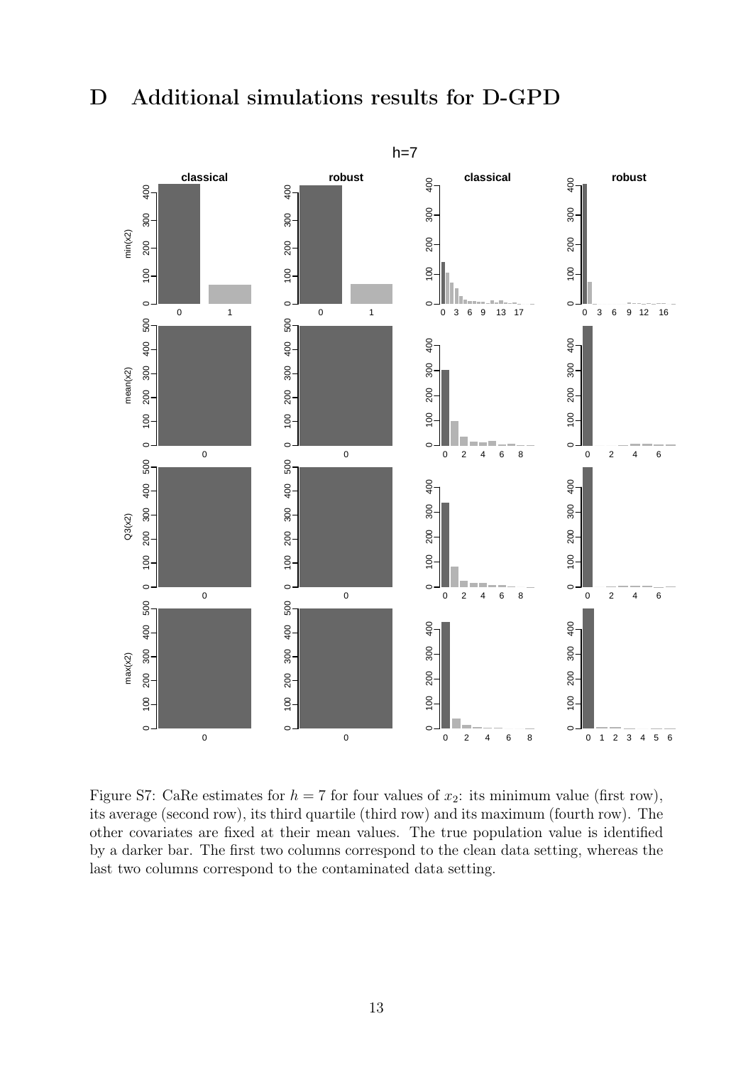# D Additional simulations results for D-GPD

h=7

classical robust classical robust

min(x2)

mean(x2)

Q3(x2)

max(x2)

Figure S7: CaRe estimates for $h = 7$ for four values of $x_2$: its minimum value (first row), its average (second row), its third quartile (third row) and its maximum (fourth row). The other covariates are fixed at their mean values. The true population value is identified by a darker bar. The first two columns correspond to the clean data setting, whereas the last two columns correspond to the contaminated data setting.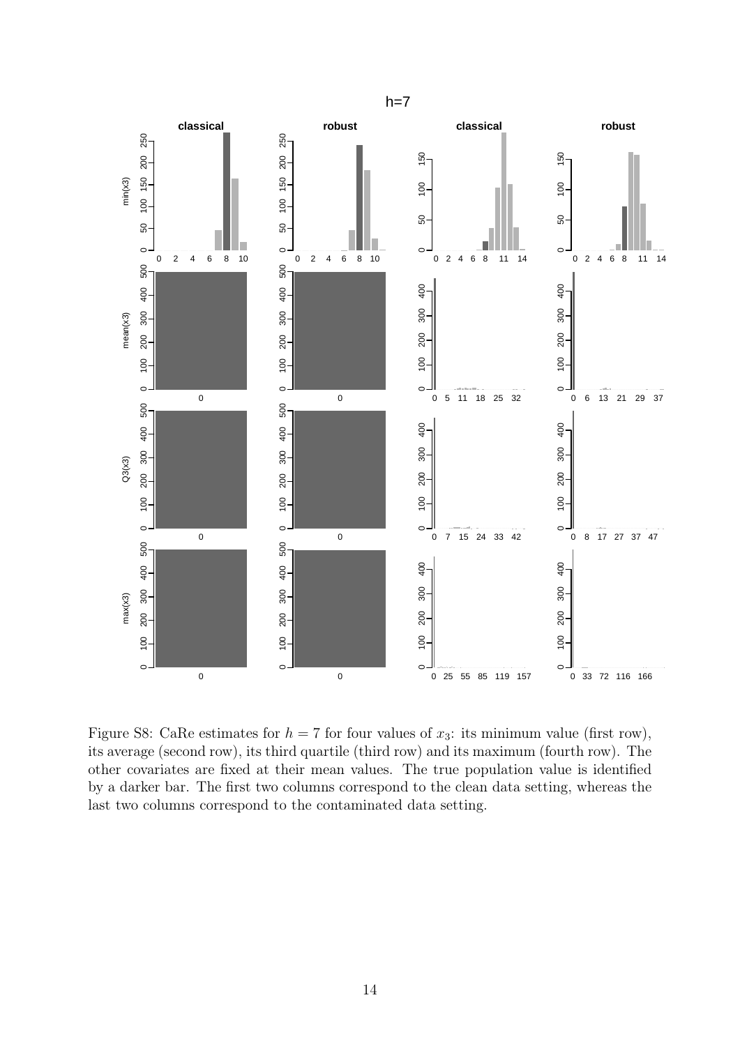h=7

classical

robust

classical

robust

min(x3)

0 50 100 150 200 250

0 2 4 6 8 10

0 50 100 150 200 250

0 2 4 6 8 10

0 50 100 150

0 2 4 6 8 11 14

0 50 100 150

0 2 4 6 8 11 14

mean(x3)

0 100 200 300 400 500

0

0 100 200 300 400 500

0

0 100 200 300 400

0 5 11 18 25 32

0 100 200 300 400

0 6 13 21 29 37

Q3(x3)

0 100 200 300 400 500

0

0 100 200 300 400 500

0

0 100 200 300 400

0 7 15 24 33 42

0 100 200 300 400

0 8 17 27 37 47

max(x3)

0 100 200 300 400 500

0

0 100 200 300 400 500

0

0 100 200 300 400

0 25 55 85 119 157

0 100 200 300 400

0 33 72 116 166

Figure S8: CaRe estimates for $h = 7$ for four values of $x_3$: its minimum value (first row), its average (second row), its third quartile (third row) and its maximum (fourth row). The other covariates are fixed at their mean values. The true population value is identified by a darker bar. The first two columns correspond to the clean data setting, whereas the last two columns correspond to the contaminated data setting.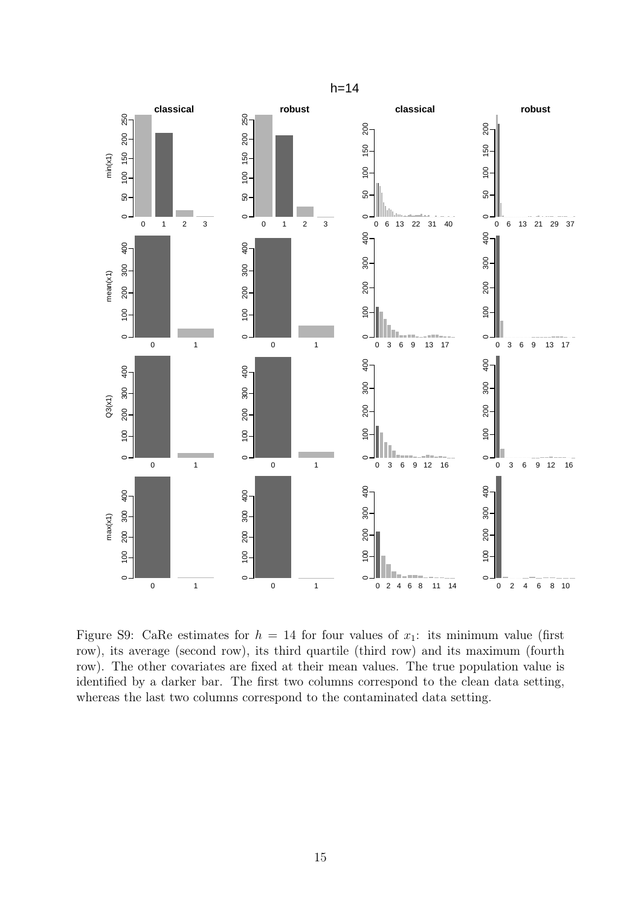h=14

classical

robust

classical

robust

min(x1)

mean(x1)

Q3(x1)

max(x1)

Figure S9: CaRe estimates for $h = 14$ for four values of $x_1$: its minimum value (first row), its average (second row), its third quartile (third row) and its maximum (fourth row). The other covariates are fixed at their mean values. The true population value is identified by a darker bar. The first two columns correspond to the clean data setting, whereas the last two columns correspond to the contaminated data setting.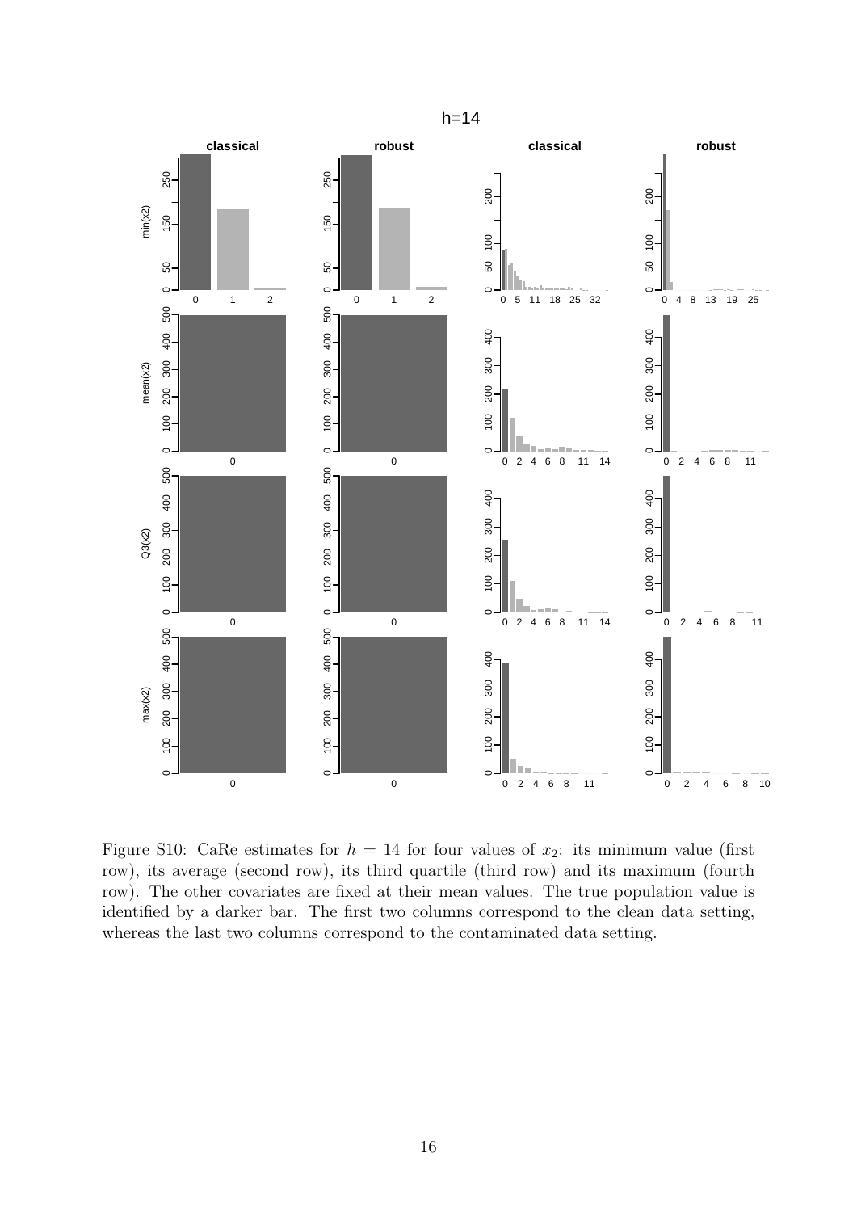h=14

classical robust classical robust

min(x2) mean(x2) Q3(x2) max(x2)

Figure S10: CaRe estimates for $h = 14$ for four values of $x_2$: its minimum value (first row), its average (second row), its third quartile (third row) and its maximum (fourth row). The other covariates are fixed at their mean values. The true population value is identified by a darker bar. The first two columns correspond to the clean data setting, whereas the last two columns correspond to the contaminated data setting.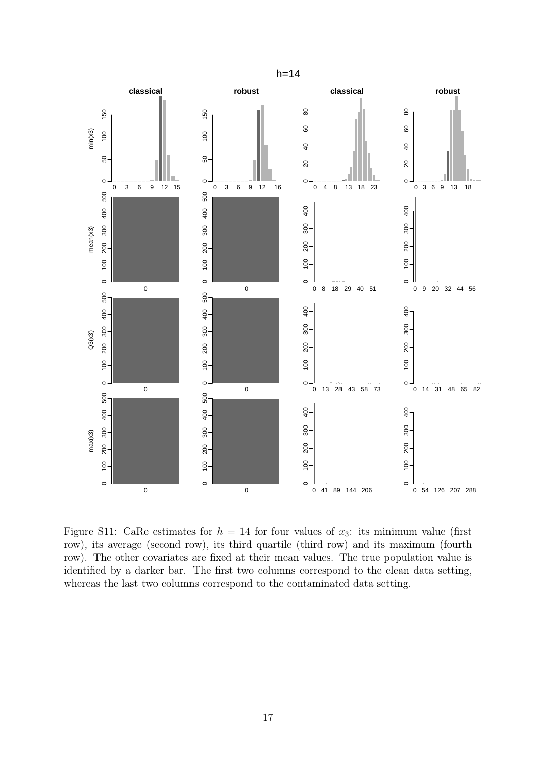h=14

classical

robust

classical

robust

min(x3)

150
100
50
0

0 3 6 9 12 15

150
100
50
0

0 3 6 9 12 16

80
60
40
20
0

0 4 8 13 18 23

80
60
40
20
0

0 3 6 9 13 18

mean(x3)

500
400
300
200
100
0

0

500
400
300
200
100
0

0

400
300
200
100
0

0 8 18 29 40 51

400
300
200
100
0

0 9 20 32 44 56

Q3(x3)

500
400
300
200
100
0

0

500
400
300
200
100
0

0

400
300
200
100
0

0 13 28 43 58 73

400
300
200
100
0

0 14 31 48 65 82

max(x3)

500
400
300
200
100
0

0

500
400
300
200
100
0

0

400
300
200
100
0

0 41 89 144 206

400
300
200
100
0

0 54 126 207 288

Figure S11: CaRe estimates for $h = 14$ for four values of $x_3$: its minimum value (first row), its average (second row), its third quartile (third row) and its maximum (fourth row). The other covariates are fixed at their mean values. The true population value is identified by a darker bar. The first two columns correspond to the clean data setting, whereas the last two columns correspond to the contaminated data setting.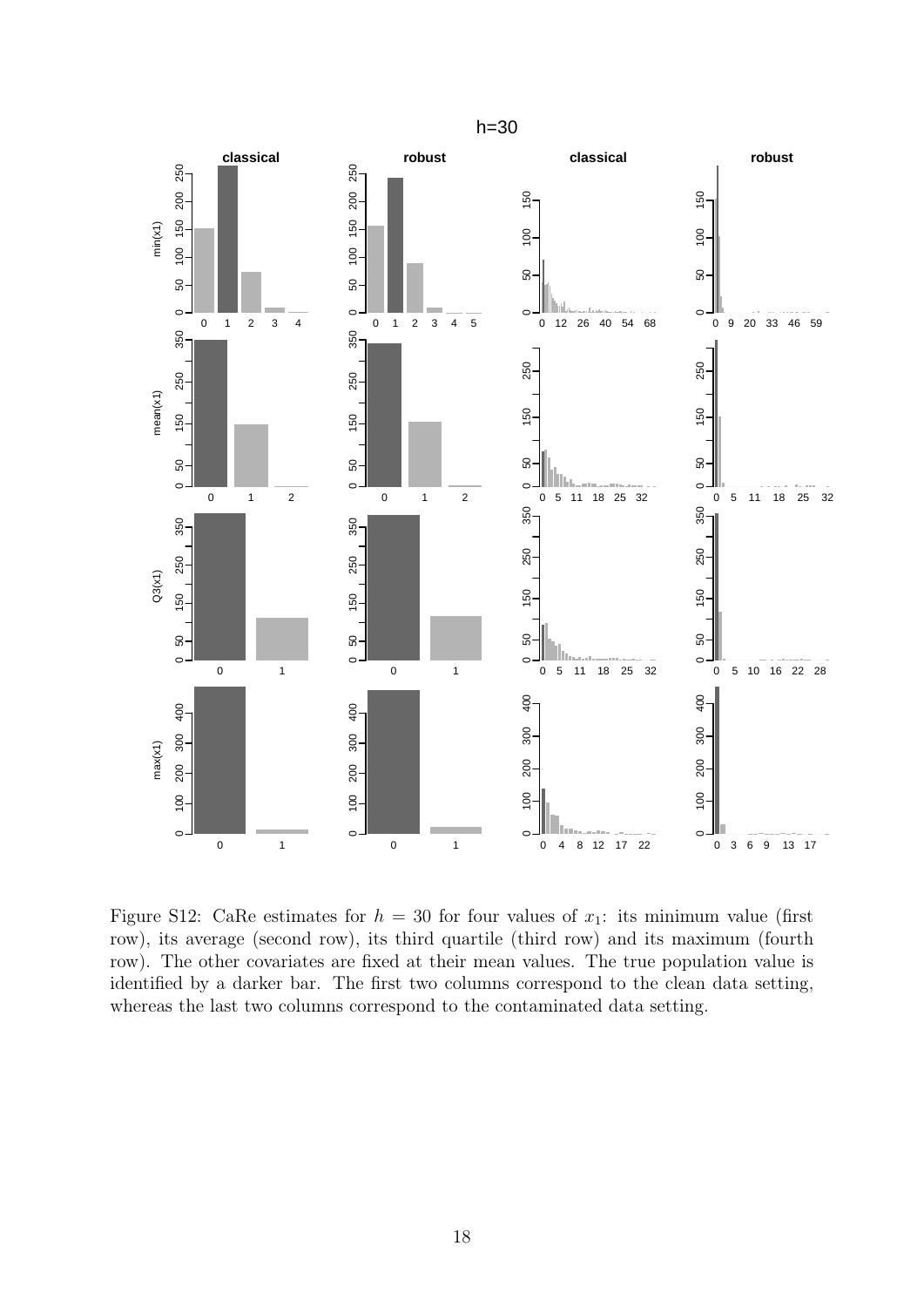h=30

classical robust classical robust

min(x1)

mean(x1)

Q3(x1)

max(x1)

Figure S12: CaRe estimates for $h = 30$ for four values of $x_1$: its minimum value (first row), its average (second row), its third quartile (third row) and its maximum (fourth row). The other covariates are fixed at their mean values. The true population value is identified by a darker bar. The first two columns correspond to the clean data setting, whereas the last two columns correspond to the contaminated data setting.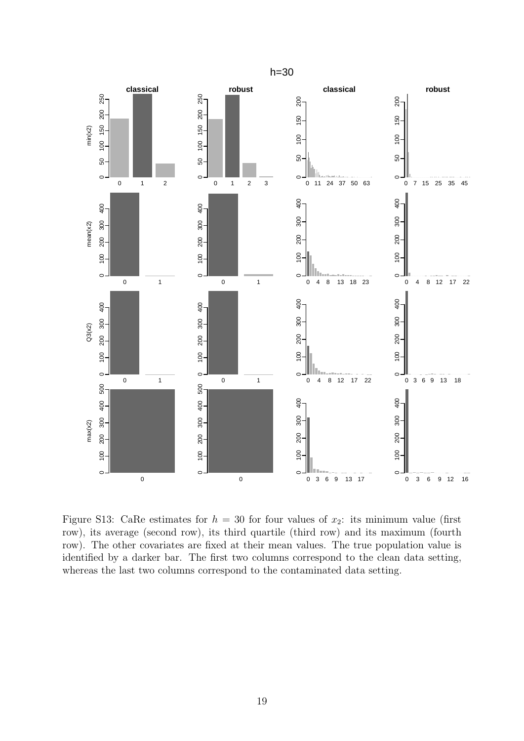h=30

classical

robust

classical

robust

min(x2)

0 50 100 150 200 250

0 1 2

0 1 2 3

0 11 24 37 50 63

0 7 15 25 35 45

mean(x2)

0 100 200 300 400

0 1

0 1

0 4 8 13 18 23

0 4 8 12 17 22

Q3(x2)

0 1

0 1

0 4 8 12 17 22

0 3 6 9 13 18

max(x2)

0 100 200 300 400 500

0

0

0 3 6 9 13 17

0 3 6 9 12 16

Figure S13: CaRe estimates for $h = 30$ for four values of $x_2$: its minimum value (first row), its average (second row), its third quartile (third row) and its maximum (fourth row). The other covariates are fixed at their mean values. The true population value is identified by a darker bar. The first two columns correspond to the clean data setting, whereas the last two columns correspond to the contaminated data setting.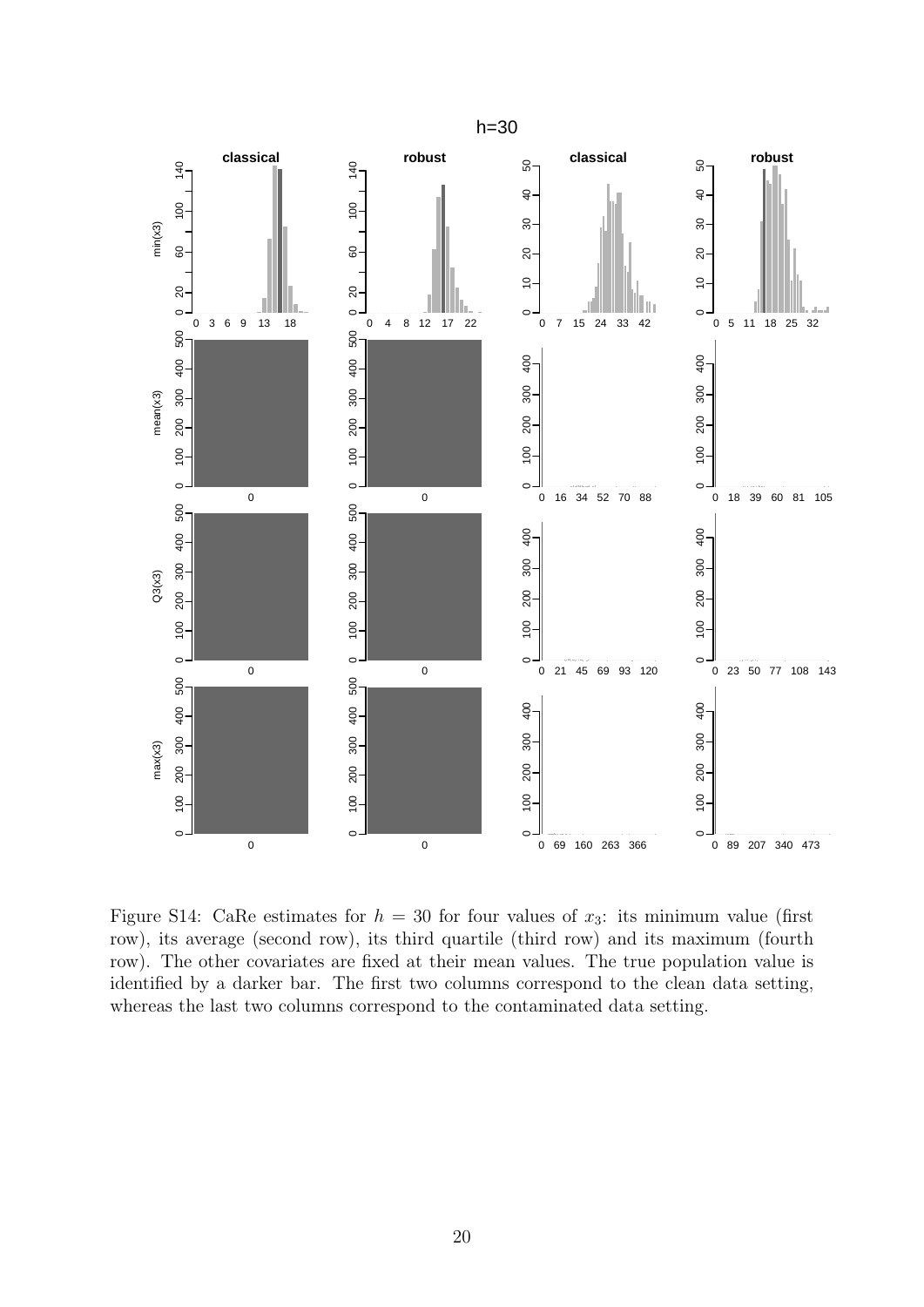h=30

classical

robust

classical

robust

min(x3)

0 3 6 9 13 18

0 4 8 12 17 22

0 7 15 24 33 42

0 5 11 18 25 32

mean(x3)

0

0

0 16 34 52 70 88

0 18 39 60 81 105

Q3(x3)

0

0

0 21 45 69 93 120

0 23 50 77 108 143

max(x3)

0

0

0 69 160 263 366

0 89 207 340 473

Figure S14: CaRe estimates for $h = 30$ for four values of $x_3$: its minimum value (first row), its average (second row), its third quartile (third row) and its maximum (fourth row). The other covariates are fixed at their mean values. The true population value is identified by a darker bar. The first two columns correspond to the clean data setting, whereas the last two columns correspond to the contaminated data setting.